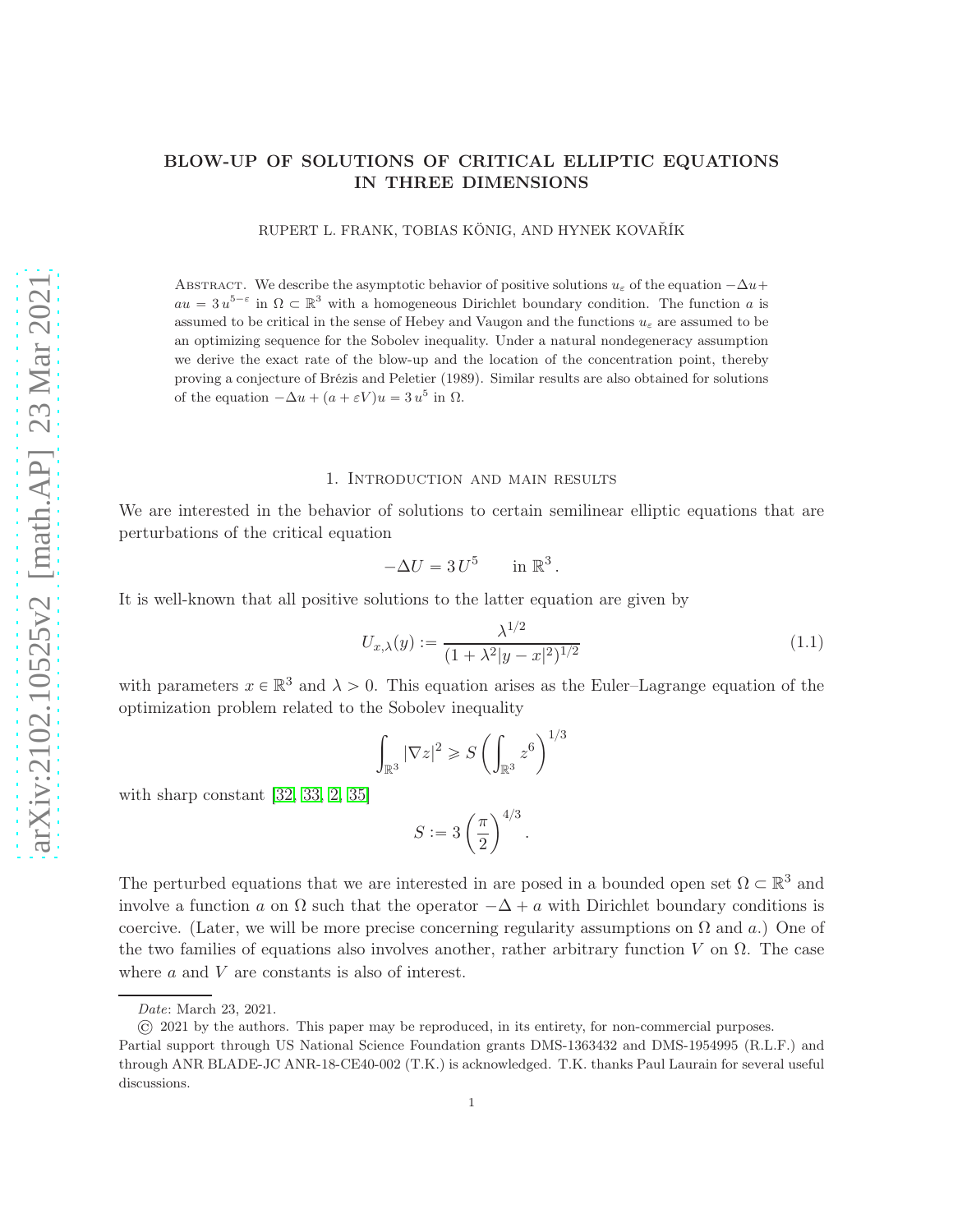# BLOW-UP OF SOLUTIONS OF CRITICAL ELLIPTIC EQUATIONS IN THREE DIMENSIONS

RUPERT L. FRANK, TOBIAS KÖNIG, AND HYNEK KOVAŘÍK

ABSTRACT. We describe the asymptotic behavior of positive solutions $u_\varepsilon$ of the equation $-\Delta u + au = 3\,u^{5-\varepsilon}$ in $\Omega \subset \mathbb{R}^3$ with a homogeneous Dirichlet boundary condition. The function $a$ is assumed to be critical in the sense of Hebey and Vaugon and the functions $u_\varepsilon$ are assumed to be an optimizing sequence for the Sobolev inequality. Under a natural nondegeneracy assumption we derive the exact rate of the blow-up and the location of the concentration point, thereby proving a conjecture of Brézis and Peletier (1989). Similar results are also obtained for solutions of the equation $-\Delta u + (a + \varepsilon V)u = 3\,u^5$ in $\Omega$.

## 1. Introduction and main results

We are interested in the behavior of solutions to certain semilinear elliptic equations that are perturbations of the critical equation

$$-\Delta U = 3\,U^5 \qquad \text{in } \mathbb{R}^3 .$$

It is well-known that all positive solutions to the latter equation are given by

$$U_{x,\lambda}(y) := \frac{\lambda^{1/2}}{(1 + \lambda^2|y - x|^2)^{1/2}} \tag{1.1}$$

with parameters $x \in \mathbb{R}^3$ and $\lambda > 0$. This equation arises as the Euler–Lagrange equation of the optimization problem related to the Sobolev inequality

$$\int_{\mathbb{R}^3} |\nabla z|^2 \geqslant S \left( \int_{\mathbb{R}^3} z^6 \right)^{1/3}$$

with sharp constant [32, 33, 2, 35]

$$S := 3 \left( \frac{\pi}{2} \right)^{4/3} .$$

The perturbed equations that we are interested in are posed in a bounded open set $\Omega \subset \mathbb{R}^3$ and involve a function $a$ on $\Omega$ such that the operator $-\Delta + a$ with Dirichlet boundary conditions is coercive. (Later, we will be more precise concerning regularity assumptions on $\Omega$ and $a$.) One of the two families of equations also involves another, rather arbitrary function $V$ on $\Omega$. The case where $a$ and $V$ are constants is also of interest.

---

*Date*: March 23, 2021.

© 2021 by the authors. This paper may be reproduced, in its entirety, for non-commercial purposes.

Partial support through US National Science Foundation grants DMS-1363432 and DMS-1954995 (R.L.F.) and through ANR BLADE-JC ANR-18-CE40-002 (T.K.) is acknowledged. T.K. thanks Paul Laurain for several useful discussions.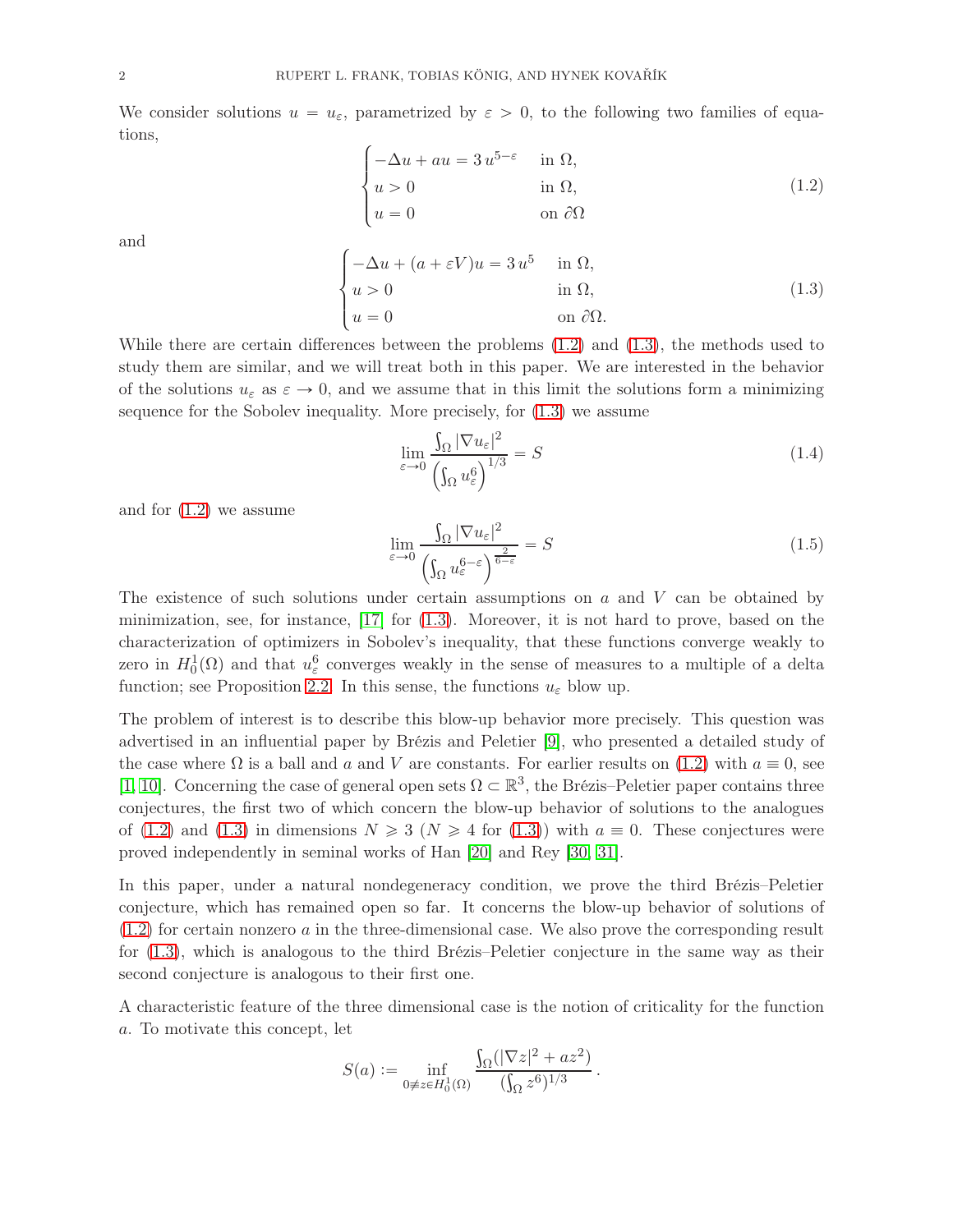We consider solutions $u = u_\varepsilon$, parametrized by $\varepsilon > 0$, to the following two families of equations,

$$
\begin{cases}
-\Delta u + au = 3\, u^{5-\varepsilon} & \text{in } \Omega, \\
u > 0 & \text{in } \Omega, \\
u = 0 & \text{on } \partial\Omega
\end{cases}
\tag{1.2}
$$

and

$$
\begin{cases}
-\Delta u + (a + \varepsilon V)u = 3\, u^5 & \text{in } \Omega, \\
u > 0 & \text{in } \Omega, \\
u = 0 & \text{on } \partial\Omega.
\end{cases}
\tag{1.3}
$$

While there are certain differences between the problems (1.2) and (1.3), the methods used to study them are similar, and we will treat both in this paper. We are interested in the behavior of the solutions $u_\varepsilon$ as $\varepsilon \to 0$, and we assume that in this limit the solutions form a minimizing sequence for the Sobolev inequality. More precisely, for (1.3) we assume

$$
\lim_{\varepsilon \to 0} \frac{\int_\Omega |\nabla u_\varepsilon|^2}{\left(\int_\Omega u_\varepsilon^6\right)^{1/3}} = S \tag{1.4}
$$

and for (1.2) we assume

$$
\lim_{\varepsilon \to 0} \frac{\int_\Omega |\nabla u_\varepsilon|^2}{\left(\int_\Omega u_\varepsilon^{6-\varepsilon}\right)^{\frac{2}{6-\varepsilon}}} = S \tag{1.5}
$$

The existence of such solutions under certain assumptions on $a$ and $V$ can be obtained by minimization, see, for instance, [17] for (1.3). Moreover, it is not hard to prove, based on the characterization of optimizers in Sobolev's inequality, that these functions converge weakly to zero in $H^1_0(\Omega)$ and that $u_\varepsilon^6$ converges weakly in the sense of measures to a multiple of a delta function; see Proposition 2.2. In this sense, the functions $u_\varepsilon$ blow up.

The problem of interest is to describe this blow-up behavior more precisely. This question was advertised in an influential paper by Brézis and Peletier [9], who presented a detailed study of the case where $\Omega$ is a ball and $a$ and $V$ are constants. For earlier results on (1.2) with $a \equiv 0$, see [1, 10]. Concerning the case of general open sets $\Omega \subset \mathbb{R}^3$, the Brézis–Peletier paper contains three conjectures, the first two of which concern the blow-up behavior of solutions to the analogues of (1.2) and (1.3) in dimensions $N \geqslant 3$ ($N \geqslant 4$ for (1.3)) with $a \equiv 0$. These conjectures were proved independently in seminal works of Han [20] and Rey [30, 31].

In this paper, under a natural nondegeneracy condition, we prove the third Brézis–Peletier conjecture, which has remained open so far. It concerns the blow-up behavior of solutions of (1.2) for certain nonzero $a$ in the three-dimensional case. We also prove the corresponding result for (1.3), which is analogous to the third Brézis–Peletier conjecture in the same way as their second conjecture is analogous to their first one.

A characteristic feature of the three dimensional case is the notion of criticality for the function $a$. To motivate this concept, let

$$
S(a) := \inf_{0 \not\equiv z \in H^1_0(\Omega)} \frac{\int_\Omega (|\nabla z|^2 + az^2)}{(\int_\Omega z^6)^{1/3}}\,.
$$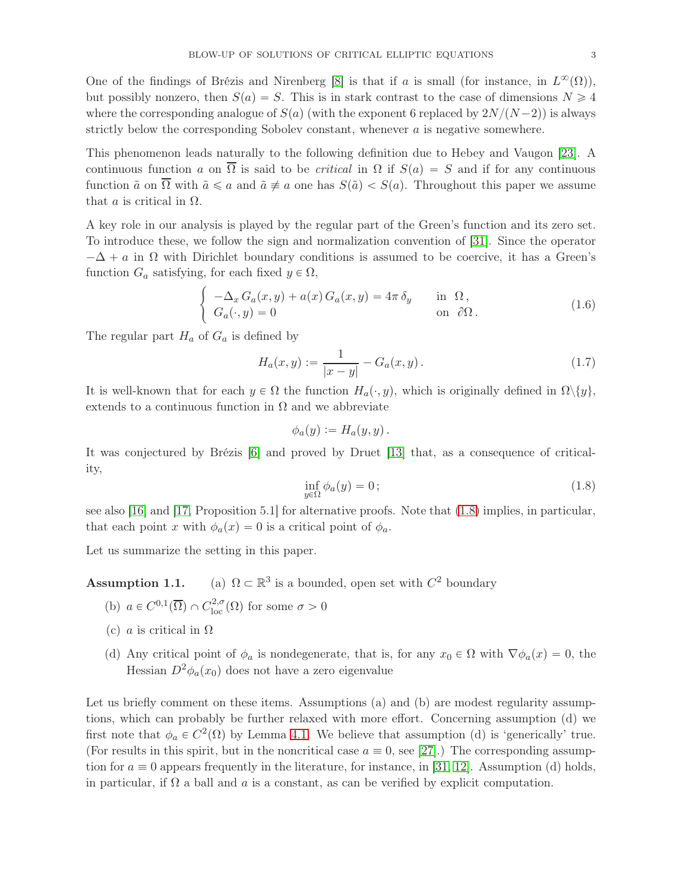One of the findings of Brézis and Nirenberg [8] is that if $a$ is small (for instance, in $L^\infty(\Omega)$), but possibly nonzero, then $S(a) = S$. This is in stark contrast to the case of dimensions $N \geqslant 4$ where the corresponding analogue of $S(a)$ (with the exponent 6 replaced by $2N/(N-2)$) is always strictly below the corresponding Sobolev constant, whenever $a$ is negative somewhere.

This phenomenon leads naturally to the following definition due to Hebey and Vaugon [23]. A continuous function $a$ on $\overline{\Omega}$ is said to be *critical* in $\Omega$ if $S(a) = S$ and if for any continuous function $\tilde{a}$ on $\overline{\Omega}$ with $\tilde{a} \leqslant a$ and $\tilde{a} \not\equiv a$ one has $S(\tilde{a}) < S(a)$. Throughout this paper we assume that $a$ is critical in $\Omega$.

A key role in our analysis is played by the regular part of the Green's function and its zero set. To introduce these, we follow the sign and normalization convention of [31]. Since the operator $-\Delta + a$ in $\Omega$ with Dirichlet boundary conditions is assumed to be coercive, it has a Green's function $G_a$ satisfying, for each fixed $y \in \Omega$,

$$
\begin{cases} -\Delta_x G_a(x,y) + a(x)\, G_a(x,y) = 4\pi\, \delta_y & \text{in } \Omega\,, \\ G_a(\cdot, y) = 0 & \text{on } \partial\Omega\,. \end{cases} \tag{1.6}
$$

The regular part $H_a$ of $G_a$ is defined by

$$
H_a(x,y) := \frac{1}{|x-y|} - G_a(x,y)\,. \tag{1.7}
$$

It is well-known that for each $y \in \Omega$ the function $H_a(\cdot, y)$, which is originally defined in $\Omega\backslash\{y\}$, extends to a continuous function in $\Omega$ and we abbreviate

$$
\phi_a(y) := H_a(y,y)\,.
$$

It was conjectured by Brézis [6] and proved by Druet [13] that, as a consequence of criticality,

$$
\inf_{y\in\Omega} \phi_a(y) = 0\,; \tag{1.8}
$$

see also [16] and [17, Proposition 5.1] for alternative proofs. Note that (1.8) implies, in particular, that each point $x$ with $\phi_a(x) = 0$ is a critical point of $\phi_a$.

Let us summarize the setting in this paper.

**Assumption 1.1.** (a) $\Omega \subset \mathbb{R}^3$ is a bounded, open set with $C^2$ boundary

(b) $a \in C^{0,1}(\overline{\Omega}) \cap C^{2,\sigma}_{\mathrm{loc}}(\Omega)$ for some $\sigma > 0$

(c) $a$ is critical in $\Omega$

(d) Any critical point of $\phi_a$ is nondegenerate, that is, for any $x_0 \in \Omega$ with $\nabla\phi_a(x) = 0$, the Hessian $D^2\phi_a(x_0)$ does not have a zero eigenvalue

Let us briefly comment on these items. Assumptions (a) and (b) are modest regularity assumptions, which can probably be further relaxed with more effort. Concerning assumption (d) we first note that $\phi_a \in C^2(\Omega)$ by Lemma 4.1. We believe that assumption (d) is 'generically' true. (For results in this spirit, but in the noncritical case $a \equiv 0$, see [27].) The corresponding assumption for $a \equiv 0$ appears frequently in the literature, for instance, in [31, 12]. Assumption (d) holds, in particular, if $\Omega$ a ball and $a$ is a constant, as can be verified by explicit computation.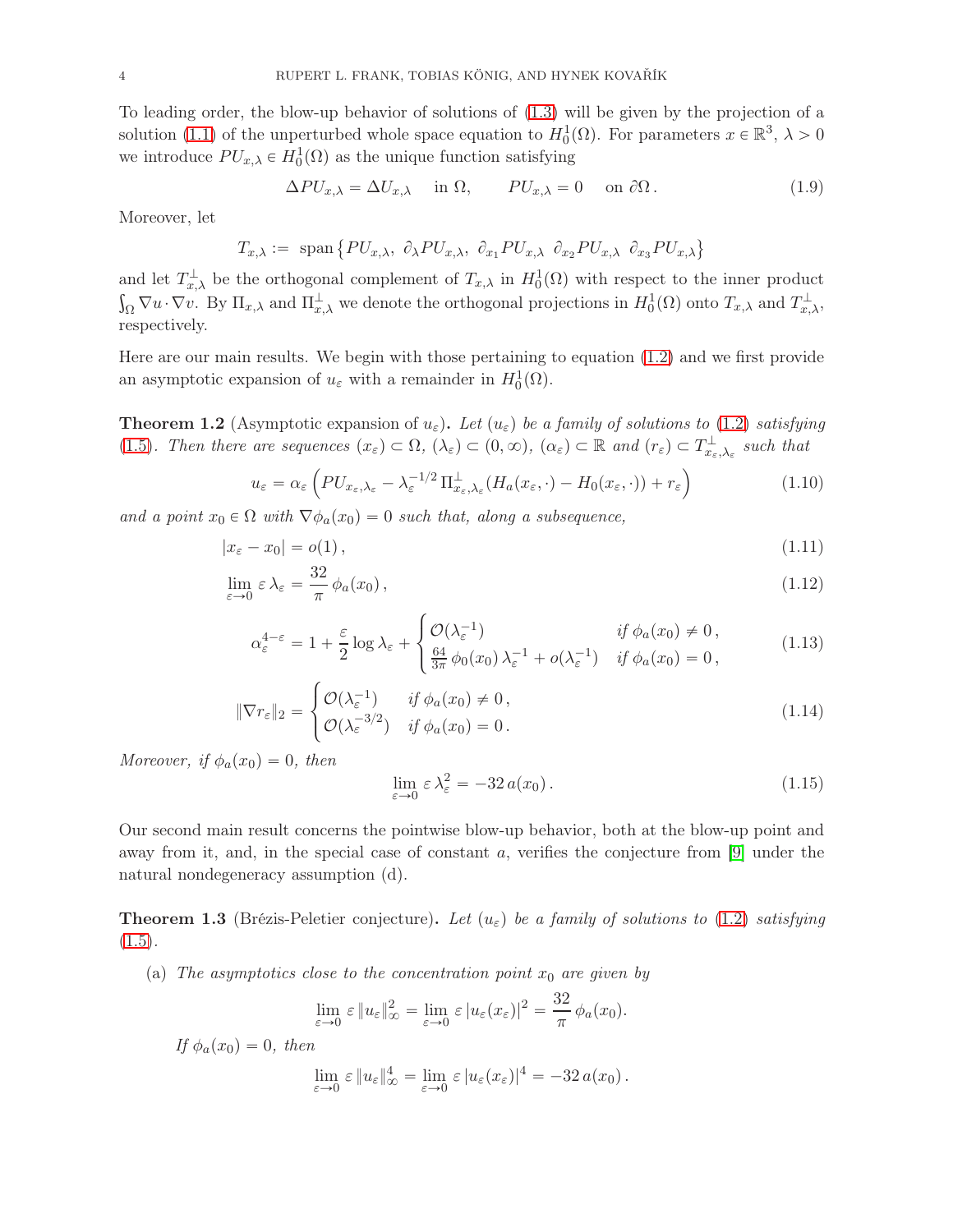To leading order, the blow-up behavior of solutions of (1.3) will be given by the projection of a solution (1.1) of the unperturbed whole space equation to $H_0^1(\Omega)$. For parameters $x \in \mathbb{R}^3$, $\lambda > 0$ we introduce $PU_{x,\lambda} \in H_0^1(\Omega)$ as the unique function satisfying

$$\Delta PU_{x,\lambda} = \Delta U_{x,\lambda} \quad \text{in } \Omega, \qquad PU_{x,\lambda} = 0 \quad \text{on } \partial\Omega\,. \tag{1.9}$$

Moreover, let

$$T_{x,\lambda} := \operatorname{span}\left\{PU_{x,\lambda},\ \partial_\lambda PU_{x,\lambda},\ \partial_{x_1} PU_{x,\lambda}\ \ \partial_{x_2} PU_{x,\lambda}\ \ \partial_{x_3} PU_{x,\lambda}\right\}$$

and let $T_{x,\lambda}^\perp$ be the orthogonal complement of $T_{x,\lambda}$ in $H_0^1(\Omega)$ with respect to the inner product $\int_\Omega \nabla u \cdot \nabla v$. By $\Pi_{x,\lambda}$ and $\Pi_{x,\lambda}^\perp$ we denote the orthogonal projections in $H_0^1(\Omega)$ onto $T_{x,\lambda}$ and $T_{x,\lambda}^\perp$, respectively.

Here are our main results. We begin with those pertaining to equation (1.2) and we first provide an asymptotic expansion of $u_\varepsilon$ with a remainder in $H_0^1(\Omega)$.

**Theorem 1.2** (Asymptotic expansion of $u_\varepsilon$)**.** *Let $(u_\varepsilon)$ be a family of solutions to (1.2) satisfying (1.5). Then there are sequences $(x_\varepsilon) \subset \Omega$, $(\lambda_\varepsilon) \subset (0,\infty)$, $(\alpha_\varepsilon) \subset \mathbb{R}$ and $(r_\varepsilon) \subset T_{x_\varepsilon,\lambda_\varepsilon}^\perp$ such that*

$$u_\varepsilon = \alpha_\varepsilon \left( PU_{x_\varepsilon,\lambda_\varepsilon} - \lambda_\varepsilon^{-1/2}\, \Pi_{x_\varepsilon,\lambda_\varepsilon}^\perp (H_a(x_\varepsilon,\cdot) - H_0(x_\varepsilon,\cdot)) + r_\varepsilon \right) \tag{1.10}$$

*and a point $x_0 \in \Omega$ with $\nabla\phi_a(x_0) = 0$ such that, along a subsequence,*

$$|x_\varepsilon - x_0| = o(1)\,, \tag{1.11}$$

$$\lim_{\varepsilon\to 0} \varepsilon\, \lambda_\varepsilon = \frac{32}{\pi}\, \phi_a(x_0)\,, \tag{1.12}$$

$$\alpha_\varepsilon^{4-\varepsilon} = 1 + \frac{\varepsilon}{2}\log\lambda_\varepsilon + \begin{cases} \mathcal{O}(\lambda_\varepsilon^{-1}) & \text{if } \phi_a(x_0) \neq 0\,, \\ \frac{64}{3\pi}\,\phi_0(x_0)\,\lambda_\varepsilon^{-1} + o(\lambda_\varepsilon^{-1}) & \text{if } \phi_a(x_0) = 0\,, \end{cases} \tag{1.13}$$

$$\|\nabla r_\varepsilon\|_2 = \begin{cases} \mathcal{O}(\lambda_\varepsilon^{-1}) & \text{if } \phi_a(x_0) \neq 0\,, \\ \mathcal{O}(\lambda_\varepsilon^{-3/2}) & \text{if } \phi_a(x_0) = 0\,. \end{cases} \tag{1.14}$$

*Moreover, if $\phi_a(x_0) = 0$, then*

$$\lim_{\varepsilon\to 0} \varepsilon\, \lambda_\varepsilon^2 = -32\, a(x_0)\,. \tag{1.15}$$

Our second main result concerns the pointwise blow-up behavior, both at the blow-up point and away from it, and, in the special case of constant $a$, verifies the conjecture from [9] under the natural nondegeneracy assumption (d).

**Theorem 1.3** (Brézis-Peletier conjecture)**.** *Let $(u_\varepsilon)$ be a family of solutions to (1.2) satisfying (1.5).*

(a) *The asymptotics close to the concentration point $x_0$ are given by*

$$\lim_{\varepsilon\to 0} \varepsilon\, \|u_\varepsilon\|_\infty^2 = \lim_{\varepsilon\to 0} \varepsilon\, |u_\varepsilon(x_\varepsilon)|^2 = \frac{32}{\pi}\, \phi_a(x_0).$$

*If $\phi_a(x_0) = 0$, then*

$$\lim_{\varepsilon\to 0} \varepsilon\, \|u_\varepsilon\|_\infty^4 = \lim_{\varepsilon\to 0} \varepsilon\, |u_\varepsilon(x_\varepsilon)|^4 = -32\, a(x_0)\,.$$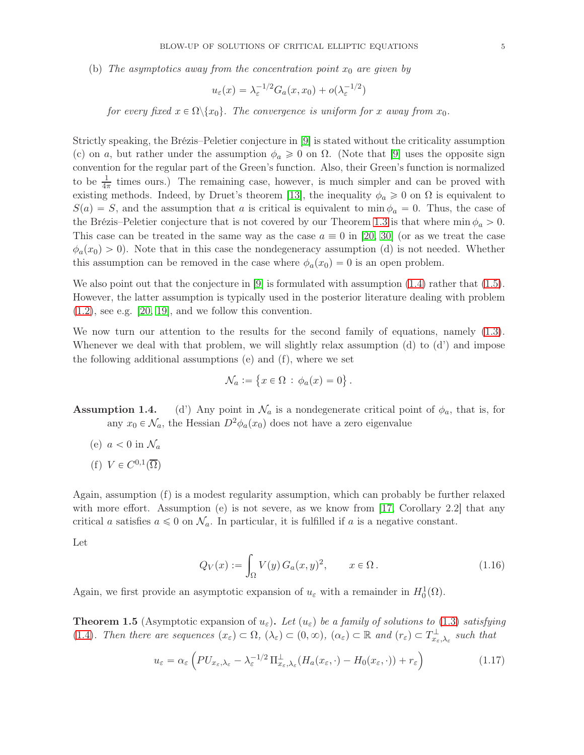(b) *The asymptotics away from the concentration point $x_0$ are given by*

$$u_\varepsilon(x) = \lambda_\varepsilon^{-1/2} G_a(x, x_0) + o(\lambda_\varepsilon^{-1/2})$$

*for every fixed $x \in \Omega \backslash \{x_0\}$. The convergence is uniform for $x$ away from $x_0$.*

Strictly speaking, the Brézis–Peletier conjecture in [9] is stated without the criticality assumption (c) on $a$, but rather under the assumption $\phi_a \geqslant 0$ on $\Omega$. (Note that [9] uses the opposite sign convention for the regular part of the Green's function. Also, their Green's function is normalized to be $\frac{1}{4\pi}$ times ours.) The remaining case, however, is much simpler and can be proved with existing methods. Indeed, by Druet's theorem [13], the inequality $\phi_a \geqslant 0$ on $\Omega$ is equivalent to $S(a) = S$, and the assumption that $a$ is critical is equivalent to $\min \phi_a = 0$. Thus, the case of the Brézis–Peletier conjecture that is not covered by our Theorem 1.3 is that where $\min \phi_a > 0$. This case can be treated in the same way as the case $a \equiv 0$ in [20, 30] (or as we treat the case $\phi_a(x_0) > 0$). Note that in this case the nondegeneracy assumption (d) is not needed. Whether this assumption can be removed in the case where $\phi_a(x_0) = 0$ is an open problem.

We also point out that the conjecture in [9] is formulated with assumption (1.4) rather that (1.5). However, the latter assumption is typically used in the posterior literature dealing with problem (1.2), see e.g. [20, 19], and we follow this convention.

We now turn our attention to the results for the second family of equations, namely (1.3). Whenever we deal with that problem, we will slightly relax assumption (d) to (d') and impose the following additional assumptions (e) and (f), where we set

$$\mathcal{N}_a := \{x \in \Omega : \phi_a(x) = 0\}.$$

**Assumption 1.4.** (d') Any point in $\mathcal{N}_a$ is a nondegenerate critical point of $\phi_a$, that is, for any $x_0 \in \mathcal{N}_a$, the Hessian $D^2\phi_a(x_0)$ does not have a zero eigenvalue

(e) $a < 0$ in $\mathcal{N}_a$

(f) $V \in C^{0,1}(\overline{\Omega})$

Again, assumption (f) is a modest regularity assumption, which can probably be further relaxed with more effort. Assumption (e) is not severe, as we know from [17, Corollary 2.2] that any critical $a$ satisfies $a \leqslant 0$ on $\mathcal{N}_a$. In particular, it is fulfilled if $a$ is a negative constant.

Let

$$Q_V(x) := \int_\Omega V(y)\, G_a(x, y)^2, \qquad x \in \Omega\,. \tag{1.16}$$

Again, we first provide an asymptotic expansion of $u_\varepsilon$ with a remainder in $H_0^1(\Omega)$.

**Theorem 1.5** (Asymptotic expansion of $u_\varepsilon$)**.** *Let $(u_\varepsilon)$ be a family of solutions to (1.3) satisfying (1.4). Then there are sequences $(x_\varepsilon) \subset \Omega$, $(\lambda_\varepsilon) \subset (0, \infty)$, $(\alpha_\varepsilon) \subset \mathbb{R}$ and $(r_\varepsilon) \subset T^\perp_{x_\varepsilon,\lambda_\varepsilon}$ such that*

$$u_\varepsilon = \alpha_\varepsilon \left( PU_{x_\varepsilon,\lambda_\varepsilon} - \lambda_\varepsilon^{-1/2}\, \Pi^\perp_{x_\varepsilon,\lambda_\varepsilon}(H_a(x_\varepsilon, \cdot) - H_0(x_\varepsilon, \cdot)) + r_\varepsilon \right) \tag{1.17}$$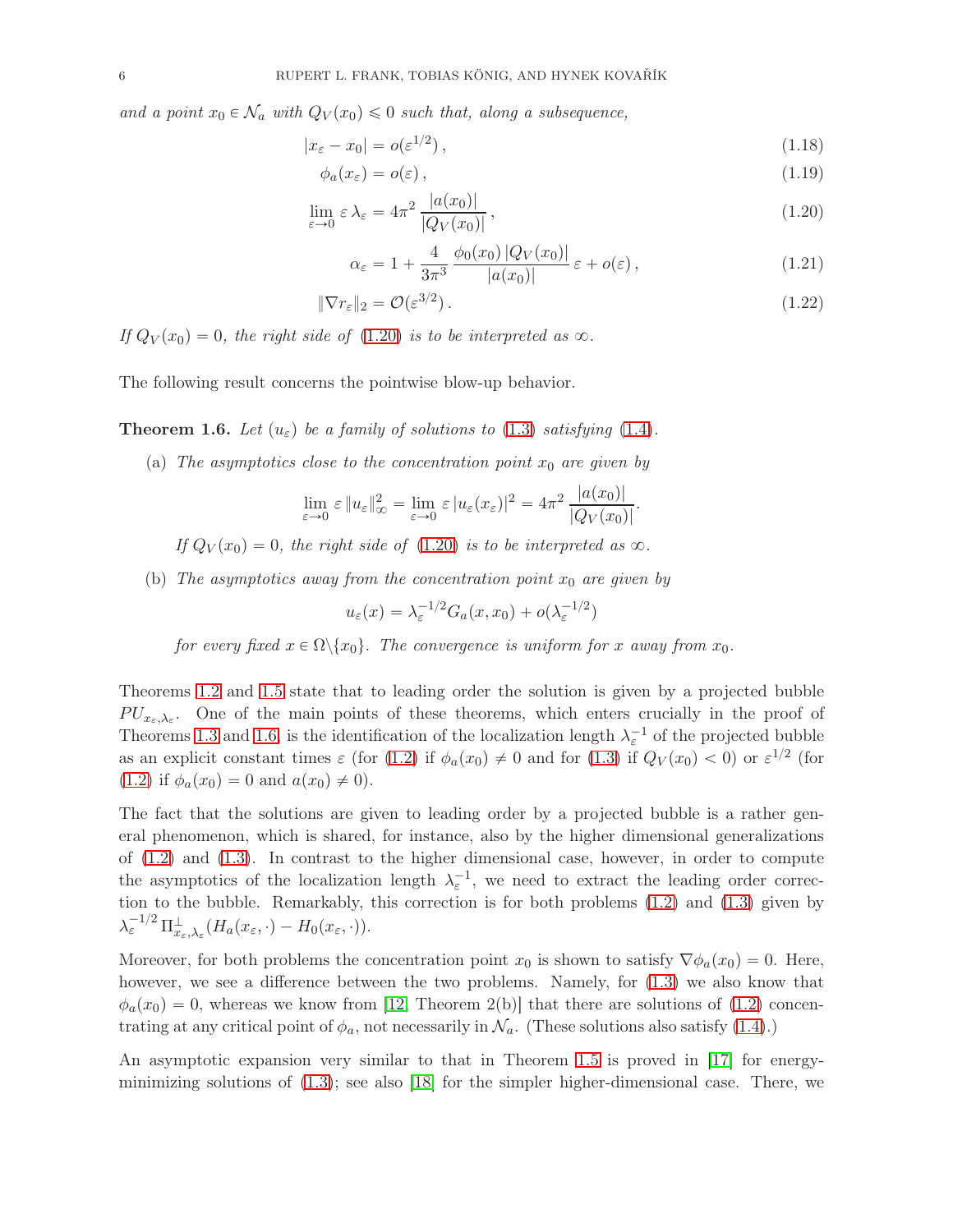*and a point $x_0 \in \mathcal{N}_a$ with $Q_V(x_0) \leqslant 0$ such that, along a subsequence,*

$$|x_\varepsilon - x_0| = o(\varepsilon^{1/2})\,, \tag{1.18}$$

$$\phi_a(x_\varepsilon) = o(\varepsilon)\,, \tag{1.19}$$

$$\lim_{\varepsilon \to 0} \varepsilon\, \lambda_\varepsilon = 4\pi^2 \, \frac{|a(x_0)|}{|Q_V(x_0)|}\,, \tag{1.20}$$

$$\alpha_\varepsilon = 1 + \frac{4}{3\pi^3} \, \frac{\phi_0(x_0)\, |Q_V(x_0)|}{|a(x_0)|}\, \varepsilon + o(\varepsilon)\,, \tag{1.21}$$

$$\|\nabla r_\varepsilon\|_2 = \mathcal{O}(\varepsilon^{3/2})\,. \tag{1.22}$$

*If $Q_V(x_0) = 0$, the right side of (1.20) is to be interpreted as $\infty$.*

The following result concerns the pointwise blow-up behavior.

**Theorem 1.6.** *Let $(u_\varepsilon)$ be a family of solutions to (1.3) satisfying (1.4).*

(a) *The asymptotics close to the concentration point $x_0$ are given by*

$$\lim_{\varepsilon \to 0} \varepsilon \, \|u_\varepsilon\|_\infty^2 = \lim_{\varepsilon \to 0} \varepsilon \, |u_\varepsilon(x_\varepsilon)|^2 = 4\pi^2 \, \frac{|a(x_0)|}{|Q_V(x_0)|}.$$

*If $Q_V(x_0) = 0$, the right side of (1.20) is to be interpreted as $\infty$.*

(b) *The asymptotics away from the concentration point $x_0$ are given by*

$$u_\varepsilon(x) = \lambda_\varepsilon^{-1/2} G_a(x, x_0) + o(\lambda_\varepsilon^{-1/2})$$

*for every fixed $x \in \Omega \backslash \{x_0\}$. The convergence is uniform for $x$ away from $x_0$.*

Theorems 1.2 and 1.5 state that to leading order the solution is given by a projected bubble $PU_{x_\varepsilon, \lambda_\varepsilon}$. One of the main points of these theorems, which enters crucially in the proof of Theorems 1.3 and 1.6, is the identification of the localization length $\lambda_\varepsilon^{-1}$ of the projected bubble as an explicit constant times $\varepsilon$ (for (1.2) if $\phi_a(x_0) \neq 0$ and for (1.3) if $Q_V(x_0) < 0$) or $\varepsilon^{1/2}$ (for (1.2) if $\phi_a(x_0) = 0$ and $a(x_0) \neq 0$).

The fact that the solutions are given to leading order by a projected bubble is a rather general phenomenon, which is shared, for instance, also by the higher dimensional generalizations of (1.2) and (1.3). In contrast to the higher dimensional case, however, in order to compute the asymptotics of the localization length $\lambda_\varepsilon^{-1}$, we need to extract the leading order correction to the bubble. Remarkably, this correction is for both problems (1.2) and (1.3) given by $\lambda_\varepsilon^{-1/2}\, \Pi^\perp_{x_\varepsilon, \lambda_\varepsilon}(H_a(x_\varepsilon, \cdot) - H_0(x_\varepsilon, \cdot))$.

Moreover, for both problems the concentration point $x_0$ is shown to satisfy $\nabla \phi_a(x_0) = 0$. Here, however, we see a difference between the two problems. Namely, for (1.3) we also know that $\phi_a(x_0) = 0$, whereas we know from [12, Theorem 2(b)] that there are solutions of (1.2) concentrating at any critical point of $\phi_a$, not necessarily in $\mathcal{N}_a$. (These solutions also satisfy (1.4).)

An asymptotic expansion very similar to that in Theorem 1.5 is proved in [17] for energy-minimizing solutions of (1.3); see also [18] for the simpler higher-dimensional case. There, we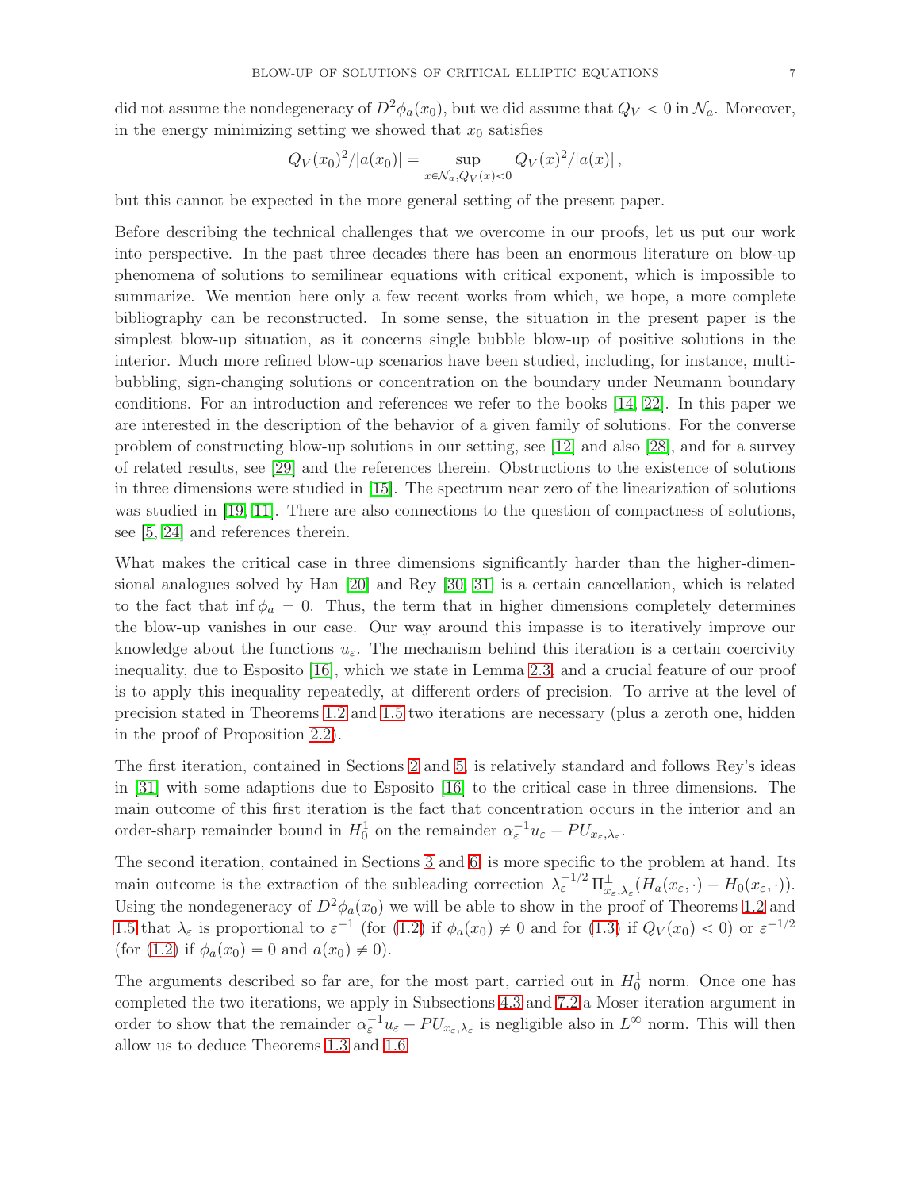did not assume the nondegeneracy of $D^2\phi_a(x_0)$, but we did assume that $Q_V < 0$ in $\mathcal{N}_a$. Moreover, in the energy minimizing setting we showed that $x_0$ satisfies

$$
Q_V(x_0)^2/|a(x_0)| = \sup_{x\in\mathcal{N}_a, Q_V(x)<0} Q_V(x)^2/|a(x)|\,,
$$

but this cannot be expected in the more general setting of the present paper.

Before describing the technical challenges that we overcome in our proofs, let us put our work into perspective. In the past three decades there has been an enormous literature on blow-up phenomena of solutions to semilinear equations with critical exponent, which is impossible to summarize. We mention here only a few recent works from which, we hope, a more complete bibliography can be reconstructed. In some sense, the situation in the present paper is the simplest blow-up situation, as it concerns single bubble blow-up of positive solutions in the interior. Much more refined blow-up scenarios have been studied, including, for instance, multi-bubbling, sign-changing solutions or concentration on the boundary under Neumann boundary conditions. For an introduction and references we refer to the books [14, 22]. In this paper we are interested in the description of the behavior of a given family of solutions. For the converse problem of constructing blow-up solutions in our setting, see [12] and also [28], and for a survey of related results, see [29] and the references therein. Obstructions to the existence of solutions in three dimensions were studied in [15]. The spectrum near zero of the linearization of solutions was studied in [19, 11]. There are also connections to the question of compactness of solutions, see [5, 24] and references therein.

What makes the critical case in three dimensions significantly harder than the higher-dimensional analogues solved by Han [20] and Rey [30, 31] is a certain cancellation, which is related to the fact that $\inf \phi_a = 0$. Thus, the term that in higher dimensions completely determines the blow-up vanishes in our case. Our way around this impasse is to iteratively improve our knowledge about the functions $u_\varepsilon$. The mechanism behind this iteration is a certain coercivity inequality, due to Esposito [16], which we state in Lemma 2.3, and a crucial feature of our proof is to apply this inequality repeatedly, at different orders of precision. To arrive at the level of precision stated in Theorems 1.2 and 1.5 two iterations are necessary (plus a zeroth one, hidden in the proof of Proposition 2.2).

The first iteration, contained in Sections 2 and 5, is relatively standard and follows Rey's ideas in [31] with some adaptions due to Esposito [16] to the critical case in three dimensions. The main outcome of this first iteration is the fact that concentration occurs in the interior and an order-sharp remainder bound in $H^1_0$ on the remainder $\alpha_\varepsilon^{-1}u_\varepsilon - PU_{x_\varepsilon,\lambda_\varepsilon}$.

The second iteration, contained in Sections 3 and 6, is more specific to the problem at hand. Its main outcome is the extraction of the subleading correction $\lambda_\varepsilon^{-1/2}\,\Pi^\perp_{x_\varepsilon,\lambda_\varepsilon}(H_a(x_\varepsilon,\cdot) - H_0(x_\varepsilon,\cdot))$. Using the nondegeneracy of $D^2\phi_a(x_0)$ we will be able to show in the proof of Theorems 1.2 and 1.5 that $\lambda_\varepsilon$ is proportional to $\varepsilon^{-1}$ (for (1.2) if $\phi_a(x_0) \neq 0$ and for (1.3) if $Q_V(x_0) < 0$) or $\varepsilon^{-1/2}$ (for (1.2) if $\phi_a(x_0) = 0$ and $a(x_0) \neq 0$).

The arguments described so far are, for the most part, carried out in $H^1_0$ norm. Once one has completed the two iterations, we apply in Subsections 4.3 and 7.2 a Moser iteration argument in order to show that the remainder $\alpha_\varepsilon^{-1}u_\varepsilon - PU_{x_\varepsilon,\lambda_\varepsilon}$ is negligible also in $L^\infty$ norm. This will then allow us to deduce Theorems 1.3 and 1.6.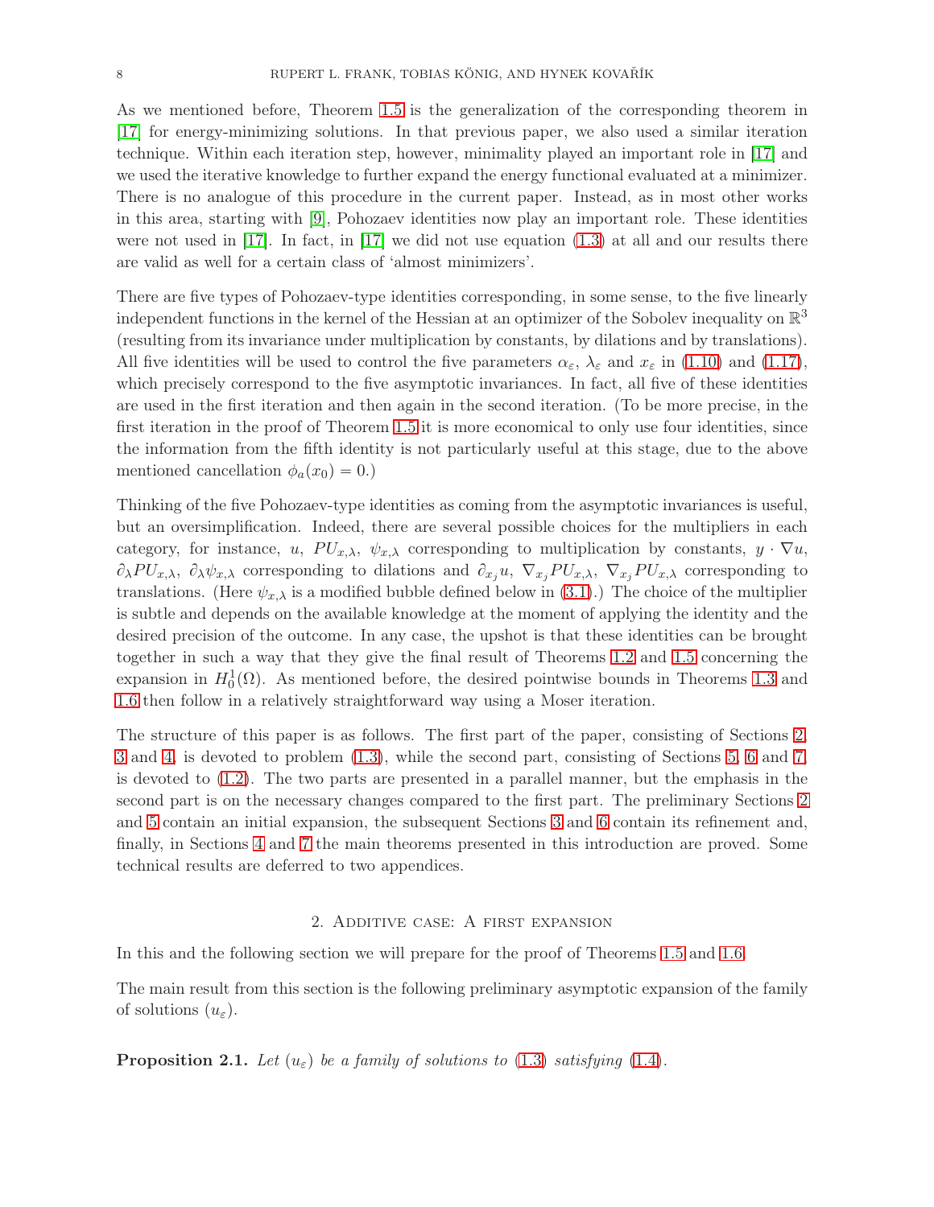As we mentioned before, Theorem 1.5 is the generalization of the corresponding theorem in [17] for energy-minimizing solutions. In that previous paper, we also used a similar iteration technique. Within each iteration step, however, minimality played an important role in [17] and we used the iterative knowledge to further expand the energy functional evaluated at a minimizer. There is no analogue of this procedure in the current paper. Instead, as in most other works in this area, starting with [9], Pohozaev identities now play an important role. These identities were not used in [17]. In fact, in [17] we did not use equation (1.3) at all and our results there are valid as well for a certain class of 'almost minimizers'.

There are five types of Pohozaev-type identities corresponding, in some sense, to the five linearly independent functions in the kernel of the Hessian at an optimizer of the Sobolev inequality on $\mathbb{R}^3$ (resulting from its invariance under multiplication by constants, by dilations and by translations). All five identities will be used to control the five parameters $\alpha_\varepsilon$, $\lambda_\varepsilon$ and $x_\varepsilon$ in (1.10) and (1.17), which precisely correspond to the five asymptotic invariances. In fact, all five of these identities are used in the first iteration and then again in the second iteration. (To be more precise, in the first iteration in the proof of Theorem 1.5 it is more economical to only use four identities, since the information from the fifth identity is not particularly useful at this stage, due to the above mentioned cancellation $\phi_a(x_0) = 0$.)

Thinking of the five Pohozaev-type identities as coming from the asymptotic invariances is useful, but an oversimplification. Indeed, there are several possible choices for the multipliers in each category, for instance, $u$, $PU_{x,\lambda}$, $\psi_{x,\lambda}$ corresponding to multiplication by constants, $y \cdot \nabla u$, $\partial_\lambda PU_{x,\lambda}$, $\partial_\lambda \psi_{x,\lambda}$ corresponding to dilations and $\partial_{x_j} u$, $\nabla_{x_j} PU_{x,\lambda}$, $\nabla_{x_j} PU_{x,\lambda}$ corresponding to translations. (Here $\psi_{x,\lambda}$ is a modified bubble defined below in (3.1).) The choice of the multiplier is subtle and depends on the available knowledge at the moment of applying the identity and the desired precision of the outcome. In any case, the upshot is that these identities can be brought together in such a way that they give the final result of Theorems 1.2 and 1.5 concerning the expansion in $H^1_0(\Omega)$. As mentioned before, the desired pointwise bounds in Theorems 1.3 and 1.6 then follow in a relatively straightforward way using a Moser iteration.

The structure of this paper is as follows. The first part of the paper, consisting of Sections 2, 3 and 4, is devoted to problem (1.3), while the second part, consisting of Sections 5, 6 and 7, is devoted to (1.2). The two parts are presented in a parallel manner, but the emphasis in the second part is on the necessary changes compared to the first part. The preliminary Sections 2 and 5 contain an initial expansion, the subsequent Sections 3 and 6 contain its refinement and, finally, in Sections 4 and 7 the main theorems presented in this introduction are proved. Some technical results are deferred to two appendices.

## 2. Additive case: A first expansion

In this and the following section we will prepare for the proof of Theorems 1.5 and 1.6.

The main result from this section is the following preliminary asymptotic expansion of the family of solutions $(u_\varepsilon)$.

**Proposition 2.1.** *Let $(u_\varepsilon)$ be a family of solutions to (1.3) satisfying (1.4).*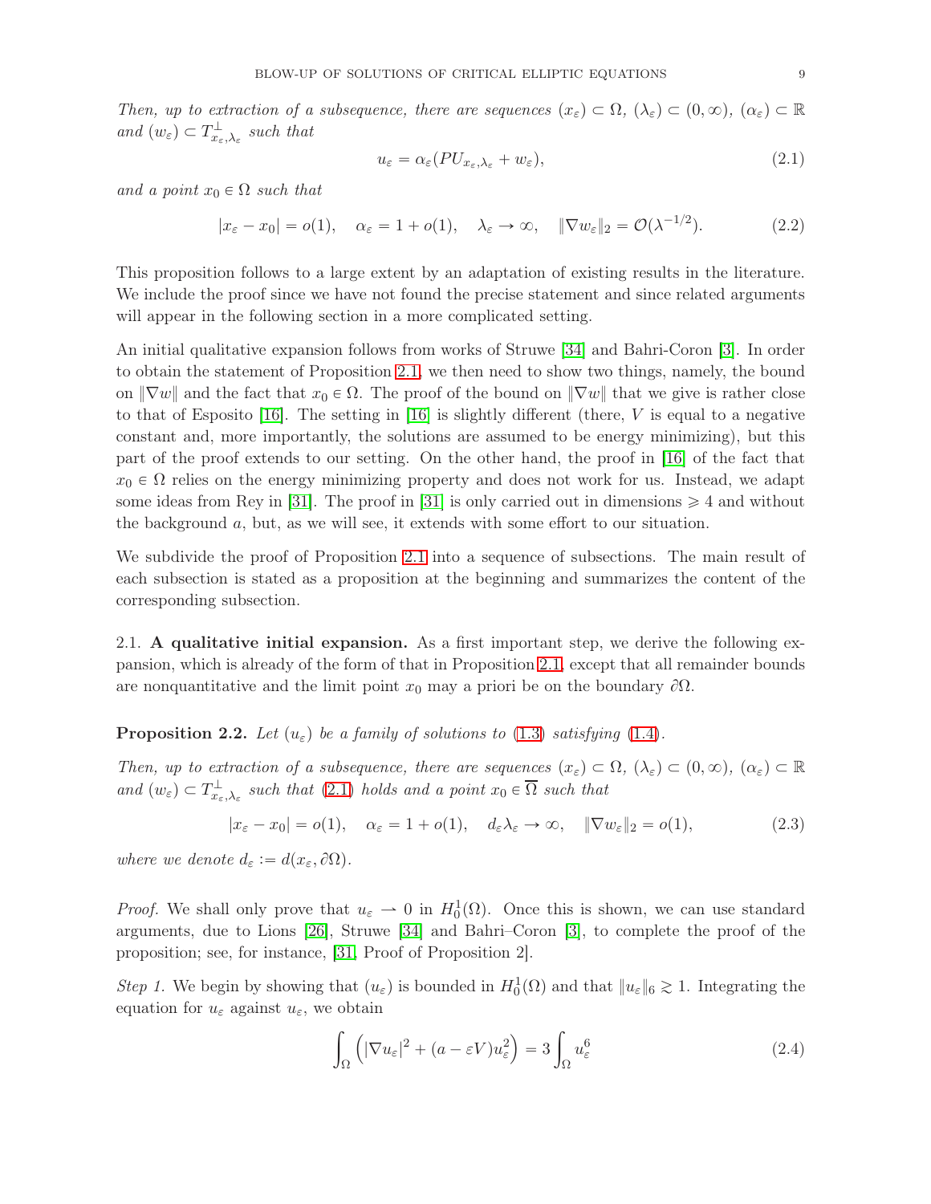*Then, up to extraction of a subsequence, there are sequences* $(x_\varepsilon) \subset \Omega$, $(\lambda_\varepsilon) \subset (0,\infty)$, $(\alpha_\varepsilon) \subset \mathbb{R}$ *and* $(w_\varepsilon) \subset T^\perp_{x_\varepsilon,\lambda_\varepsilon}$ *such that*

$$u_\varepsilon = \alpha_\varepsilon (PU_{x_\varepsilon,\lambda_\varepsilon} + w_\varepsilon), \tag{2.1}$$

*and a point* $x_0 \in \Omega$ *such that*

$$|x_\varepsilon - x_0| = o(1), \quad \alpha_\varepsilon = 1 + o(1), \quad \lambda_\varepsilon \to \infty, \quad \|\nabla w_\varepsilon\|_2 = \mathcal{O}(\lambda^{-1/2}). \tag{2.2}$$

This proposition follows to a large extent by an adaptation of existing results in the literature. We include the proof since we have not found the precise statement and since related arguments will appear in the following section in a more complicated setting.

An initial qualitative expansion follows from works of Struwe [34] and Bahri-Coron [3]. In order to obtain the statement of Proposition 2.1, we then need to show two things, namely, the bound on $\|\nabla w\|$ and the fact that $x_0 \in \Omega$. The proof of the bound on $\|\nabla w\|$ that we give is rather close to that of Esposito [16]. The setting in [16] is slightly different (there, $V$ is equal to a negative constant and, more importantly, the solutions are assumed to be energy minimizing), but this part of the proof extends to our setting. On the other hand, the proof in [16] of the fact that $x_0 \in \Omega$ relies on the energy minimizing property and does not work for us. Instead, we adapt some ideas from Rey in [31]. The proof in [31] is only carried out in dimensions $\geqslant 4$ and without the background $a$, but, as we will see, it extends with some effort to our situation.

We subdivide the proof of Proposition 2.1 into a sequence of subsections. The main result of each subsection is stated as a proposition at the beginning and summarizes the content of the corresponding subsection.

2.1. **A qualitative initial expansion.** As a first important step, we derive the following expansion, which is already of the form of that in Proposition 2.1, except that all remainder bounds are nonquantitative and the limit point $x_0$ may a priori be on the boundary $\partial\Omega$.

**Proposition 2.2.** *Let* $(u_\varepsilon)$ *be a family of solutions to* (1.3) *satisfying* (1.4).

*Then, up to extraction of a subsequence, there are sequences* $(x_\varepsilon) \subset \Omega$, $(\lambda_\varepsilon) \subset (0,\infty)$, $(\alpha_\varepsilon) \subset \mathbb{R}$ *and* $(w_\varepsilon) \subset T^\perp_{x_\varepsilon,\lambda_\varepsilon}$ *such that* (2.1) *holds and a point* $x_0 \in \overline{\Omega}$ *such that*

$$|x_\varepsilon - x_0| = o(1), \quad \alpha_\varepsilon = 1 + o(1), \quad d_\varepsilon \lambda_\varepsilon \to \infty, \quad \|\nabla w_\varepsilon\|_2 = o(1), \tag{2.3}$$

*where we denote* $d_\varepsilon := d(x_\varepsilon, \partial\Omega)$.

*Proof.* We shall only prove that $u_\varepsilon \rightharpoonup 0$ in $H^1_0(\Omega)$. Once this is shown, we can use standard arguments, due to Lions [26], Struwe [34] and Bahri–Coron [3], to complete the proof of the proposition; see, for instance, [31, Proof of Proposition 2].

*Step 1.* We begin by showing that $(u_\varepsilon)$ is bounded in $H^1_0(\Omega)$ and that $\|u_\varepsilon\|_6 \gtrsim 1$. Integrating the equation for $u_\varepsilon$ against $u_\varepsilon$, we obtain

$$\int_\Omega \left( |\nabla u_\varepsilon|^2 + (a - \varepsilon V) u_\varepsilon^2 \right) = 3 \int_\Omega u_\varepsilon^6 \tag{2.4}$$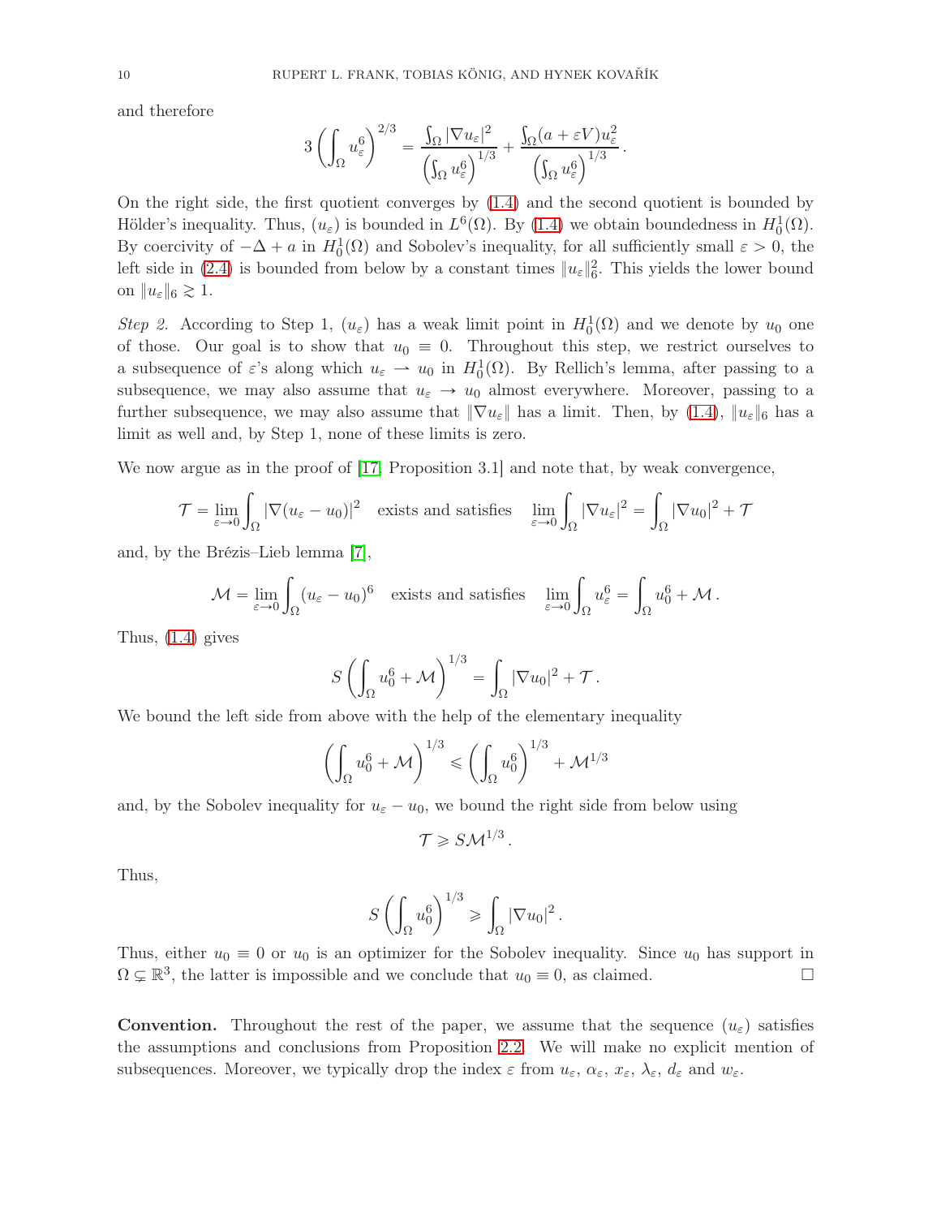and therefore

$$3\left(\int_\Omega u_\varepsilon^6\right)^{2/3} = \frac{\int_\Omega |\nabla u_\varepsilon|^2}{\left(\int_\Omega u_\varepsilon^6\right)^{1/3}} + \frac{\int_\Omega (a+\varepsilon V) u_\varepsilon^2}{\left(\int_\Omega u_\varepsilon^6\right)^{1/3}}.$$

On the right side, the first quotient converges by (1.4) and the second quotient is bounded by Hölder's inequality. Thus, $(u_\varepsilon)$ is bounded in $L^6(\Omega)$. By (1.4) we obtain boundedness in $H_0^1(\Omega)$. By coercivity of $-\Delta + a$ in $H_0^1(\Omega)$ and Sobolev's inequality, for all sufficiently small $\varepsilon > 0$, the left side in (2.4) is bounded from below by a constant times $\|u_\varepsilon\|_6^2$. This yields the lower bound on $\|u_\varepsilon\|_6 \gtrsim 1$.

*Step 2.* According to Step 1, $(u_\varepsilon)$ has a weak limit point in $H_0^1(\Omega)$ and we denote by $u_0$ one of those. Our goal is to show that $u_0 \equiv 0$. Throughout this step, we restrict ourselves to a subsequence of $\varepsilon$'s along which $u_\varepsilon \rightharpoonup u_0$ in $H_0^1(\Omega)$. By Rellich's lemma, after passing to a subsequence, we may also assume that $u_\varepsilon \to u_0$ almost everywhere. Moreover, passing to a further subsequence, we may also assume that $\|\nabla u_\varepsilon\|$ has a limit. Then, by (1.4), $\|u_\varepsilon\|_6$ has a limit as well and, by Step 1, none of these limits is zero.

We now argue as in the proof of [17, Proposition 3.1] and note that, by weak convergence,

$$\mathcal{T} = \lim_{\varepsilon\to 0} \int_\Omega |\nabla(u_\varepsilon - u_0)|^2 \quad \text{exists and satisfies} \quad \lim_{\varepsilon\to 0}\int_\Omega |\nabla u_\varepsilon|^2 = \int_\Omega |\nabla u_0|^2 + \mathcal{T}$$

and, by the Brézis–Lieb lemma [7],

$$\mathcal{M} = \lim_{\varepsilon\to 0} \int_\Omega (u_\varepsilon - u_0)^6 \quad \text{exists and satisfies} \quad \lim_{\varepsilon\to 0}\int_\Omega u_\varepsilon^6 = \int_\Omega u_0^6 + \mathcal{M}\,.$$

Thus, (1.4) gives

$$S\left(\int_\Omega u_0^6 + \mathcal{M}\right)^{1/3} = \int_\Omega |\nabla u_0|^2 + \mathcal{T}\,.$$

We bound the left side from above with the help of the elementary inequality

$$\left(\int_\Omega u_0^6 + \mathcal{M}\right)^{1/3} \leqslant \left(\int_\Omega u_0^6\right)^{1/3} + \mathcal{M}^{1/3}$$

and, by the Sobolev inequality for $u_\varepsilon - u_0$, we bound the right side from below using

$$\mathcal{T} \geqslant S\mathcal{M}^{1/3}\,.$$

Thus,

$$S\left(\int_\Omega u_0^6\right)^{1/3} \geqslant \int_\Omega |\nabla u_0|^2\,.$$

Thus, either $u_0 \equiv 0$ or $u_0$ is an optimizer for the Sobolev inequality. Since $u_0$ has support in $\Omega \subsetneq \mathbb{R}^3$, the latter is impossible and we conclude that $u_0 \equiv 0$, as claimed. □

**Convention.** Throughout the rest of the paper, we assume that the sequence $(u_\varepsilon)$ satisfies the assumptions and conclusions from Proposition 2.2. We will make no explicit mention of subsequences. Moreover, we typically drop the index $\varepsilon$ from $u_\varepsilon$, $\alpha_\varepsilon$, $x_\varepsilon$, $\lambda_\varepsilon$, $d_\varepsilon$ and $w_\varepsilon$.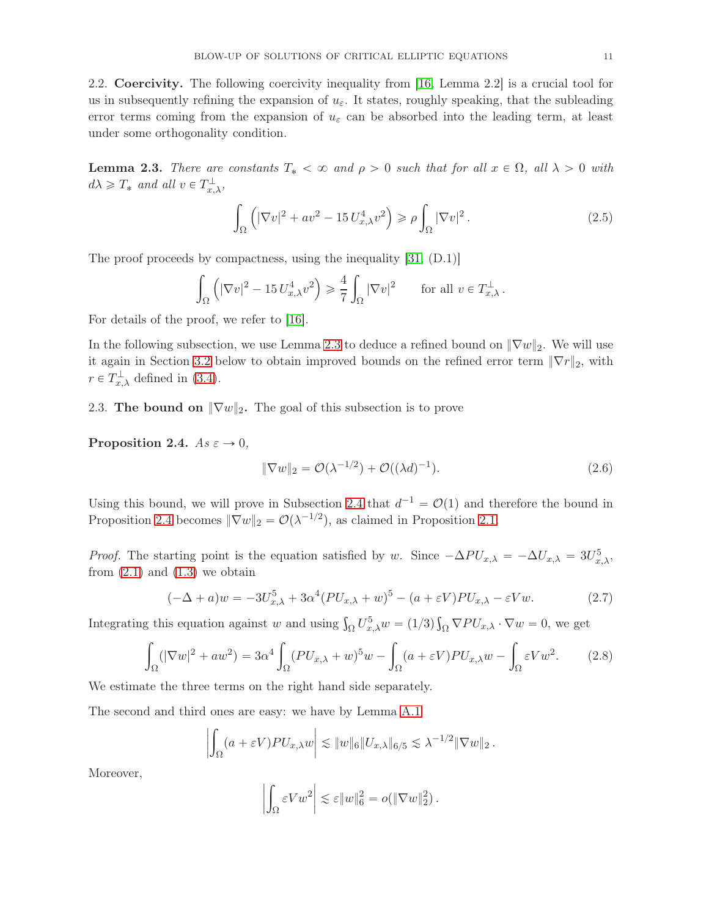2.2. **Coercivity.** The following coercivity inequality from [16, Lemma 2.2] is a crucial tool for us in subsequently refining the expansion of $u_\varepsilon$. It states, roughly speaking, that the subleading error terms coming from the expansion of $u_\varepsilon$ can be absorbed into the leading term, at least under some orthogonality condition.

**Lemma 2.3.** *There are constants $T_* < \infty$ and $\rho > 0$ such that for all $x \in \Omega$, all $\lambda > 0$ with $d\lambda \geqslant T_*$ and all $v \in T_{x,\lambda}^\perp$,*

$$\int_\Omega \left( |\nabla v|^2 + av^2 - 15\, U_{x,\lambda}^4 v^2 \right) \geqslant \rho \int_\Omega |\nabla v|^2 . \tag{2.5}$$

The proof proceeds by compactness, using the inequality [31, (D.1)]

$$\int_\Omega \left( |\nabla v|^2 - 15\, U_{x,\lambda}^4 v^2 \right) \geqslant \frac{4}{7} \int_\Omega |\nabla v|^2 \qquad \text{for all } v \in T_{x,\lambda}^\perp .$$

For details of the proof, we refer to [16].

In the following subsection, we use Lemma 2.3 to deduce a refined bound on $\|\nabla w\|_2$. We will use it again in Section 3.2 below to obtain improved bounds on the refined error term $\|\nabla r\|_2$, with $r \in T_{x,\lambda}^\perp$ defined in (3.4).

2.3. **The bound on $\|\nabla w\|_2$.** The goal of this subsection is to prove

**Proposition 2.4.** *As $\varepsilon \to 0$,*

$$\|\nabla w\|_2 = \mathcal{O}(\lambda^{-1/2}) + \mathcal{O}((\lambda d)^{-1}). \tag{2.6}$$

Using this bound, we will prove in Subsection 2.4 that $d^{-1} = \mathcal{O}(1)$ and therefore the bound in Proposition 2.4 becomes $\|\nabla w\|_2 = \mathcal{O}(\lambda^{-1/2})$, as claimed in Proposition 2.1.

*Proof.* The starting point is the equation satisfied by $w$. Since $-\Delta PU_{x,\lambda} = -\Delta U_{x,\lambda} = 3U_{x,\lambda}^5$, from (2.1) and (1.3) we obtain

$$(-\Delta + a)w = -3U_{x,\lambda}^5 + 3\alpha^4 (PU_{x,\lambda} + w)^5 - (a + \varepsilon V) PU_{x,\lambda} - \varepsilon V w. \tag{2.7}$$

Integrating this equation against $w$ and using $\int_\Omega U_{x,\lambda}^5 w = (1/3) \int_\Omega \nabla PU_{x,\lambda} \cdot \nabla w = 0$, we get

$$\int_\Omega (|\nabla w|^2 + aw^2) = 3\alpha^4 \int_\Omega (PU_{x,\lambda} + w)^5 w - \int_\Omega (a + \varepsilon V) PU_{x,\lambda} w - \int_\Omega \varepsilon V w^2. \tag{2.8}$$

We estimate the three terms on the right hand side separately.

The second and third ones are easy: we have by Lemma A.1

$$\left| \int_\Omega (a + \varepsilon V) PU_{x,\lambda} w \right| \lesssim \|w\|_6 \|U_{x,\lambda}\|_{6/5} \lesssim \lambda^{-1/2} \|\nabla w\|_2 .$$

Moreover,

$$\left| \int_\Omega \varepsilon V w^2 \right| \lesssim \varepsilon \|w\|_6^2 = o(\|\nabla w\|_2^2) .$$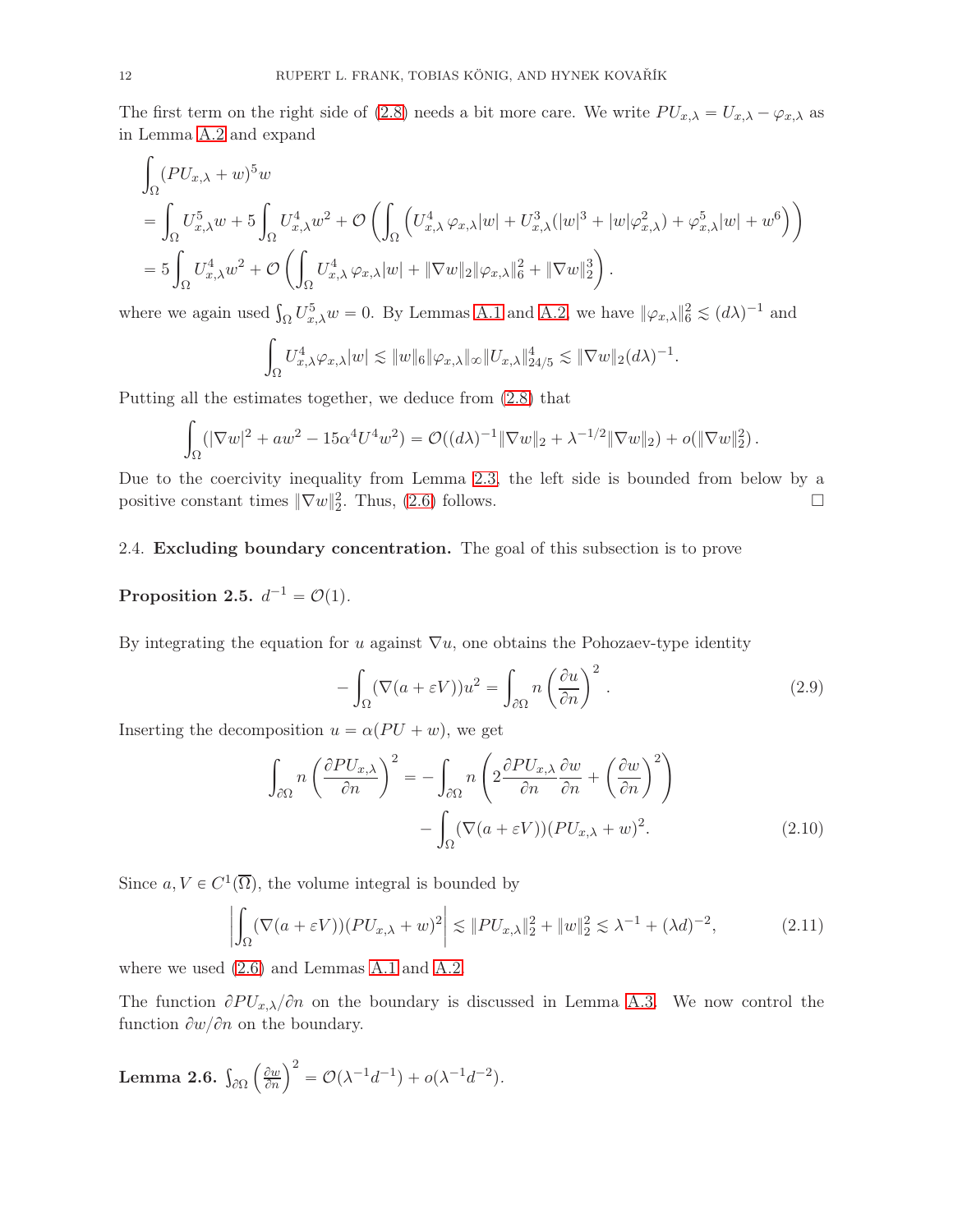The first term on the right side of (2.8) needs a bit more care. We write $PU_{x,\lambda} = U_{x,\lambda} - \varphi_{x,\lambda}$ as in Lemma A.2 and expand

$$
\begin{aligned}
&\int_\Omega (PU_{x,\lambda} + w)^5 w \\
&= \int_\Omega U_{x,\lambda}^5 w + 5\int_\Omega U_{x,\lambda}^4 w^2 + \mathcal{O}\left(\int_\Omega \left(U_{x,\lambda}^4\, \varphi_{x,\lambda}|w| + U_{x,\lambda}^3(|w|^3 + |w|\varphi_{x,\lambda}^2) + \varphi_{x,\lambda}^5|w| + w^6\right)\right) \\
&= 5\int_\Omega U_{x,\lambda}^4 w^2 + \mathcal{O}\left(\int_\Omega U_{x,\lambda}^4\, \varphi_{x,\lambda}|w| + \|\nabla w\|_2 \|\varphi_{x,\lambda}\|_6^2 + \|\nabla w\|_2^3\right).
\end{aligned}
$$

where we again used $\int_\Omega U_{x,\lambda}^5 w = 0$. By Lemmas A.1 and A.2, we have $\|\varphi_{x,\lambda}\|_6^2 \lesssim (d\lambda)^{-1}$ and

$$
\int_\Omega U_{x,\lambda}^4 \varphi_{x,\lambda}|w| \lesssim \|w\|_6 \|\varphi_{x,\lambda}\|_\infty \|U_{x,\lambda}\|_{24/5}^4 \lesssim \|\nabla w\|_2 (d\lambda)^{-1}.
$$

Putting all the estimates together, we deduce from (2.8) that

$$
\int_\Omega (|\nabla w|^2 + aw^2 - 15\alpha^4 U^4 w^2) = \mathcal{O}((d\lambda)^{-1}\|\nabla w\|_2 + \lambda^{-1/2}\|\nabla w\|_2) + o(\|\nabla w\|_2^2)\,.
$$

Due to the coercivity inequality from Lemma 2.3, the left side is bounded from below by a positive constant times $\|\nabla w\|_2^2$. Thus, (2.6) follows. $\square$

## 2.4. Excluding boundary concentration.

The goal of this subsection is to prove

**Proposition 2.5.** $d^{-1} = \mathcal{O}(1)$.

By integrating the equation for $u$ against $\nabla u$, one obtains the Pohozaev-type identity

$$
-\int_\Omega (\nabla(a + \varepsilon V))u^2 = \int_{\partial\Omega} n \left(\frac{\partial u}{\partial n}\right)^2. \tag{2.9}
$$

Inserting the decomposition $u = \alpha(PU + w)$, we get

$$
\begin{aligned}
\int_{\partial\Omega} n\left(\frac{\partial PU_{x,\lambda}}{\partial n}\right)^2 = &-\int_{\partial\Omega} n\left(2\frac{\partial PU_{x,\lambda}}{\partial n}\frac{\partial w}{\partial n} + \left(\frac{\partial w}{\partial n}\right)^2\right) \\
&- \int_\Omega (\nabla(a + \varepsilon V))(PU_{x,\lambda} + w)^2.
\end{aligned} \tag{2.10}
$$

Since $a, V \in C^1(\overline{\Omega})$, the volume integral is bounded by

$$
\left|\int_\Omega (\nabla(a + \varepsilon V))(PU_{x,\lambda} + w)^2\right| \lesssim \|PU_{x,\lambda}\|_2^2 + \|w\|_2^2 \lesssim \lambda^{-1} + (\lambda d)^{-2}, \tag{2.11}
$$

where we used (2.6) and Lemmas A.1 and A.2.

The function $\partial PU_{x,\lambda}/\partial n$ on the boundary is discussed in Lemma A.3. We now control the function $\partial w/\partial n$ on the boundary.

**Lemma 2.6.** $\int_{\partial\Omega}\left(\frac{\partial w}{\partial n}\right)^2 = \mathcal{O}(\lambda^{-1}d^{-1}) + o(\lambda^{-1}d^{-2})$.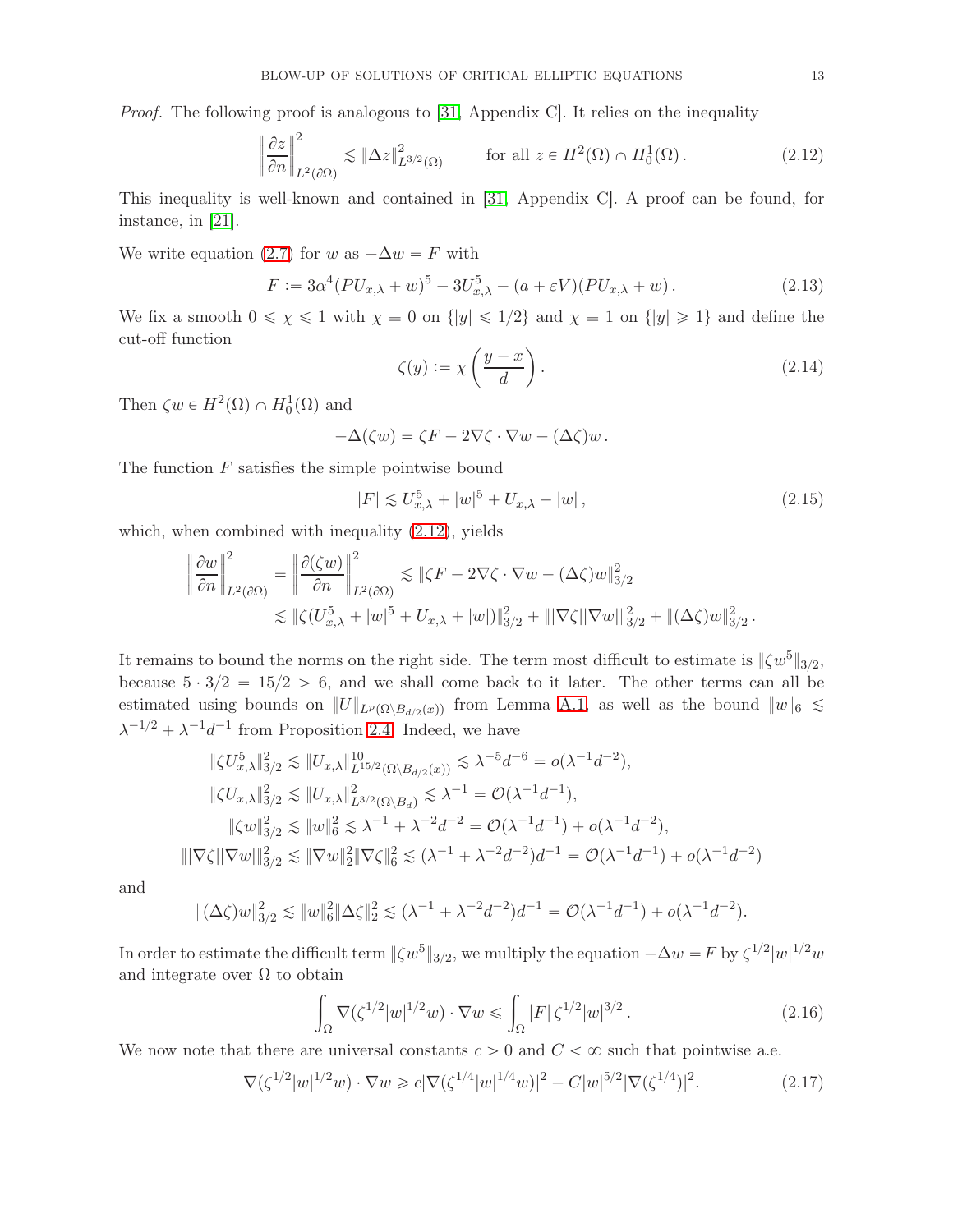*Proof.* The following proof is analogous to [31, Appendix C]. It relies on the inequality

$$\left\| \frac{\partial z}{\partial n} \right\|_{L^2(\partial\Omega)}^2 \lesssim \|\Delta z\|_{L^{3/2}(\Omega)}^2 \qquad \text{for all } z \in H^2(\Omega) \cap H_0^1(\Omega)\,. \tag{2.12}$$

This inequality is well-known and contained in [31, Appendix C]. A proof can be found, for instance, in [21].

We write equation (2.7) for $w$ as $-\Delta w = F$ with

$$F := 3\alpha^4 (PU_{x,\lambda} + w)^5 - 3U_{x,\lambda}^5 - (a + \varepsilon V)(PU_{x,\lambda} + w)\,. \tag{2.13}$$

We fix a smooth $0 \leqslant \chi \leqslant 1$ with $\chi \equiv 0$ on $\{|y| \leqslant 1/2\}$ and $\chi \equiv 1$ on $\{|y| \geqslant 1\}$ and define the cut-off function

$$\zeta(y) := \chi\left(\frac{y - x}{d}\right). \tag{2.14}$$

Then $\zeta w \in H^2(\Omega) \cap H_0^1(\Omega)$ and

$$-\Delta(\zeta w) = \zeta F - 2\nabla\zeta \cdot \nabla w - (\Delta\zeta) w\,.$$

The function $F$ satisfies the simple pointwise bound

$$|F| \lesssim U_{x,\lambda}^5 + |w|^5 + U_{x,\lambda} + |w|\,, \tag{2.15}$$

which, when combined with inequality (2.12), yields

$$\begin{aligned}
\left\| \frac{\partial w}{\partial n} \right\|_{L^2(\partial\Omega)}^2 &= \left\| \frac{\partial(\zeta w)}{\partial n} \right\|_{L^2(\partial\Omega)}^2 \lesssim \|\zeta F - 2\nabla\zeta \cdot \nabla w - (\Delta\zeta) w\|_{3/2}^2 \\
&\lesssim \|\zeta(U_{x,\lambda}^5 + |w|^5 + U_{x,\lambda} + |w|)\|_{3/2}^2 + \||\nabla\zeta||\nabla w|\|_{3/2}^2 + \|(\Delta\zeta) w\|_{3/2}^2\,.
\end{aligned}$$

It remains to bound the norms on the right side. The term most difficult to estimate is $\|\zeta w^5\|_{3/2}$, because $5 \cdot 3/2 = 15/2 > 6$, and we shall come back to it later. The other terms can all be estimated using bounds on $\|U\|_{L^p(\Omega\setminus B_{d/2}(x))}$ from Lemma A.1, as well as the bound $\|w\|_6 \lesssim \lambda^{-1/2} + \lambda^{-1} d^{-1}$ from Proposition 2.4. Indeed, we have

$$\begin{aligned}
\|\zeta U_{x,\lambda}^5\|_{3/2}^2 &\lesssim \|U_{x,\lambda}\|_{L^{15/2}(\Omega\setminus B_{d/2}(x))}^{10} \lesssim \lambda^{-5} d^{-6} = o(\lambda^{-1} d^{-2}), \\
\|\zeta U_{x,\lambda}\|_{3/2}^2 &\lesssim \|U_{x,\lambda}\|_{L^{3/2}(\Omega\setminus B_d)}^2 \lesssim \lambda^{-1} = \mathcal{O}(\lambda^{-1} d^{-1}), \\
\|\zeta w\|_{3/2}^2 &\lesssim \|w\|_6^2 \lesssim \lambda^{-1} + \lambda^{-2} d^{-2} = \mathcal{O}(\lambda^{-1} d^{-1}) + o(\lambda^{-1} d^{-2}), \\
\||\nabla\zeta||\nabla w|\|_{3/2}^2 &\lesssim \|\nabla w\|_2^2 \|\nabla\zeta\|_6^2 \lesssim (\lambda^{-1} + \lambda^{-2} d^{-2}) d^{-1} = \mathcal{O}(\lambda^{-1} d^{-1}) + o(\lambda^{-1} d^{-2})
\end{aligned}$$

and

$$\|(\Delta\zeta) w\|_{3/2}^2 \lesssim \|w\|_6^2 \|\Delta\zeta\|_2^2 \lesssim (\lambda^{-1} + \lambda^{-2} d^{-2}) d^{-1} = \mathcal{O}(\lambda^{-1} d^{-1}) + o(\lambda^{-1} d^{-2}).$$

In order to estimate the difficult term $\|\zeta w^5\|_{3/2}$, we multiply the equation $-\Delta w = F$ by $\zeta^{1/2} |w|^{1/2} w$ and integrate over $\Omega$ to obtain

$$\int_\Omega \nabla(\zeta^{1/2} |w|^{1/2} w) \cdot \nabla w \leqslant \int_\Omega |F|\, \zeta^{1/2} |w|^{3/2}\,. \tag{2.16}$$

We now note that there are universal constants $c > 0$ and $C < \infty$ such that pointwise a.e.

$$\nabla(\zeta^{1/2} |w|^{1/2} w) \cdot \nabla w \geqslant c |\nabla(\zeta^{1/4} |w|^{1/4} w)|^2 - C |w|^{5/2} |\nabla(\zeta^{1/4})|^2. \tag{2.17}$$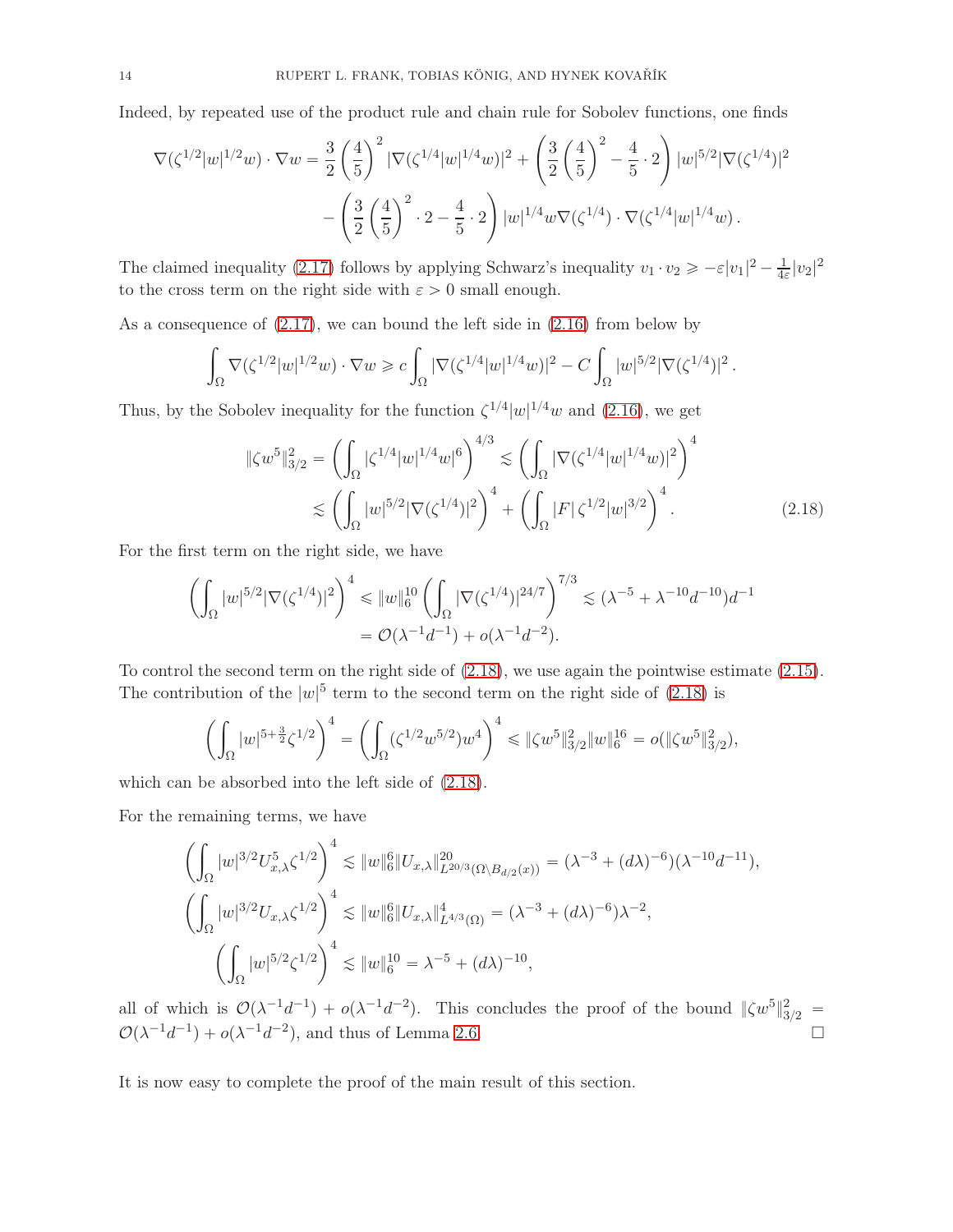Indeed, by repeated use of the product rule and chain rule for Sobolev functions, one finds

$$
\begin{aligned}
\nabla(\zeta^{1/2}|w|^{1/2}w)\cdot\nabla w &= \frac{3}{2}\left(\frac{4}{5}\right)^2|\nabla(\zeta^{1/4}|w|^{1/4}w)|^2 + \left(\frac{3}{2}\left(\frac{4}{5}\right)^2 - \frac{4}{5}\cdot 2\right)|w|^{5/2}|\nabla(\zeta^{1/4})|^2 \\
&\quad - \left(\frac{3}{2}\left(\frac{4}{5}\right)^2\cdot 2 - \frac{4}{5}\cdot 2\right)|w|^{1/4}w\nabla(\zeta^{1/4})\cdot\nabla(\zeta^{1/4}|w|^{1/4}w)\,.
\end{aligned}
$$

The claimed inequality (2.17) follows by applying Schwarz's inequality $v_1\cdot v_2 \geqslant -\varepsilon|v_1|^2 - \frac{1}{4\varepsilon}|v_2|^2$ to the cross term on the right side with $\varepsilon>0$ small enough.

As a consequence of (2.17), we can bound the left side in (2.16) from below by

$$
\int_\Omega \nabla(\zeta^{1/2}|w|^{1/2}w)\cdot\nabla w \geqslant c\int_\Omega |\nabla(\zeta^{1/4}|w|^{1/4}w)|^2 - C\int_\Omega |w|^{5/2}|\nabla(\zeta^{1/4})|^2\,.
$$

Thus, by the Sobolev inequality for the function $\zeta^{1/4}|w|^{1/4}w$ and (2.16), we get

$$
\begin{aligned}
\|\zeta w^5\|_{3/2}^2 = \left(\int_\Omega |\zeta^{1/4}|w|^{1/4}w|^6\right)^{4/3} &\lesssim \left(\int_\Omega |\nabla(\zeta^{1/4}|w|^{1/4}w)|^2\right)^4 \\
&\lesssim \left(\int_\Omega |w|^{5/2}|\nabla(\zeta^{1/4})|^2\right)^4 + \left(\int_\Omega |F|\,\zeta^{1/2}|w|^{3/2}\right)^4. \qquad (2.18)
\end{aligned}
$$

For the first term on the right side, we have

$$
\begin{aligned}
\left(\int_\Omega |w|^{5/2}|\nabla(\zeta^{1/4})|^2\right)^4 &\leqslant \|w\|_6^{10}\left(\int_\Omega |\nabla(\zeta^{1/4})|^{24/7}\right)^{7/3} \lesssim (\lambda^{-5}+\lambda^{-10}d^{-10})d^{-1} \\
&= \mathcal{O}(\lambda^{-1}d^{-1}) + o(\lambda^{-1}d^{-2}).
\end{aligned}
$$

To control the second term on the right side of (2.18), we use again the pointwise estimate (2.15). The contribution of the $|w|^5$ term to the second term on the right side of (2.18) is

$$
\left(\int_\Omega |w|^{5+\frac{3}{2}}\zeta^{1/2}\right)^4 = \left(\int_\Omega (\zeta^{1/2}w^{5/2})w^4\right)^4 \leqslant \|\zeta w^5\|_{3/2}^2\|w\|_6^{16} = o(\|\zeta w^5\|_{3/2}^2),
$$

which can be absorbed into the left side of (2.18).

For the remaining terms, we have

$$
\begin{aligned}
\left(\int_\Omega |w|^{3/2}U_{x,\lambda}^5\zeta^{1/2}\right)^4 &\lesssim \|w\|_6^6\|U_{x,\lambda}\|_{L^{20/3}(\Omega\setminus B_{d/2}(x))}^{20} = (\lambda^{-3}+(d\lambda)^{-6})(\lambda^{-10}d^{-11}), \\
\left(\int_\Omega |w|^{3/2}U_{x,\lambda}\zeta^{1/2}\right)^4 &\lesssim \|w\|_6^6\|U_{x,\lambda}\|_{L^{4/3}(\Omega)}^4 = (\lambda^{-3}+(d\lambda)^{-6})\lambda^{-2}, \\
\left(\int_\Omega |w|^{5/2}\zeta^{1/2}\right)^4 &\lesssim \|w\|_6^{10} = \lambda^{-5}+(d\lambda)^{-10},
\end{aligned}
$$

all of which is $\mathcal{O}(\lambda^{-1}d^{-1}) + o(\lambda^{-1}d^{-2})$. This concludes the proof of the bound $\|\zeta w^5\|_{3/2}^2 = \mathcal{O}(\lambda^{-1}d^{-1}) + o(\lambda^{-1}d^{-2})$, and thus of Lemma 2.6. $\square$

It is now easy to complete the proof of the main result of this section.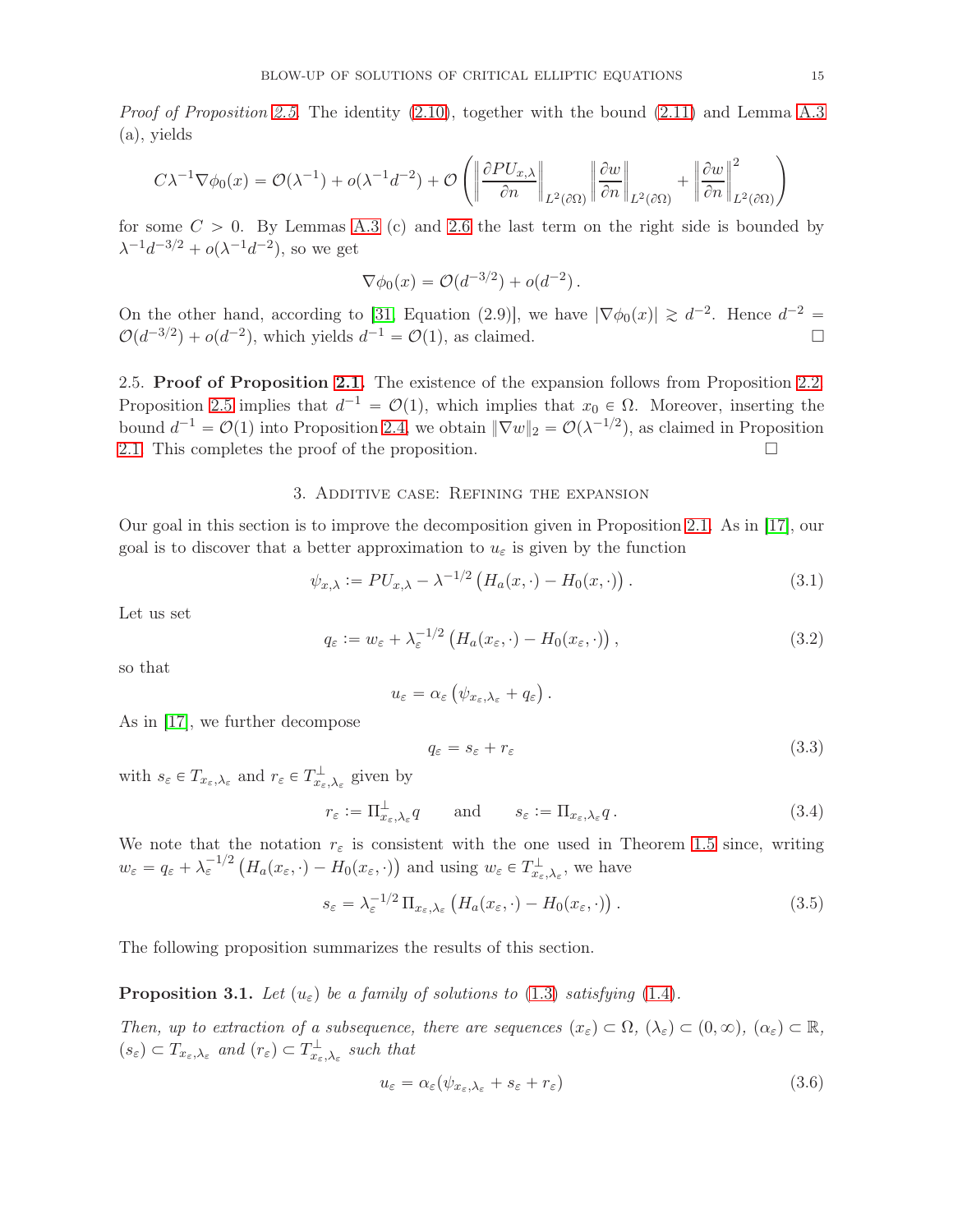*Proof of Proposition 2.5.* The identity (2.10), together with the bound (2.11) and Lemma A.3 (a), yields

$$C\lambda^{-1}\nabla\phi_0(x) = \mathcal{O}(\lambda^{-1}) + o(\lambda^{-1}d^{-2}) + \mathcal{O}\left( \left\| \frac{\partial PU_{x,\lambda}}{\partial n} \right\|_{L^2(\partial\Omega)} \left\| \frac{\partial w}{\partial n} \right\|_{L^2(\partial\Omega)} + \left\| \frac{\partial w}{\partial n} \right\|^2_{L^2(\partial\Omega)} \right)$$

for some $C > 0$. By Lemmas A.3 (c) and 2.6 the last term on the right side is bounded by $\lambda^{-1}d^{-3/2} + o(\lambda^{-1}d^{-2})$, so we get

$$\nabla\phi_0(x) = \mathcal{O}(d^{-3/2}) + o(d^{-2}).$$

On the other hand, according to [31, Equation (2.9)], we have $|\nabla\phi_0(x)| \gtrsim d^{-2}$. Hence $d^{-2} = \mathcal{O}(d^{-3/2}) + o(d^{-2})$, which yields $d^{-1} = \mathcal{O}(1)$, as claimed. □

2.5. **Proof of Proposition 2.1.** The existence of the expansion follows from Proposition 2.2. Proposition 2.5 implies that $d^{-1} = \mathcal{O}(1)$, which implies that $x_0 \in \Omega$. Moreover, inserting the bound $d^{-1} = \mathcal{O}(1)$ into Proposition 2.4, we obtain $\|\nabla w\|_2 = \mathcal{O}(\lambda^{-1/2})$, as claimed in Proposition 2.1. This completes the proof of the proposition. □

## 3. Additive case: Refining the expansion

Our goal in this section is to improve the decomposition given in Proposition 2.1. As in [17], our goal is to discover that a better approximation to $u_\varepsilon$ is given by the function

$$\psi_{x,\lambda} := PU_{x,\lambda} - \lambda^{-1/2}\left(H_a(x,\cdot) - H_0(x,\cdot)\right). \tag{3.1}$$

Let us set

$$q_\varepsilon := w_\varepsilon + \lambda_\varepsilon^{-1/2}\left(H_a(x_\varepsilon,\cdot) - H_0(x_\varepsilon,\cdot)\right), \tag{3.2}$$

so that

$$u_\varepsilon = \alpha_\varepsilon\left(\psi_{x_\varepsilon,\lambda_\varepsilon} + q_\varepsilon\right).$$

As in [17], we further decompose

$$q_\varepsilon = s_\varepsilon + r_\varepsilon \tag{3.3}$$

with $s_\varepsilon \in T_{x_\varepsilon,\lambda_\varepsilon}$ and $r_\varepsilon \in T^\perp_{x_\varepsilon,\lambda_\varepsilon}$ given by

$$r_\varepsilon := \Pi^\perp_{x_\varepsilon,\lambda_\varepsilon} q \qquad \text{and} \qquad s_\varepsilon := \Pi_{x_\varepsilon,\lambda_\varepsilon} q. \tag{3.4}$$

We note that the notation $r_\varepsilon$ is consistent with the one used in Theorem 1.5 since, writing $w_\varepsilon = q_\varepsilon + \lambda_\varepsilon^{-1/2}\left(H_a(x_\varepsilon,\cdot) - H_0(x_\varepsilon,\cdot)\right)$ and using $w_\varepsilon \in T^\perp_{x_\varepsilon,\lambda_\varepsilon}$, we have

$$s_\varepsilon = \lambda_\varepsilon^{-1/2}\,\Pi_{x_\varepsilon,\lambda_\varepsilon}\left(H_a(x_\varepsilon,\cdot) - H_0(x_\varepsilon,\cdot)\right). \tag{3.5}$$

The following proposition summarizes the results of this section.

**Proposition 3.1.** *Let $(u_\varepsilon)$ be a family of solutions to (1.3) satisfying (1.4).*

*Then, up to extraction of a subsequence, there are sequences $(x_\varepsilon) \subset \Omega$, $(\lambda_\varepsilon) \subset (0,\infty)$, $(\alpha_\varepsilon) \subset \mathbb{R}$, $(s_\varepsilon) \subset T_{x_\varepsilon,\lambda_\varepsilon}$ and $(r_\varepsilon) \subset T^\perp_{x_\varepsilon,\lambda_\varepsilon}$ such that*

$$u_\varepsilon = \alpha_\varepsilon(\psi_{x_\varepsilon,\lambda_\varepsilon} + s_\varepsilon + r_\varepsilon) \tag{3.6}$$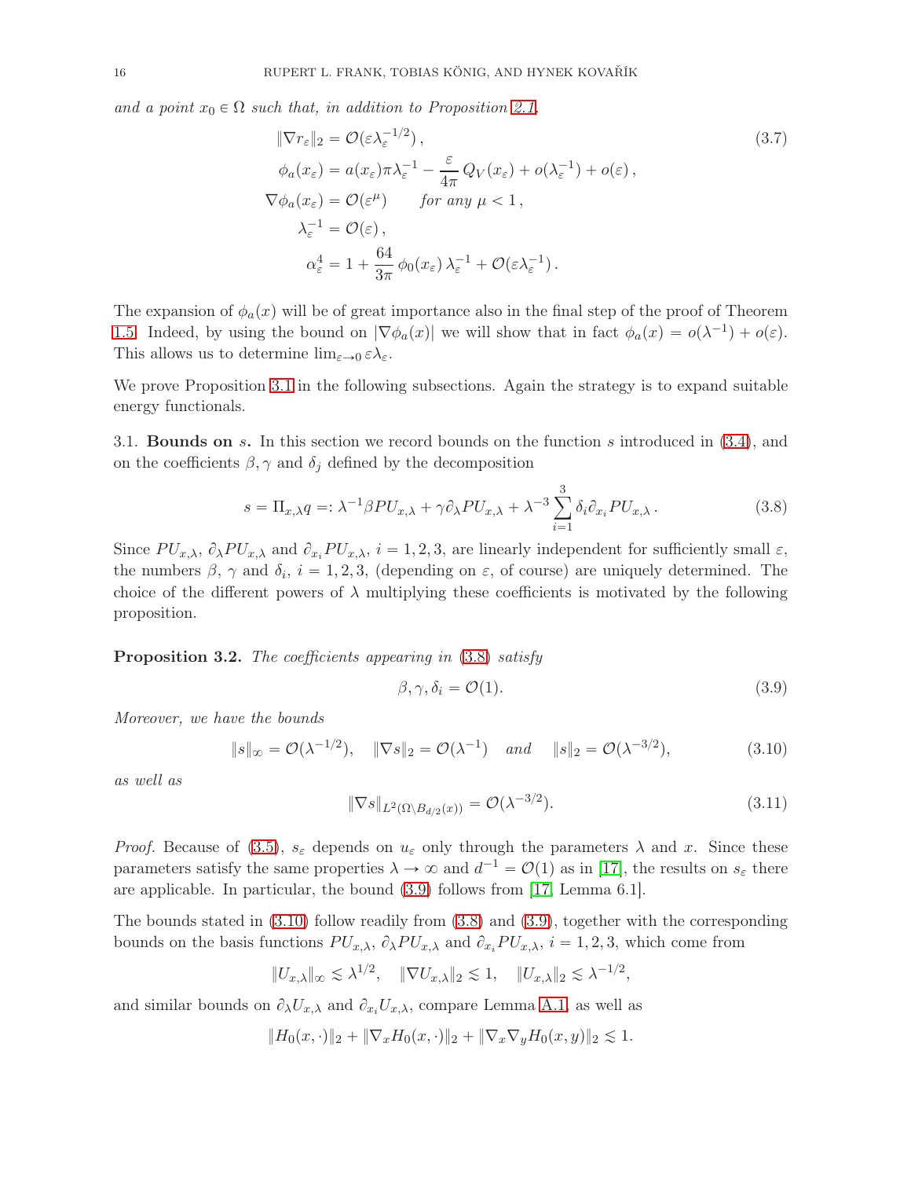*and a point $x_0 \in \Omega$ such that, in addition to Proposition 2.1,*

$$
\begin{aligned}
\|\nabla r_\varepsilon\|_2 &= \mathcal{O}(\varepsilon \lambda_\varepsilon^{-1/2}) \,, \\
\phi_a(x_\varepsilon) &= a(x_\varepsilon)\pi\lambda_\varepsilon^{-1} - \frac{\varepsilon}{4\pi} Q_V(x_\varepsilon) + o(\lambda_\varepsilon^{-1}) + o(\varepsilon)\,, \\
\nabla\phi_a(x_\varepsilon) &= \mathcal{O}(\varepsilon^\mu) \qquad \text{for any } \mu < 1\,, \\
\lambda_\varepsilon^{-1} &= \mathcal{O}(\varepsilon)\,, \\
\alpha_\varepsilon^4 &= 1 + \frac{64}{3\pi}\,\phi_0(x_\varepsilon)\,\lambda_\varepsilon^{-1} + \mathcal{O}(\varepsilon\lambda_\varepsilon^{-1})\,.
\end{aligned}
\tag{3.7}
$$

The expansion of $\phi_a(x)$ will be of great importance also in the final step of the proof of Theorem 1.5. Indeed, by using the bound on $|\nabla\phi_a(x)|$ we will show that in fact $\phi_a(x) = o(\lambda^{-1}) + o(\varepsilon)$. This allows us to determine $\lim_{\varepsilon\to 0}\varepsilon\lambda_\varepsilon$.

We prove Proposition 3.1 in the following subsections. Again the strategy is to expand suitable energy functionals.

3.1. **Bounds on $s$.** In this section we record bounds on the function $s$ introduced in (3.4), and on the coefficients $\beta, \gamma$ and $\delta_j$ defined by the decomposition

$$
s = \Pi_{x,\lambda} q =: \lambda^{-1}\beta PU_{x,\lambda} + \gamma\partial_\lambda PU_{x,\lambda} + \lambda^{-3}\sum_{i=1}^{3}\delta_i\partial_{x_i}PU_{x,\lambda}\,. \tag{3.8}
$$

Since $PU_{x,\lambda}$, $\partial_\lambda PU_{x,\lambda}$ and $\partial_{x_i}PU_{x,\lambda}$, $i = 1,2,3$, are linearly independent for sufficiently small $\varepsilon$, the numbers $\beta$, $\gamma$ and $\delta_i$, $i = 1,2,3$, (depending on $\varepsilon$, of course) are uniquely determined. The choice of the different powers of $\lambda$ multiplying these coefficients is motivated by the following proposition.

**Proposition 3.2.** *The coefficients appearing in (3.8) satisfy*

$$
\beta, \gamma, \delta_i = \mathcal{O}(1). \tag{3.9}
$$

*Moreover, we have the bounds*

$$
\|s\|_\infty = \mathcal{O}(\lambda^{-1/2}), \quad \|\nabla s\|_2 = \mathcal{O}(\lambda^{-1}) \quad \text{and} \quad \|s\|_2 = \mathcal{O}(\lambda^{-3/2}), \tag{3.10}
$$

*as well as*

$$
\|\nabla s\|_{L^2(\Omega\setminus B_{d/2}(x))} = \mathcal{O}(\lambda^{-3/2}). \tag{3.11}
$$

*Proof.* Because of (3.5), $s_\varepsilon$ depends on $u_\varepsilon$ only through the parameters $\lambda$ and $x$. Since these parameters satisfy the same properties $\lambda \to \infty$ and $d^{-1} = \mathcal{O}(1)$ as in [17], the results on $s_\varepsilon$ there are applicable. In particular, the bound (3.9) follows from [17, Lemma 6.1].

The bounds stated in (3.10) follow readily from (3.8) and (3.9), together with the corresponding bounds on the basis functions $PU_{x,\lambda}$, $\partial_\lambda PU_{x,\lambda}$ and $\partial_{x_i}PU_{x,\lambda}$, $i = 1,2,3$, which come from

$$
\|U_{x,\lambda}\|_\infty \lesssim \lambda^{1/2}, \quad \|\nabla U_{x,\lambda}\|_2 \lesssim 1, \quad \|U_{x,\lambda}\|_2 \lesssim \lambda^{-1/2},
$$

and similar bounds on $\partial_\lambda U_{x,\lambda}$ and $\partial_{x_i}U_{x,\lambda}$, compare Lemma A.1, as well as

$$
\|H_0(x,\cdot)\|_2 + \|\nabla_x H_0(x,\cdot)\|_2 + \|\nabla_x\nabla_y H_0(x,y)\|_2 \lesssim 1.
$$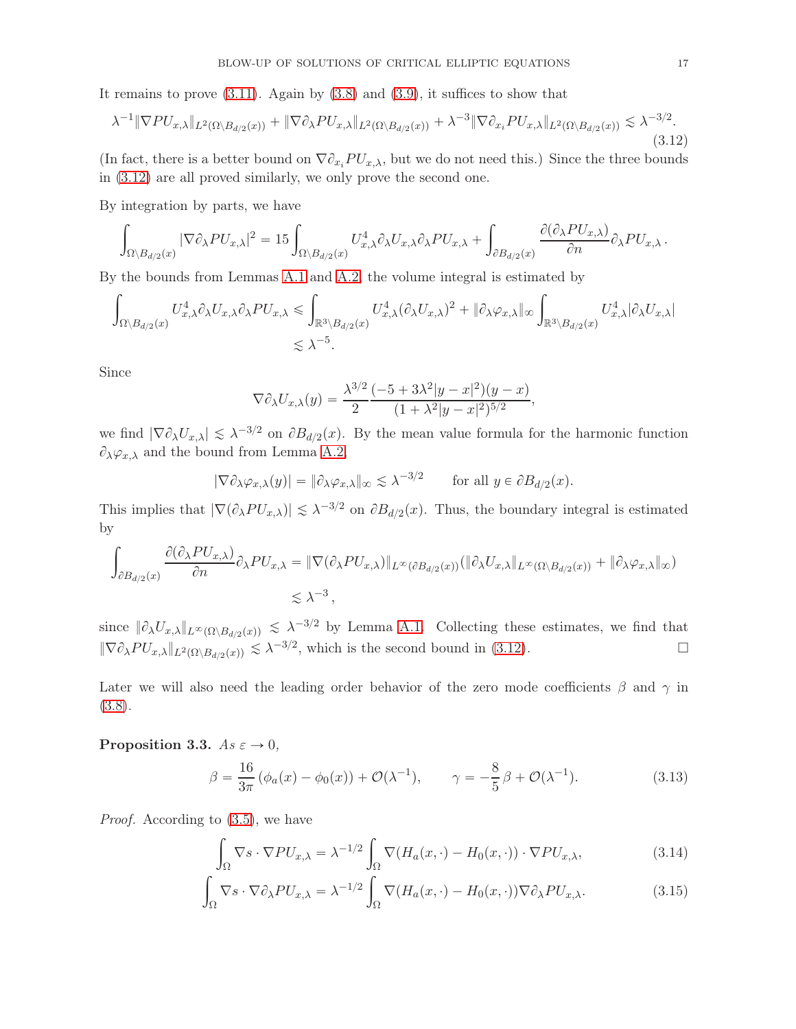It remains to prove (3.11). Again by (3.8) and (3.9), it suffices to show that

$$\lambda^{-1}\|\nabla PU_{x,\lambda}\|_{L^2(\Omega\setminus B_{d/2}(x))} + \|\nabla\partial_\lambda PU_{x,\lambda}\|_{L^2(\Omega\setminus B_{d/2}(x))} + \lambda^{-3}\|\nabla\partial_{x_i} PU_{x,\lambda}\|_{L^2(\Omega\setminus B_{d/2}(x))} \lesssim \lambda^{-3/2}. \tag{3.12}$$

(In fact, there is a better bound on $\nabla\partial_{x_i} PU_{x,\lambda}$, but we do not need this.) Since the three bounds in (3.12) are all proved similarly, we only prove the second one.

By integration by parts, we have

$$\int_{\Omega\setminus B_{d/2}(x)} |\nabla\partial_\lambda PU_{x,\lambda}|^2 = 15\int_{\Omega\setminus B_{d/2}(x)} U_{x,\lambda}^4 \partial_\lambda U_{x,\lambda}\partial_\lambda PU_{x,\lambda} + \int_{\partial B_{d/2}(x)} \frac{\partial(\partial_\lambda PU_{x,\lambda})}{\partial n}\partial_\lambda PU_{x,\lambda}.$$

By the bounds from Lemmas A.1 and A.2, the volume integral is estimated by

$$\begin{aligned}\int_{\Omega\setminus B_{d/2}(x)} U_{x,\lambda}^4 \partial_\lambda U_{x,\lambda}\partial_\lambda PU_{x,\lambda} &\leqslant \int_{\mathbb{R}^3\setminus B_{d/2}(x)} U_{x,\lambda}^4(\partial_\lambda U_{x,\lambda})^2 + \|\partial_\lambda \varphi_{x,\lambda}\|_\infty \int_{\mathbb{R}^3\setminus B_{d/2}(x)} U_{x,\lambda}^4|\partial_\lambda U_{x,\lambda}| \\ &\lesssim \lambda^{-5}.\end{aligned}$$

Since

$$\nabla\partial_\lambda U_{x,\lambda}(y) = \frac{\lambda^{3/2}}{2}\frac{(-5+3\lambda^2|y-x|^2)(y-x)}{(1+\lambda^2|y-x|^2)^{5/2}},$$

we find $|\nabla\partial_\lambda U_{x,\lambda}| \lesssim \lambda^{-3/2}$ on $\partial B_{d/2}(x)$. By the mean value formula for the harmonic function $\partial_\lambda\varphi_{x,\lambda}$ and the bound from Lemma A.2,

$$|\nabla\partial_\lambda \varphi_{x,\lambda}(y)| = \|\partial_\lambda\varphi_{x,\lambda}\|_\infty \lesssim \lambda^{-3/2} \qquad \text{for all } y \in \partial B_{d/2}(x).$$

This implies that $|\nabla(\partial_\lambda PU_{x,\lambda})| \lesssim \lambda^{-3/2}$ on $\partial B_{d/2}(x)$. Thus, the boundary integral is estimated by

$$\begin{aligned}\int_{\partial B_{d/2}(x)} \frac{\partial(\partial_\lambda PU_{x,\lambda})}{\partial n}\partial_\lambda PU_{x,\lambda} &= \|\nabla(\partial_\lambda PU_{x,\lambda})\|_{L^\infty(\partial B_{d/2}(x))}(\|\partial_\lambda U_{x,\lambda}\|_{L^\infty(\Omega\setminus B_{d/2}(x))} + \|\partial_\lambda\varphi_{x,\lambda}\|_\infty) \\ &\lesssim \lambda^{-3},\end{aligned}$$

since $\|\partial_\lambda U_{x,\lambda}\|_{L^\infty(\Omega\setminus B_{d/2}(x))} \lesssim \lambda^{-3/2}$ by Lemma A.1. Collecting these estimates, we find that $\|\nabla\partial_\lambda PU_{x,\lambda}\|_{L^2(\Omega\setminus B_{d/2}(x))} \lesssim \lambda^{-3/2}$, which is the second bound in (3.12). □

Later we will also need the leading order behavior of the zero mode coefficients $\beta$ and $\gamma$ in (3.8).

**Proposition 3.3.** *As $\varepsilon \to 0$,*

$$\beta = \frac{16}{3\pi}(\phi_a(x) - \phi_0(x)) + \mathcal{O}(\lambda^{-1}), \qquad \gamma = -\frac{8}{5}\beta + \mathcal{O}(\lambda^{-1}). \tag{3.13}$$

*Proof.* According to (3.5), we have

$$\int_\Omega \nabla s\cdot\nabla PU_{x,\lambda} = \lambda^{-1/2}\int_\Omega \nabla(H_a(x,\cdot) - H_0(x,\cdot))\cdot\nabla PU_{x,\lambda}, \tag{3.14}$$

$$\int_\Omega \nabla s\cdot\nabla\partial_\lambda PU_{x,\lambda} = \lambda^{-1/2}\int_\Omega \nabla(H_a(x,\cdot) - H_0(x,\cdot))\nabla\partial_\lambda PU_{x,\lambda}. \tag{3.15}$$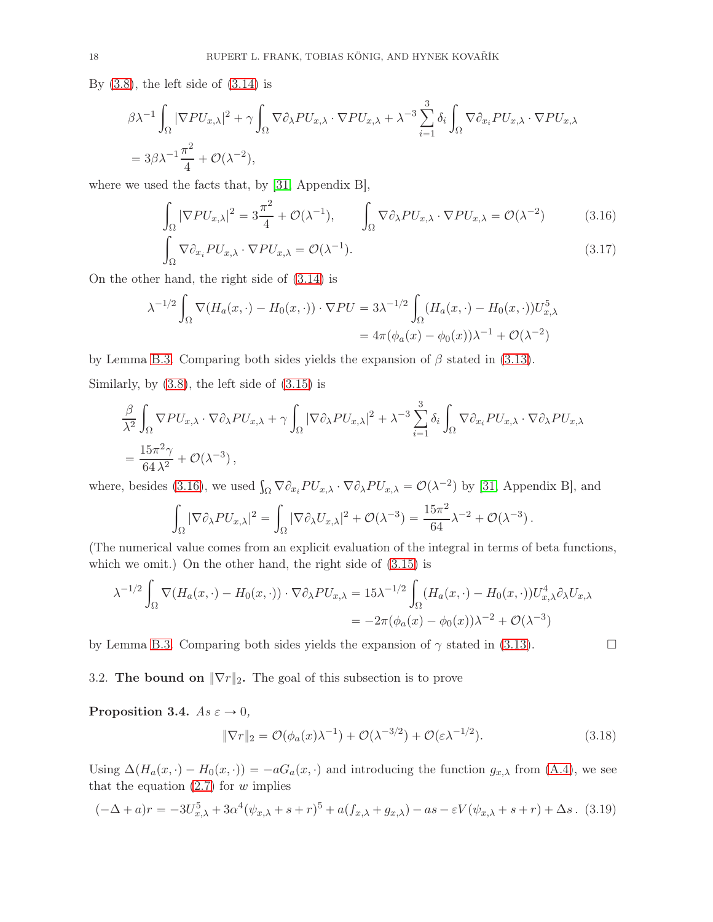By (3.8), the left side of (3.14) is

$$
\begin{aligned}
&\beta\lambda^{-1}\int_\Omega |\nabla PU_{x,\lambda}|^2 + \gamma\int_\Omega \nabla\partial_\lambda PU_{x,\lambda}\cdot\nabla PU_{x,\lambda} + \lambda^{-3}\sum_{i=1}^{3}\delta_i\int_\Omega \nabla\partial_{x_i}PU_{x,\lambda}\cdot\nabla PU_{x,\lambda} \\
&= 3\beta\lambda^{-1}\frac{\pi^2}{4} + \mathcal{O}(\lambda^{-2}),
\end{aligned}
$$

where we used the facts that, by [31, Appendix B],

$$
\int_\Omega |\nabla PU_{x,\lambda}|^2 = 3\frac{\pi^2}{4} + \mathcal{O}(\lambda^{-1}), \qquad \int_\Omega \nabla\partial_\lambda PU_{x,\lambda}\cdot\nabla PU_{x,\lambda} = \mathcal{O}(\lambda^{-2}) \tag{3.16}
$$

$$
\int_\Omega \nabla\partial_{x_i}PU_{x,\lambda}\cdot\nabla PU_{x,\lambda} = \mathcal{O}(\lambda^{-1}). \tag{3.17}
$$

On the other hand, the right side of (3.14) is

$$
\begin{aligned}
\lambda^{-1/2}\int_\Omega \nabla(H_a(x,\cdot)-H_0(x,\cdot))\cdot\nabla PU &= 3\lambda^{-1/2}\int_\Omega (H_a(x,\cdot)-H_0(x,\cdot))U_{x,\lambda}^5 \\
&= 4\pi(\phi_a(x)-\phi_0(x))\lambda^{-1} + \mathcal{O}(\lambda^{-2})
\end{aligned}
$$

by Lemma B.3. Comparing both sides yields the expansion of $\beta$ stated in (3.13).

Similarly, by (3.8), the left side of (3.15) is

$$
\begin{aligned}
&\frac{\beta}{\lambda^2}\int_\Omega \nabla PU_{x,\lambda}\cdot\nabla\partial_\lambda PU_{x,\lambda} + \gamma\int_\Omega |\nabla\partial_\lambda PU_{x,\lambda}|^2 + \lambda^{-3}\sum_{i=1}^{3}\delta_i\int_\Omega \nabla\partial_{x_i}PU_{x,\lambda}\cdot\nabla\partial_\lambda PU_{x,\lambda} \\
&= \frac{15\pi^2\gamma}{64\,\lambda^2} + \mathcal{O}(\lambda^{-3}),
\end{aligned}
$$

where, besides (3.16), we used $\int_\Omega \nabla\partial_{x_i}PU_{x,\lambda}\cdot\nabla\partial_\lambda PU_{x,\lambda} = \mathcal{O}(\lambda^{-2})$ by [31, Appendix B], and

$$
\int_\Omega |\nabla\partial_\lambda PU_{x,\lambda}|^2 = \int_\Omega |\nabla\partial_\lambda U_{x,\lambda}|^2 + \mathcal{O}(\lambda^{-3}) = \frac{15\pi^2}{64}\lambda^{-2} + \mathcal{O}(\lambda^{-3})\,.
$$

(The numerical value comes from an explicit evaluation of the integral in terms of beta functions, which we omit.) On the other hand, the right side of (3.15) is

$$
\begin{aligned}
\lambda^{-1/2}\int_\Omega \nabla(H_a(x,\cdot)-H_0(x,\cdot))\cdot\nabla\partial_\lambda PU_{x,\lambda} &= 15\lambda^{-1/2}\int_\Omega (H_a(x,\cdot)-H_0(x,\cdot))U_{x,\lambda}^4\partial_\lambda U_{x,\lambda} \\
&= -2\pi(\phi_a(x)-\phi_0(x))\lambda^{-2} + \mathcal{O}(\lambda^{-3})
\end{aligned}
$$

by Lemma B.3. Comparing both sides yields the expansion of $\gamma$ stated in (3.13). $\square$

### 3.2. The bound on $\|\nabla r\|_2$.

The goal of this subsection is to prove

**Proposition 3.4.** *As $\varepsilon \to 0$,*

$$
\|\nabla r\|_2 = \mathcal{O}(\phi_a(x)\lambda^{-1}) + \mathcal{O}(\lambda^{-3/2}) + \mathcal{O}(\varepsilon\lambda^{-1/2}). \tag{3.18}
$$

Using $\Delta(H_a(x,\cdot)-H_0(x,\cdot)) = -aG_a(x,\cdot)$ and introducing the function $g_{x,\lambda}$ from (A.4), we see that the equation (2.7) for $w$ implies

$$
(-\Delta+a)r = -3U_{x,\lambda}^5 + 3\alpha^4(\psi_{x,\lambda}+s+r)^5 + a(f_{x,\lambda}+g_{x,\lambda}) - as - \varepsilon V(\psi_{x,\lambda}+s+r) + \Delta s\,. \tag{3.19}
$$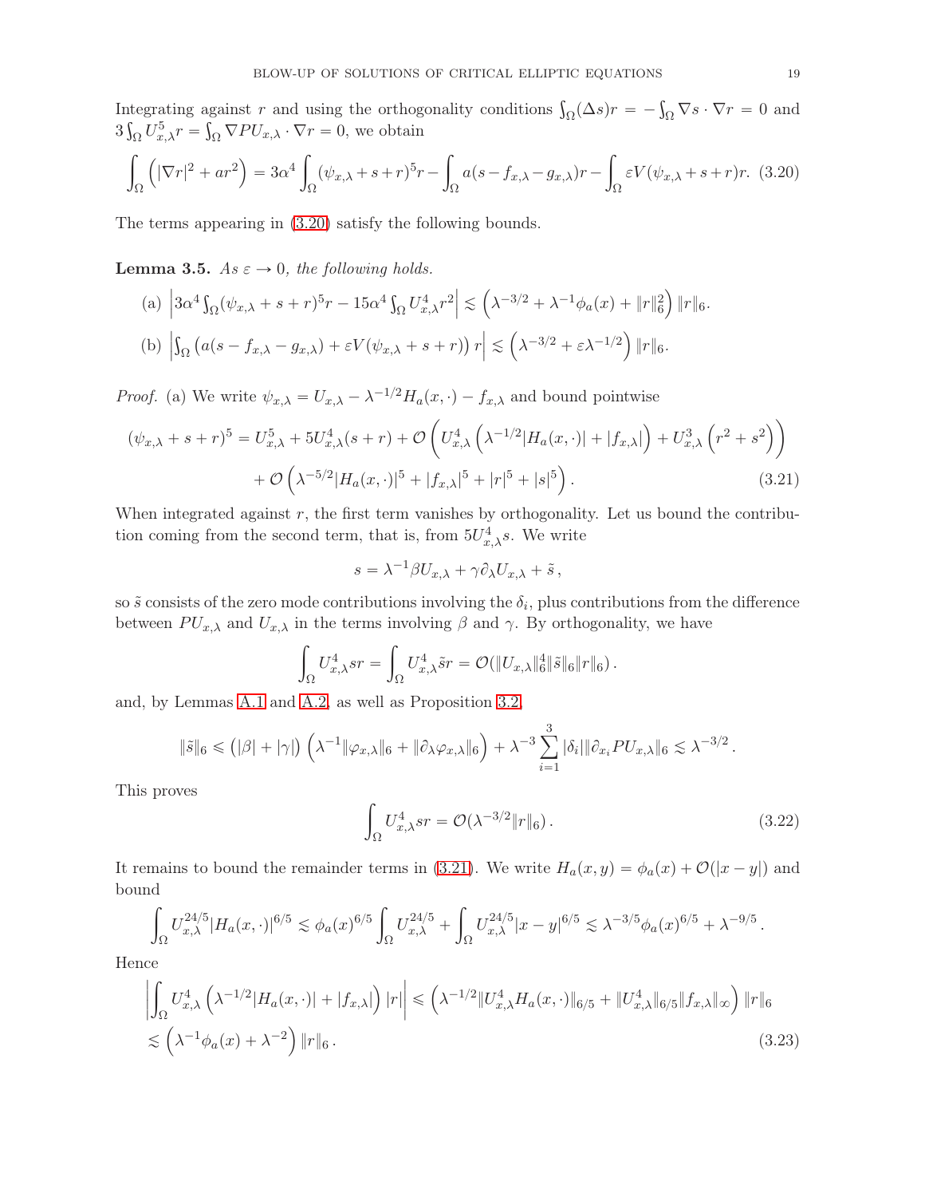Integrating against $r$ and using the orthogonality conditions $\int_\Omega (\Delta s) r = -\int_\Omega \nabla s \cdot \nabla r = 0$ and $3\int_\Omega U_{x,\lambda}^5 r = \int_\Omega \nabla PU_{x,\lambda} \cdot \nabla r = 0$, we obtain

$$\int_\Omega \left( |\nabla r|^2 + ar^2 \right) = 3\alpha^4 \int_\Omega (\psi_{x,\lambda} + s + r)^5 r - \int_\Omega a(s - f_{x,\lambda} - g_{x,\lambda}) r - \int_\Omega \varepsilon V(\psi_{x,\lambda} + s + r) r. \quad (3.20)$$

The terms appearing in (3.20) satisfy the following bounds.

**Lemma 3.5.** *As $\varepsilon \to 0$, the following holds.*

(a) $\left| 3\alpha^4 \int_\Omega (\psi_{x,\lambda} + s + r)^5 r - 15\alpha^4 \int_\Omega U_{x,\lambda}^4 r^2 \right| \lesssim \left( \lambda^{-3/2} + \lambda^{-1} \phi_a(x) + \|r\|_6^2 \right) \|r\|_6$.

(b) $\left| \int_\Omega \left( a(s - f_{x,\lambda} - g_{x,\lambda}) + \varepsilon V(\psi_{x,\lambda} + s + r) \right) r \right| \lesssim \left( \lambda^{-3/2} + \varepsilon \lambda^{-1/2} \right) \|r\|_6$.

*Proof.* (a) We write $\psi_{x,\lambda} = U_{x,\lambda} - \lambda^{-1/2} H_a(x, \cdot) - f_{x,\lambda}$ and bound pointwise

$$\begin{aligned}(\psi_{x,\lambda} + s + r)^5 = U_{x,\lambda}^5 + 5U_{x,\lambda}^4 (s + r) + \mathcal{O}\left( U_{x,\lambda}^4 \left( \lambda^{-1/2} |H_a(x, \cdot)| + |f_{x,\lambda}| \right) + U_{x,\lambda}^3 \left( r^2 + s^2 \right) \right) \\ + \mathcal{O}\left( \lambda^{-5/2} |H_a(x, \cdot)|^5 + |f_{x,\lambda}|^5 + |r|^5 + |s|^5 \right). \quad (3.21)\end{aligned}$$

When integrated against $r$, the first term vanishes by orthogonality. Let us bound the contribution coming from the second term, that is, from $5U_{x,\lambda}^4 s$. We write

$$s = \lambda^{-1} \beta U_{x,\lambda} + \gamma \partial_\lambda U_{x,\lambda} + \tilde{s}\,,$$

so $\tilde{s}$ consists of the zero mode contributions involving the $\delta_i$, plus contributions from the difference between $PU_{x,\lambda}$ and $U_{x,\lambda}$ in the terms involving $\beta$ and $\gamma$. By orthogonality, we have

$$\int_\Omega U_{x,\lambda}^4 s r = \int_\Omega U_{x,\lambda}^4 \tilde{s} r = \mathcal{O}(\|U_{x,\lambda}\|_6^4 \|\tilde{s}\|_6 \|r\|_6)\,.$$

and, by Lemmas A.1 and A.2, as well as Proposition 3.2,

$$\|\tilde{s}\|_6 \leqslant (|\beta| + |\gamma|) \left( \lambda^{-1} \|\varphi_{x,\lambda}\|_6 + \|\partial_\lambda \varphi_{x,\lambda}\|_6 \right) + \lambda^{-3} \sum_{i=1}^3 |\delta_i| \|\partial_{x_i} PU_{x,\lambda}\|_6 \lesssim \lambda^{-3/2}\,.$$

This proves

$$\int_\Omega U_{x,\lambda}^4 s r = \mathcal{O}(\lambda^{-3/2} \|r\|_6)\,. \quad (3.22)$$

It remains to bound the remainder terms in (3.21). We write $H_a(x, y) = \phi_a(x) + \mathcal{O}(|x - y|)$ and bound

$$\int_\Omega U_{x,\lambda}^{24/5} |H_a(x, \cdot)|^{6/5} \lesssim \phi_a(x)^{6/5} \int_\Omega U_{x,\lambda}^{24/5} + \int_\Omega U_{x,\lambda}^{24/5} |x - y|^{6/5} \lesssim \lambda^{-3/5} \phi_a(x)^{6/5} + \lambda^{-9/5}\,.$$

Hence

$$\begin{aligned}\left| \int_\Omega U_{x,\lambda}^4 \left( \lambda^{-1/2} |H_a(x, \cdot)| + |f_{x,\lambda}| \right) |r| \right| &\leqslant \left( \lambda^{-1/2} \|U_{x,\lambda}^4 H_a(x, \cdot)\|_{6/5} + \|U_{x,\lambda}^4\|_{6/5} \|f_{x,\lambda}\|_\infty \right) \|r\|_6 \\ &\lesssim \left( \lambda^{-1} \phi_a(x) + \lambda^{-2} \right) \|r\|_6\,. \end{aligned} \quad (3.23)$$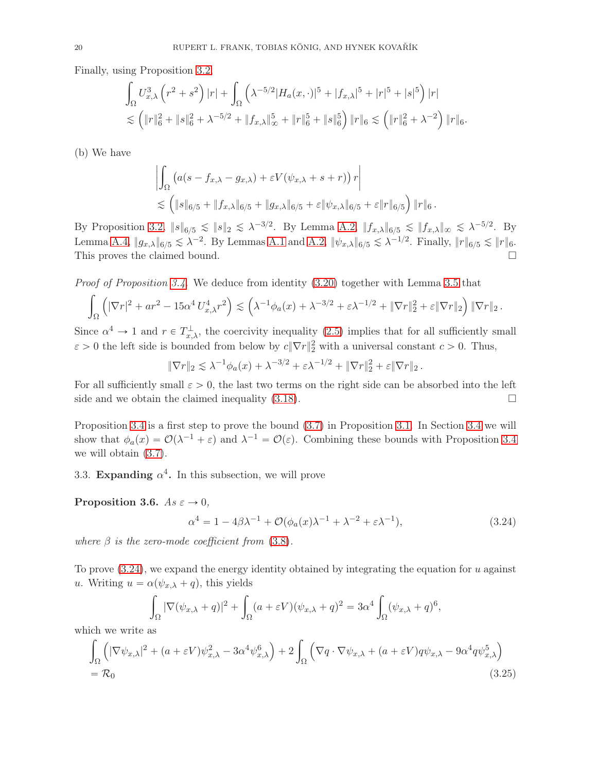Finally, using Proposition 3.2,

$$\int_\Omega U_{x,\lambda}^3 \left(r^2+s^2\right)|r| + \int_\Omega \left(\lambda^{-5/2}|H_a(x,\cdot)|^5 + |f_{x,\lambda}|^5 + |r|^5 + |s|^5\right)|r|$$
$$\lesssim \left(\|r\|_6^2 + \|s\|_6^2 + \lambda^{-5/2} + \|f_{x,\lambda}\|_\infty^5 + \|r\|_6^5 + \|s\|_6^5\right)\|r\|_6 \lesssim \left(\|r\|_6^2 + \lambda^{-2}\right)\|r\|_6.$$

(b) We have

$$\left|\int_\Omega \left(a(s-f_{x,\lambda}-g_{x,\lambda}) + \varepsilon V(\psi_{x,\lambda}+s+r)\right) r\right|$$
$$\lesssim \left(\|s\|_{6/5} + \|f_{x,\lambda}\|_{6/5} + \|g_{x,\lambda}\|_{6/5} + \varepsilon\|\psi_{x,\lambda}\|_{6/5} + \varepsilon\|r\|_{6/5}\right)\|r\|_6\,.$$

By Proposition 3.2, $\|s\|_{6/5} \lesssim \|s\|_2 \lesssim \lambda^{-3/2}$. By Lemma A.2, $\|f_{x,\lambda}\|_{6/5} \lesssim \|f_{x,\lambda}\|_\infty \lesssim \lambda^{-5/2}$. By Lemma A.4, $\|g_{x,\lambda}\|_{6/5} \lesssim \lambda^{-2}$. By Lemmas A.1 and A.2, $\|\psi_{x,\lambda}\|_{6/5} \lesssim \lambda^{-1/2}$. Finally, $\|r\|_{6/5} \lesssim \|r\|_6$. This proves the claimed bound. □

*Proof of Proposition 3.4.* We deduce from identity (3.20) together with Lemma 3.5 that

$$\int_\Omega \left(|\nabla r|^2 + ar^2 - 15\alpha^4\, U_{x,\lambda}^4 r^2\right) \lesssim \left(\lambda^{-1}\phi_a(x) + \lambda^{-3/2} + \varepsilon\lambda^{-1/2} + \|\nabla r\|_2^2 + \varepsilon\|\nabla r\|_2\right)\|\nabla r\|_2\,.$$

Since $\alpha^4 \to 1$ and $r \in T_{x,\lambda}^\perp$, the coercivity inequality (2.5) implies that for all sufficiently small $\varepsilon > 0$ the left side is bounded from below by $c\|\nabla r\|_2^2$ with a universal constant $c > 0$. Thus,

$$\|\nabla r\|_2 \lesssim \lambda^{-1}\phi_a(x) + \lambda^{-3/2} + \varepsilon\lambda^{-1/2} + \|\nabla r\|_2^2 + \varepsilon\|\nabla r\|_2\,.$$

For all sufficiently small $\varepsilon > 0$, the last two terms on the right side can be absorbed into the left side and we obtain the claimed inequality (3.18). □

Proposition 3.4 is a first step to prove the bound (3.7) in Proposition 3.1. In Section 3.4 we will show that $\phi_a(x) = \mathcal{O}(\lambda^{-1} + \varepsilon)$ and $\lambda^{-1} = \mathcal{O}(\varepsilon)$. Combining these bounds with Proposition 3.4 we will obtain (3.7).

## 3.3. **Expanding $\alpha^4$.** In this subsection, we will prove

**Proposition 3.6.** *As $\varepsilon \to 0$,*

$$\alpha^4 = 1 - 4\beta\lambda^{-1} + \mathcal{O}(\phi_a(x)\lambda^{-1} + \lambda^{-2} + \varepsilon\lambda^{-1}), \tag{3.24}$$

*where $\beta$ is the zero-mode coefficient from (3.8).*

To prove (3.24), we expand the energy identity obtained by integrating the equation for $u$ against $u$. Writing $u = \alpha(\psi_{x,\lambda} + q)$, this yields

$$\int_\Omega |\nabla(\psi_{x,\lambda}+q)|^2 + \int_\Omega (a+\varepsilon V)(\psi_{x,\lambda}+q)^2 = 3\alpha^4 \int_\Omega (\psi_{x,\lambda}+q)^6,$$

which we write as

$$\int_\Omega \left(|\nabla\psi_{x,\lambda}|^2 + (a+\varepsilon V)\psi_{x,\lambda}^2 - 3\alpha^4\psi_{x,\lambda}^6\right) + 2\int_\Omega \left(\nabla q\cdot\nabla\psi_{x,\lambda} + (a+\varepsilon V)q\psi_{x,\lambda} - 9\alpha^4 q\psi_{x,\lambda}^5\right)$$
$$= \mathcal{R}_0 \tag{3.25}$$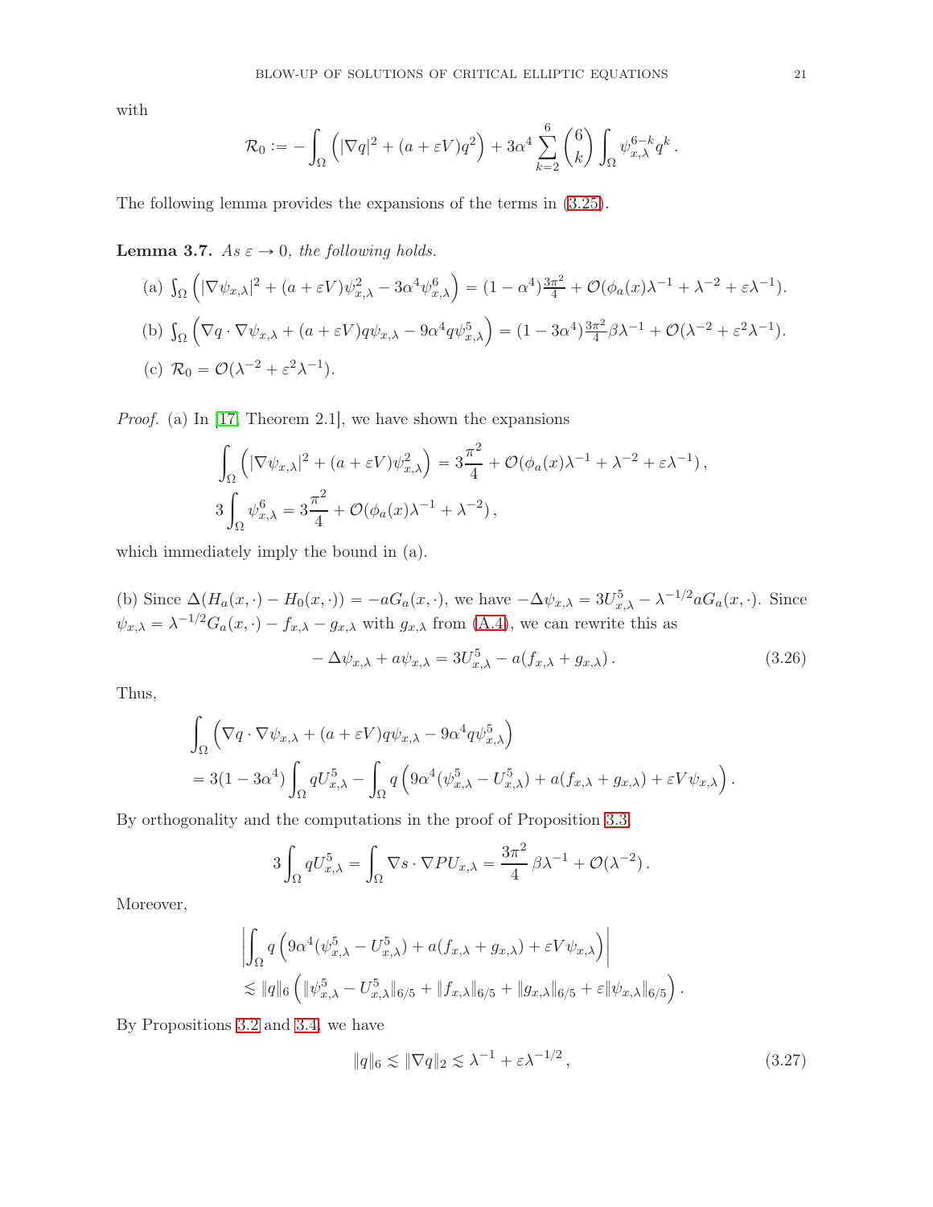with

$$\mathcal{R}_0 := -\int_\Omega \left( |\nabla q|^2 + (a+\varepsilon V) q^2 \right) + 3\alpha^4 \sum_{k=2}^{6} \binom{6}{k} \int_\Omega \psi_{x,\lambda}^{6-k} q^k \,.$$

The following lemma provides the expansions of the terms in (3.25).

**Lemma 3.7.** *As $\varepsilon \to 0$, the following holds.*

(a) $\int_\Omega \left( |\nabla \psi_{x,\lambda}|^2 + (a+\varepsilon V)\psi_{x,\lambda}^2 - 3\alpha^4 \psi_{x,\lambda}^6 \right) = (1-\alpha^4)\frac{3\pi^2}{4} + \mathcal{O}(\phi_a(x)\lambda^{-1} + \lambda^{-2} + \varepsilon\lambda^{-1})$.

(b) $\int_\Omega \left( \nabla q \cdot \nabla \psi_{x,\lambda} + (a+\varepsilon V) q \psi_{x,\lambda} - 9\alpha^4 q \psi_{x,\lambda}^5 \right) = (1-3\alpha^4)\frac{3\pi^2}{4}\beta\lambda^{-1} + \mathcal{O}(\lambda^{-2} + \varepsilon^2\lambda^{-1})$.

(c) $\mathcal{R}_0 = \mathcal{O}(\lambda^{-2} + \varepsilon^2 \lambda^{-1})$.

*Proof.* (a) In [17, Theorem 2.1], we have shown the expansions

$$\int_\Omega \left( |\nabla \psi_{x,\lambda}|^2 + (a+\varepsilon V)\psi_{x,\lambda}^2 \right) = 3\frac{\pi^2}{4} + \mathcal{O}(\phi_a(x)\lambda^{-1} + \lambda^{-2} + \varepsilon\lambda^{-1}) \,,$$

$$3\int_\Omega \psi_{x,\lambda}^6 = 3\frac{\pi^2}{4} + \mathcal{O}(\phi_a(x)\lambda^{-1} + \lambda^{-2}) \,,$$

which immediately imply the bound in (a).

(b) Since $\Delta(H_a(x,\cdot) - H_0(x,\cdot)) = -aG_a(x,\cdot)$, we have $-\Delta\psi_{x,\lambda} = 3U_{x,\lambda}^5 - \lambda^{-1/2} a G_a(x,\cdot)$. Since $\psi_{x,\lambda} = \lambda^{-1/2} G_a(x,\cdot) - f_{x,\lambda} - g_{x,\lambda}$ with $g_{x,\lambda}$ from (A.4), we can rewrite this as

$$-\Delta\psi_{x,\lambda} + a\psi_{x,\lambda} = 3U_{x,\lambda}^5 - a(f_{x,\lambda} + g_{x,\lambda}) \,. \tag{3.26}$$

Thus,

$$\begin{aligned}
&\int_\Omega \left( \nabla q \cdot \nabla \psi_{x,\lambda} + (a+\varepsilon V) q\psi_{x,\lambda} - 9\alpha^4 q\psi_{x,\lambda}^5 \right) \\
&= 3(1-3\alpha^4)\int_\Omega q U_{x,\lambda}^5 - \int_\Omega q\left( 9\alpha^4(\psi_{x,\lambda}^5 - U_{x,\lambda}^5) + a(f_{x,\lambda} + g_{x,\lambda}) + \varepsilon V\psi_{x,\lambda} \right).
\end{aligned}$$

By orthogonality and the computations in the proof of Proposition 3.3,

$$3\int_\Omega q U_{x,\lambda}^5 = \int_\Omega \nabla s \cdot \nabla PU_{x,\lambda} = \frac{3\pi^2}{4}\,\beta\lambda^{-1} + \mathcal{O}(\lambda^{-2}) \,.$$

Moreover,

$$\begin{aligned}
&\left| \int_\Omega q\left( 9\alpha^4(\psi_{x,\lambda}^5 - U_{x,\lambda}^5) + a(f_{x,\lambda} + g_{x,\lambda}) + \varepsilon V\psi_{x,\lambda} \right) \right| \\
&\lesssim \|q\|_6 \left( \|\psi_{x,\lambda}^5 - U_{x,\lambda}^5\|_{6/5} + \|f_{x,\lambda}\|_{6/5} + \|g_{x,\lambda}\|_{6/5} + \varepsilon\|\psi_{x,\lambda}\|_{6/5} \right).
\end{aligned}$$

By Propositions 3.2 and 3.4, we have

$$\|q\|_6 \lesssim \|\nabla q\|_2 \lesssim \lambda^{-1} + \varepsilon\lambda^{-1/2} \,, \tag{3.27}$$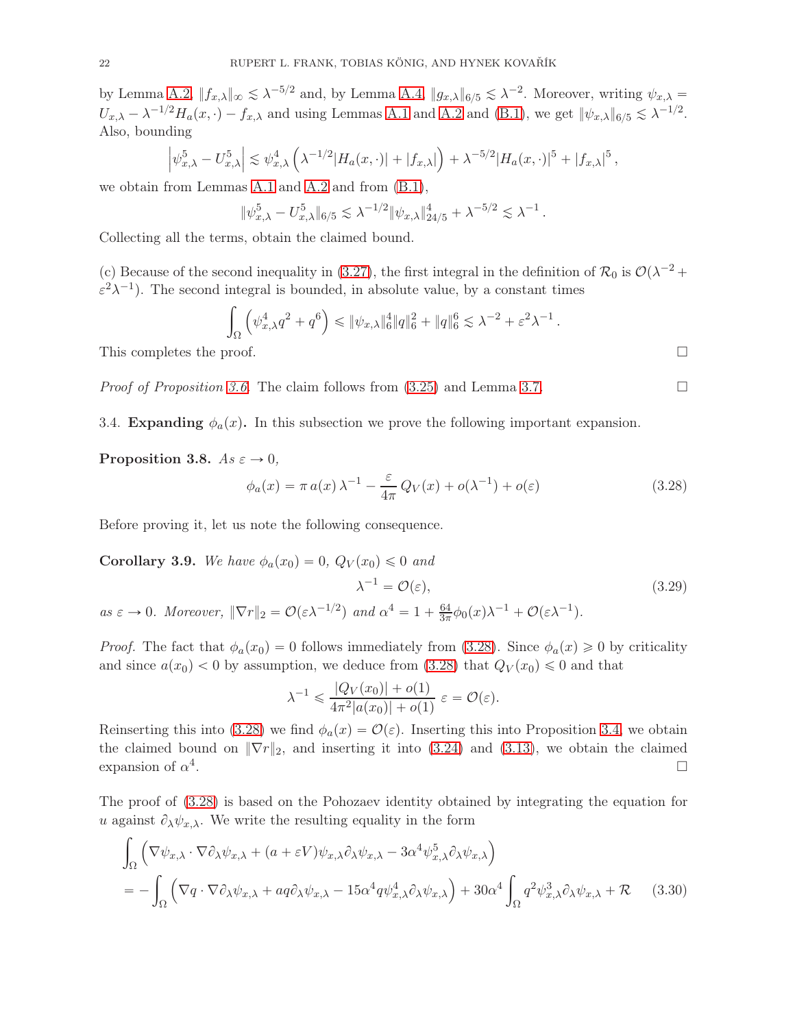by Lemma A.2, $\|f_{x,\lambda}\|_\infty \lesssim \lambda^{-5/2}$ and, by Lemma A.4, $\|g_{x,\lambda}\|_{6/5} \lesssim \lambda^{-2}$. Moreover, writing $\psi_{x,\lambda} = U_{x,\lambda} - \lambda^{-1/2} H_a(x,\cdot) - f_{x,\lambda}$ and using Lemmas A.1 and A.2 and (B.1), we get $\|\psi_{x,\lambda}\|_{6/5} \lesssim \lambda^{-1/2}$. Also, bounding

$$\left|\psi_{x,\lambda}^5 - U_{x,\lambda}^5\right| \lesssim \psi_{x,\lambda}^4 \left(\lambda^{-1/2}|H_a(x,\cdot)| + |f_{x,\lambda}|\right) + \lambda^{-5/2}|H_a(x,\cdot)|^5 + |f_{x,\lambda}|^5 ,$$

we obtain from Lemmas A.1 and A.2 and from (B.1),

$$\|\psi_{x,\lambda}^5 - U_{x,\lambda}^5\|_{6/5} \lesssim \lambda^{-1/2} \|\psi_{x,\lambda}\|_{24/5}^4 + \lambda^{-5/2} \lesssim \lambda^{-1} .$$

Collecting all the terms, obtain the claimed bound.

(c) Because of the second inequality in (3.27), the first integral in the definition of $\mathcal{R}_0$ is $\mathcal{O}(\lambda^{-2} + \varepsilon^2\lambda^{-1})$. The second integral is bounded, in absolute value, by a constant times

$$\int_\Omega \left(\psi_{x,\lambda}^4 q^2 + q^6\right) \leqslant \|\psi_{x,\lambda}\|_6^4 \|q\|_6^2 + \|q\|_6^6 \lesssim \lambda^{-2} + \varepsilon^2\lambda^{-1} .$$

This completes the proof. $\square$

*Proof of Proposition 3.6.* The claim follows from (3.25) and Lemma 3.7. $\square$

3.4. **Expanding $\phi_a(x)$.** In this subsection we prove the following important expansion.

**Proposition 3.8.** *As $\varepsilon \to 0$,*

$$\phi_a(x) = \pi\, a(x)\, \lambda^{-1} - \frac{\varepsilon}{4\pi}\, Q_V(x) + o(\lambda^{-1}) + o(\varepsilon) \tag{3.28}$$

Before proving it, let us note the following consequence.

**Corollary 3.9.** *We have $\phi_a(x_0) = 0$, $Q_V(x_0) \leqslant 0$ and*

$$\lambda^{-1} = \mathcal{O}(\varepsilon), \tag{3.29}$$

*as $\varepsilon \to 0$. Moreover, $\|\nabla r\|_2 = \mathcal{O}(\varepsilon\lambda^{-1/2})$ and $\alpha^4 = 1 + \frac{64}{3\pi}\phi_0(x)\lambda^{-1} + \mathcal{O}(\varepsilon\lambda^{-1})$.*

*Proof.* The fact that $\phi_a(x_0) = 0$ follows immediately from (3.28). Since $\phi_a(x) \geqslant 0$ by criticality and since $a(x_0) < 0$ by assumption, we deduce from (3.28) that $Q_V(x_0) \leqslant 0$ and that

$$\lambda^{-1} \leqslant \frac{|Q_V(x_0)| + o(1)}{4\pi^2|a(x_0)| + o(1)}\, \varepsilon = \mathcal{O}(\varepsilon).$$

Reinserting this into (3.28) we find $\phi_a(x) = \mathcal{O}(\varepsilon)$. Inserting this into Proposition 3.4, we obtain the claimed bound on $\|\nabla r\|_2$, and inserting it into (3.24) and (3.13), we obtain the claimed expansion of $\alpha^4$. $\square$

The proof of (3.28) is based on the Pohozaev identity obtained by integrating the equation for $u$ against $\partial_\lambda \psi_{x,\lambda}$. We write the resulting equality in the form

$$\begin{aligned}
&\int_\Omega \left(\nabla\psi_{x,\lambda} \cdot \nabla\partial_\lambda\psi_{x,\lambda} + (a+\varepsilon V)\psi_{x,\lambda}\partial_\lambda\psi_{x,\lambda} - 3\alpha^4\psi_{x,\lambda}^5\partial_\lambda\psi_{x,\lambda}\right) \\
&= -\int_\Omega \left(\nabla q \cdot \nabla\partial_\lambda\psi_{x,\lambda} + aq\partial_\lambda\psi_{x,\lambda} - 15\alpha^4 q\psi_{x,\lambda}^4\partial_\lambda\psi_{x,\lambda}\right) + 30\alpha^4 \int_\Omega q^2\psi_{x,\lambda}^3\partial_\lambda\psi_{x,\lambda} + \mathcal{R}
\end{aligned} \tag{3.30}$$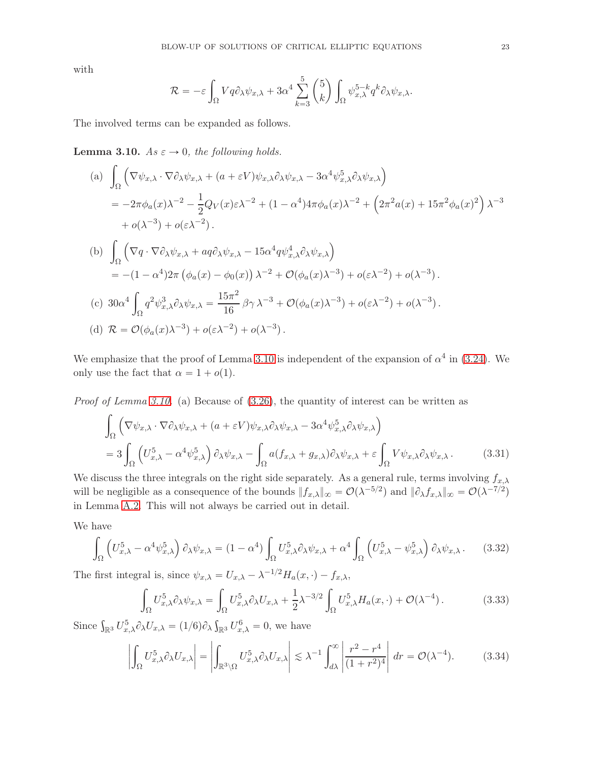with

$$\mathcal{R} = -\varepsilon \int_\Omega V q \partial_\lambda \psi_{x,\lambda} + 3\alpha^4 \sum_{k=3}^{5} \binom{5}{k} \int_\Omega \psi_{x,\lambda}^{5-k} q^k \partial_\lambda \psi_{x,\lambda}.$$

The involved terms can be expanded as follows.

**Lemma 3.10.** *As $\varepsilon \to 0$, the following holds.*

(a) $$\int_\Omega \left( \nabla \psi_{x,\lambda} \cdot \nabla \partial_\lambda \psi_{x,\lambda} + (a + \varepsilon V) \psi_{x,\lambda} \partial_\lambda \psi_{x,\lambda} - 3\alpha^4 \psi_{x,\lambda}^5 \partial_\lambda \psi_{x,\lambda} \right)$$
$$= -2\pi \phi_a(x) \lambda^{-2} - \frac{1}{2} Q_V(x) \varepsilon \lambda^{-2} + (1-\alpha^4) 4\pi \phi_a(x) \lambda^{-2} + \left( 2\pi^2 a(x) + 15\pi^2 \phi_a(x)^2 \right) \lambda^{-3}$$
$$+ o(\lambda^{-3}) + o(\varepsilon \lambda^{-2}).$$

(b) $$\int_\Omega \left( \nabla q \cdot \nabla \partial_\lambda \psi_{x,\lambda} + a q \partial_\lambda \psi_{x,\lambda} - 15\alpha^4 q \psi_{x,\lambda}^4 \partial_\lambda \psi_{x,\lambda} \right)$$
$$= -(1-\alpha^4) 2\pi \left( \phi_a(x) - \phi_0(x) \right) \lambda^{-2} + \mathcal{O}(\phi_a(x) \lambda^{-3}) + o(\varepsilon \lambda^{-2}) + o(\lambda^{-3}).$$

(c) $$30\alpha^4 \int_\Omega q^2 \psi_{x,\lambda}^3 \partial_\lambda \psi_{x,\lambda} = \frac{15\pi^2}{16} \beta\gamma \lambda^{-3} + \mathcal{O}(\phi_a(x) \lambda^{-3}) + o(\varepsilon \lambda^{-2}) + o(\lambda^{-3}).$$

(d) $$\mathcal{R} = \mathcal{O}(\phi_a(x) \lambda^{-3}) + o(\varepsilon \lambda^{-2}) + o(\lambda^{-3}).$$

We emphasize that the proof of Lemma 3.10 is independent of the expansion of $\alpha^4$ in (3.24). We only use the fact that $\alpha = 1 + o(1)$.

*Proof of Lemma 3.10.* (a) Because of (3.26), the quantity of interest can be written as

$$\int_\Omega \left( \nabla \psi_{x,\lambda} \cdot \nabla \partial_\lambda \psi_{x,\lambda} + (a + \varepsilon V) \psi_{x,\lambda} \partial_\lambda \psi_{x,\lambda} - 3\alpha^4 \psi_{x,\lambda}^5 \partial_\lambda \psi_{x,\lambda} \right)$$
$$= 3 \int_\Omega \left( U_{x,\lambda}^5 - \alpha^4 \psi_{x,\lambda}^5 \right) \partial_\lambda \psi_{x,\lambda} - \int_\Omega a (f_{x,\lambda} + g_{x,\lambda}) \partial_\lambda \psi_{x,\lambda} + \varepsilon \int_\Omega V \psi_{x,\lambda} \partial_\lambda \psi_{x,\lambda}. \tag{3.31}$$

We discuss the three integrals on the right side separately. As a general rule, terms involving $f_{x,\lambda}$ will be negligible as a consequence of the bounds $\|f_{x,\lambda}\|_\infty = \mathcal{O}(\lambda^{-5/2})$ and $\|\partial_\lambda f_{x,\lambda}\|_\infty = \mathcal{O}(\lambda^{-7/2})$ in Lemma A.2. This will not always be carried out in detail.

We have

$$\int_\Omega \left( U_{x,\lambda}^5 - \alpha^4 \psi_{x,\lambda}^5 \right) \partial_\lambda \psi_{x,\lambda} = (1-\alpha^4) \int_\Omega U_{x,\lambda}^5 \partial_\lambda \psi_{x,\lambda} + \alpha^4 \int_\Omega \left( U_{x,\lambda}^5 - \psi_{x,\lambda}^5 \right) \partial_\lambda \psi_{x,\lambda}. \tag{3.32}$$

The first integral is, since $\psi_{x,\lambda} = U_{x,\lambda} - \lambda^{-1/2} H_a(x,\cdot) - f_{x,\lambda}$,

$$\int_\Omega U_{x,\lambda}^5 \partial_\lambda \psi_{x,\lambda} = \int_\Omega U_{x,\lambda}^5 \partial_\lambda U_{x,\lambda} + \frac{1}{2} \lambda^{-3/2} \int_\Omega U_{x,\lambda}^5 H_a(x,\cdot) + \mathcal{O}(\lambda^{-4}). \tag{3.33}$$

Since $\int_{\mathbb{R}^3} U_{x,\lambda}^5 \partial_\lambda U_{x,\lambda} = (1/6) \partial_\lambda \int_{\mathbb{R}^3} U_{x,\lambda}^6 = 0$, we have

$$\left| \int_\Omega U_{x,\lambda}^5 \partial_\lambda U_{x,\lambda} \right| = \left| \int_{\mathbb{R}^3 \setminus \Omega} U_{x,\lambda}^5 \partial_\lambda U_{x,\lambda} \right| \lesssim \lambda^{-1} \int_{d\lambda}^\infty \left| \frac{r^2 - r^4}{(1+r^2)^4} \right| dr = \mathcal{O}(\lambda^{-4}). \tag{3.34}$$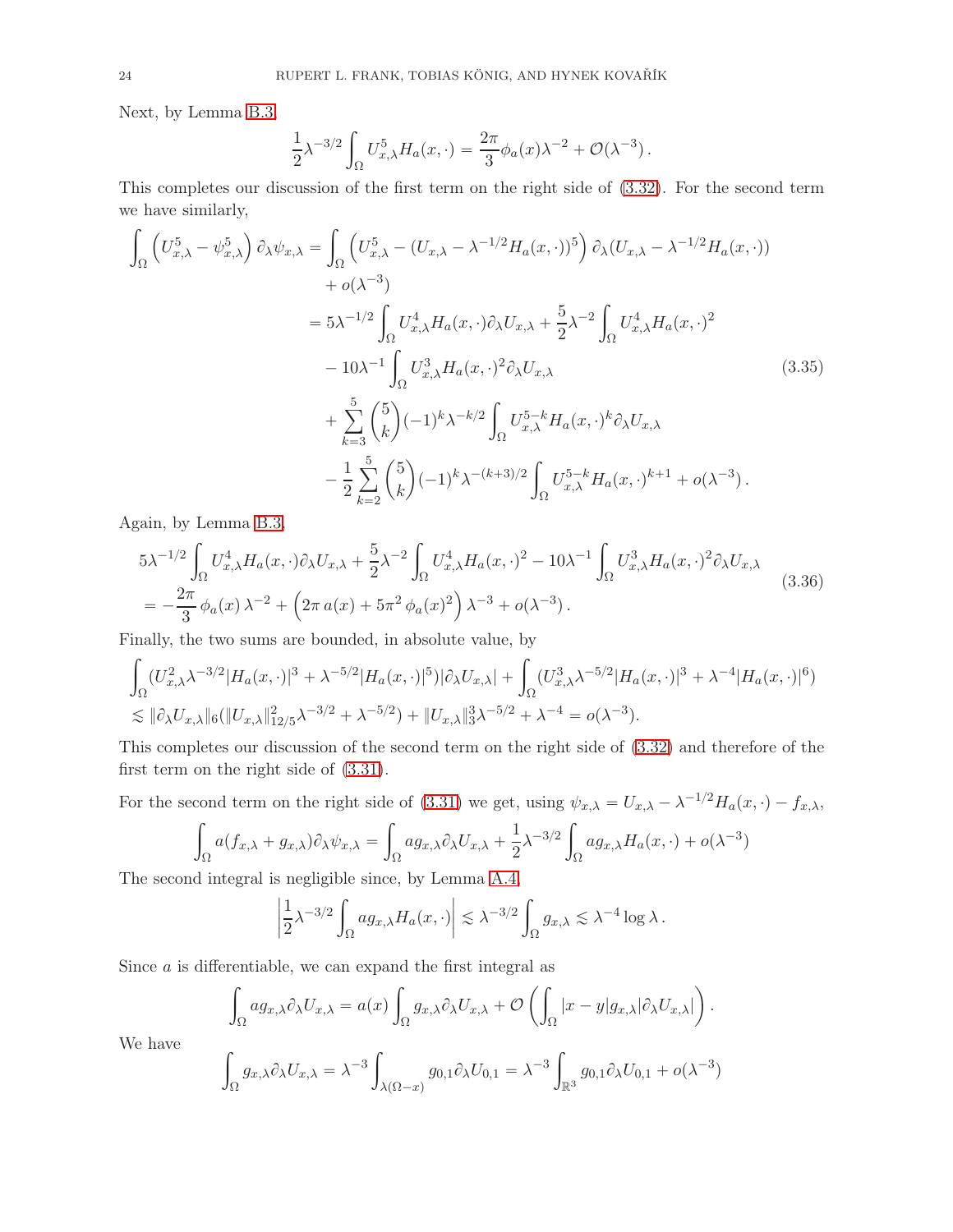Next, by Lemma B.3,

$$\frac{1}{2}\lambda^{-3/2}\int_\Omega U_{x,\lambda}^5 H_a(x,\cdot) = \frac{2\pi}{3}\phi_a(x)\lambda^{-2} + \mathcal{O}(\lambda^{-3})\,.$$

This completes our discussion of the first term on the right side of (3.32). For the second term we have similarly,

$$\begin{aligned}
\int_\Omega \left(U_{x,\lambda}^5 - \psi_{x,\lambda}^5\right)\partial_\lambda \psi_{x,\lambda} &= \int_\Omega \left(U_{x,\lambda}^5 - (U_{x,\lambda} - \lambda^{-1/2}H_a(x,\cdot))^5\right)\partial_\lambda (U_{x,\lambda} - \lambda^{-1/2}H_a(x,\cdot)) \\
&\quad + o(\lambda^{-3}) \\
&= 5\lambda^{-1/2}\int_\Omega U_{x,\lambda}^4 H_a(x,\cdot)\partial_\lambda U_{x,\lambda} + \frac{5}{2}\lambda^{-2}\int_\Omega U_{x,\lambda}^4 H_a(x,\cdot)^2 \\
&\quad - 10\lambda^{-1}\int_\Omega U_{x,\lambda}^3 H_a(x,\cdot)^2 \partial_\lambda U_{x,\lambda} \\
&\quad + \sum_{k=3}^5 \binom{5}{k}(-1)^k \lambda^{-k/2}\int_\Omega U_{x,\lambda}^{5-k}H_a(x,\cdot)^k \partial_\lambda U_{x,\lambda} \\
&\quad - \frac{1}{2}\sum_{k=2}^5 \binom{5}{k}(-1)^k\lambda^{-(k+3)/2}\int_\Omega U_{x,\lambda}^{5-k}H_a(x,\cdot)^{k+1} + o(\lambda^{-3})\,.
\end{aligned} \tag{3.35}$$

Again, by Lemma B.3,

$$\begin{aligned}
&5\lambda^{-1/2}\int_\Omega U_{x,\lambda}^4 H_a(x,\cdot)\partial_\lambda U_{x,\lambda} + \frac{5}{2}\lambda^{-2}\int_\Omega U_{x,\lambda}^4 H_a(x,\cdot)^2 - 10\lambda^{-1}\int_\Omega U_{x,\lambda}^3 H_a(x,\cdot)^2\partial_\lambda U_{x,\lambda} \\
&= -\frac{2\pi}{3}\,\phi_a(x)\,\lambda^{-2} + \left(2\pi\, a(x) + 5\pi^2\,\phi_a(x)^2\right)\lambda^{-3} + o(\lambda^{-3})\,.
\end{aligned} \tag{3.36}$$

Finally, the two sums are bounded, in absolute value, by

$$\begin{aligned}
&\int_\Omega (U_{x,\lambda}^2\lambda^{-3/2}|H_a(x,\cdot)|^3 + \lambda^{-5/2}|H_a(x,\cdot)|^5)|\partial_\lambda U_{x,\lambda}| + \int_\Omega (U_{x,\lambda}^3\lambda^{-5/2}|H_a(x,\cdot)|^3 + \lambda^{-4}|H_a(x,\cdot)|^6) \\
&\lesssim \|\partial_\lambda U_{x,\lambda}\|_6(\|U_{x,\lambda}\|_{12/5}^2\lambda^{-3/2} + \lambda^{-5/2}) + \|U_{x,\lambda}\|_3^3\lambda^{-5/2} + \lambda^{-4} = o(\lambda^{-3}).
\end{aligned}$$

This completes our discussion of the second term on the right side of (3.32) and therefore of the first term on the right side of (3.31).

For the second term on the right side of (3.31) we get, using $\psi_{x,\lambda} = U_{x,\lambda} - \lambda^{-1/2}H_a(x,\cdot) - f_{x,\lambda}$,

$$\int_\Omega a(f_{x,\lambda} + g_{x,\lambda})\partial_\lambda \psi_{x,\lambda} = \int_\Omega a g_{x,\lambda}\partial_\lambda U_{x,\lambda} + \frac{1}{2}\lambda^{-3/2}\int_\Omega a g_{x,\lambda}H_a(x,\cdot) + o(\lambda^{-3})$$

The second integral is negligible since, by Lemma A.4,

$$\left|\frac{1}{2}\lambda^{-3/2}\int_\Omega a g_{x,\lambda} H_a(x,\cdot)\right| \lesssim \lambda^{-3/2}\int_\Omega g_{x,\lambda} \lesssim \lambda^{-4}\log\lambda\,.$$

Since $a$ is differentiable, we can expand the first integral as

$$\int_\Omega a g_{x,\lambda}\partial_\lambda U_{x,\lambda} = a(x)\int_\Omega g_{x,\lambda}\partial_\lambda U_{x,\lambda} + \mathcal{O}\left(\int_\Omega |x-y| g_{x,\lambda}|\partial_\lambda U_{x,\lambda}|\right).$$

We have

$$\int_\Omega g_{x,\lambda}\partial_\lambda U_{x,\lambda} = \lambda^{-3}\int_{\lambda(\Omega - x)} g_{0,1}\partial_\lambda U_{0,1} = \lambda^{-3}\int_{\mathbb{R}^3} g_{0,1}\partial_\lambda U_{0,1} + o(\lambda^{-3})$$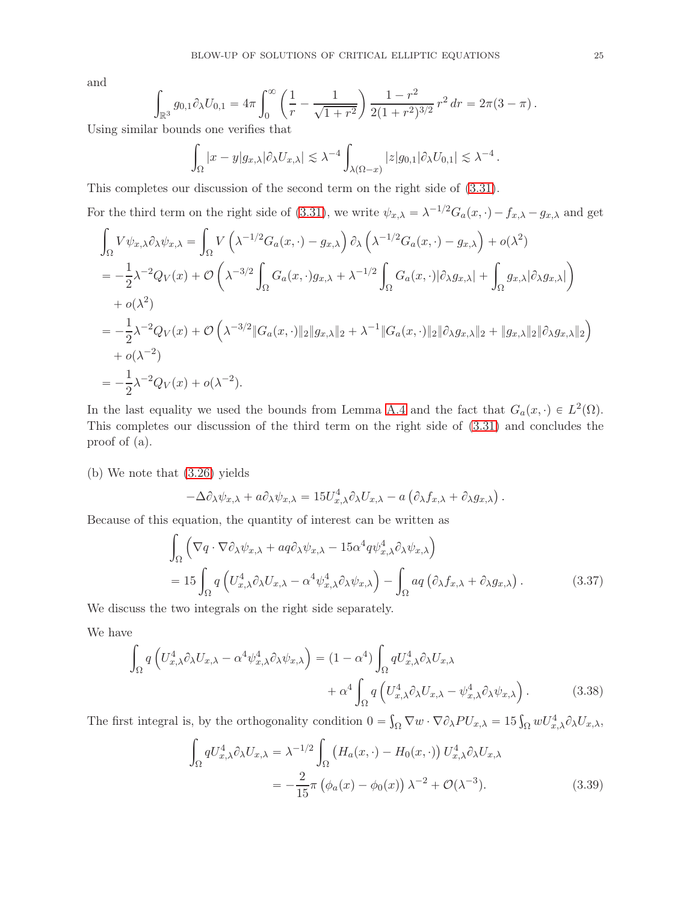and

$$\int_{\mathbb{R}^3} g_{0,1} \partial_\lambda U_{0,1} = 4\pi \int_0^\infty \left( \frac{1}{r} - \frac{1}{\sqrt{1+r^2}} \right) \frac{1-r^2}{2(1+r^2)^{3/2}} \, r^2 \, dr = 2\pi(3-\pi)\,.$$

Using similar bounds one verifies that

$$\int_\Omega |x-y| g_{x,\lambda} |\partial_\lambda U_{x,\lambda}| \lesssim \lambda^{-4} \int_{\lambda(\Omega - x)} |z| g_{0,1} |\partial_\lambda U_{0,1}| \lesssim \lambda^{-4}\,.$$

This completes our discussion of the second term on the right side of (3.31).

For the third term on the right side of (3.31), we write $\psi_{x,\lambda} = \lambda^{-1/2} G_a(x,\cdot) - f_{x,\lambda} - g_{x,\lambda}$ and get

$$\begin{aligned}
\int_\Omega V \psi_{x,\lambda} \partial_\lambda \psi_{x,\lambda} &= \int_\Omega V \left( \lambda^{-1/2} G_a(x,\cdot) - g_{x,\lambda} \right) \partial_\lambda \left( \lambda^{-1/2} G_a(x,\cdot) - g_{x,\lambda} \right) + o(\lambda^2) \\
&= -\frac{1}{2} \lambda^{-2} Q_V(x) + \mathcal{O}\left( \lambda^{-3/2} \int_\Omega G_a(x,\cdot) g_{x,\lambda} + \lambda^{-1/2} \int_\Omega G_a(x,\cdot) |\partial_\lambda g_{x,\lambda}| + \int_\Omega g_{x,\lambda} |\partial_\lambda g_{x,\lambda}| \right) \\
&\quad + o(\lambda^2) \\
&= -\frac{1}{2} \lambda^{-2} Q_V(x) + \mathcal{O}\left( \lambda^{-3/2} \|G_a(x,\cdot)\|_2 \|g_{x,\lambda}\|_2 + \lambda^{-1} \|G_a(x,\cdot)\|_2 \|\partial_\lambda g_{x,\lambda}\|_2 + \|g_{x,\lambda}\|_2 \|\partial_\lambda g_{x,\lambda}\|_2 \right) \\
&\quad + o(\lambda^{-2}) \\
&= -\frac{1}{2} \lambda^{-2} Q_V(x) + o(\lambda^{-2}).
\end{aligned}$$

In the last equality we used the bounds from Lemma A.4 and the fact that $G_a(x,\cdot) \in L^2(\Omega)$. This completes our discussion of the third term on the right side of (3.31) and concludes the proof of (a).

(b) We note that (3.26) yields

$$-\Delta \partial_\lambda \psi_{x,\lambda} + a \partial_\lambda \psi_{x,\lambda} = 15 U_{x,\lambda}^4 \partial_\lambda U_{x,\lambda} - a \left( \partial_\lambda f_{x,\lambda} + \partial_\lambda g_{x,\lambda} \right).$$

Because of this equation, the quantity of interest can be written as

$$\begin{aligned}
&\int_\Omega \left( \nabla q \cdot \nabla \partial_\lambda \psi_{x,\lambda} + a q \partial_\lambda \psi_{x,\lambda} - 15 \alpha^4 q \psi_{x,\lambda}^4 \partial_\lambda \psi_{x,\lambda} \right) \\
&= 15 \int_\Omega q \left( U_{x,\lambda}^4 \partial_\lambda U_{x,\lambda} - \alpha^4 \psi_{x,\lambda}^4 \partial_\lambda \psi_{x,\lambda} \right) - \int_\Omega a q \left( \partial_\lambda f_{x,\lambda} + \partial_\lambda g_{x,\lambda} \right). \qquad (3.37)
\end{aligned}$$

We discuss the two integrals on the right side separately.

We have

$$\begin{aligned}
\int_\Omega q \left( U_{x,\lambda}^4 \partial_\lambda U_{x,\lambda} - \alpha^4 \psi_{x,\lambda}^4 \partial_\lambda \psi_{x,\lambda} \right) &= (1-\alpha^4) \int_\Omega q U_{x,\lambda}^4 \partial_\lambda U_{x,\lambda} \\
&\quad + \alpha^4 \int_\Omega q \left( U_{x,\lambda}^4 \partial_\lambda U_{x,\lambda} - \psi_{x,\lambda}^4 \partial_\lambda \psi_{x,\lambda} \right). \qquad (3.38)
\end{aligned}$$

The first integral is, by the orthogonality condition $0 = \int_\Omega \nabla w \cdot \nabla \partial_\lambda P U_{x,\lambda} = 15 \int_\Omega w U_{x,\lambda}^4 \partial_\lambda U_{x,\lambda}$,

$$\begin{aligned}
\int_\Omega q U_{x,\lambda}^4 \partial_\lambda U_{x,\lambda} &= \lambda^{-1/2} \int_\Omega \left( H_a(x,\cdot) - H_0(x,\cdot) \right) U_{x,\lambda}^4 \partial_\lambda U_{x,\lambda} \\
&= -\frac{2}{15} \pi \left( \phi_a(x) - \phi_0(x) \right) \lambda^{-2} + \mathcal{O}(\lambda^{-3}). \qquad (3.39)
\end{aligned}$$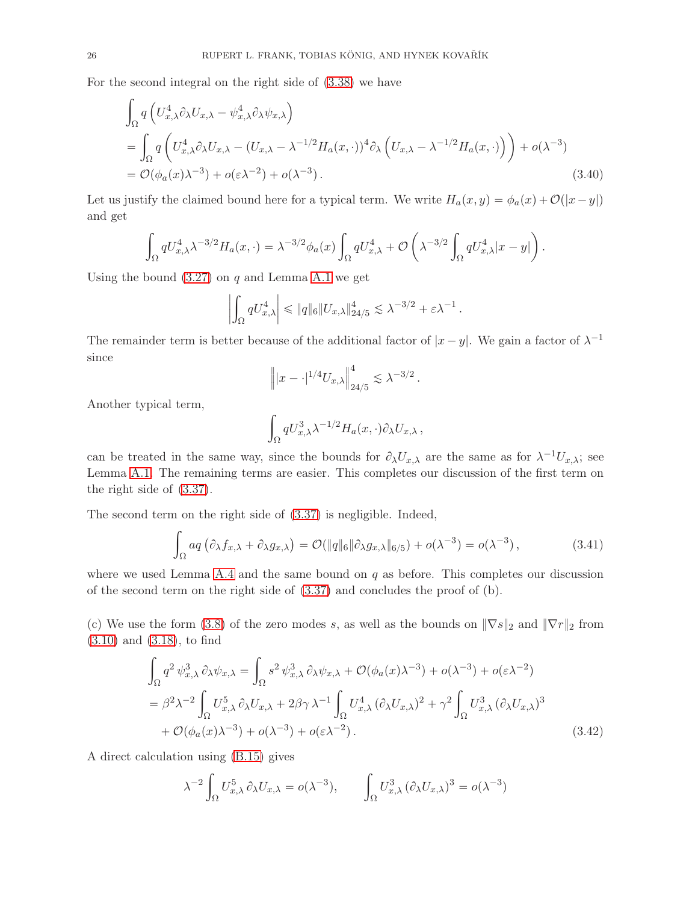For the second integral on the right side of (3.38) we have

$$
\begin{aligned}
&\int_\Omega q\left(U_{x,\lambda}^4 \partial_\lambda U_{x,\lambda} - \psi_{x,\lambda}^4 \partial_\lambda \psi_{x,\lambda}\right) \\
&= \int_\Omega q\left(U_{x,\lambda}^4 \partial_\lambda U_{x,\lambda} - (U_{x,\lambda} - \lambda^{-1/2} H_a(x,\cdot))^4 \partial_\lambda \left(U_{x,\lambda} - \lambda^{-1/2} H_a(x,\cdot)\right)\right) + o(\lambda^{-3}) \\
&= \mathcal{O}(\phi_a(x)\lambda^{-3}) + o(\varepsilon\lambda^{-2}) + o(\lambda^{-3}) . \qquad (3.40)
\end{aligned}
$$

Let us justify the claimed bound here for a typical term. We write $H_a(x,y) = \phi_a(x) + \mathcal{O}(|x-y|)$ and get

$$
\int_\Omega q U_{x,\lambda}^4 \lambda^{-3/2} H_a(x,\cdot) = \lambda^{-3/2}\phi_a(x) \int_\Omega q U_{x,\lambda}^4 + \mathcal{O}\left(\lambda^{-3/2}\int_\Omega q U_{x,\lambda}^4 |x-y|\right).
$$

Using the bound (3.27) on $q$ and Lemma A.1 we get

$$
\left|\int_\Omega q U_{x,\lambda}^4\right| \leqslant \|q\|_6 \|U_{x,\lambda}\|_{24/5}^4 \lesssim \lambda^{-3/2} + \varepsilon\lambda^{-1} .
$$

The remainder term is better because of the additional factor of $|x-y|$. We gain a factor of $\lambda^{-1}$ since

$$
\left\| |x-\cdot|^{1/4} U_{x,\lambda} \right\|_{24/5}^4 \lesssim \lambda^{-3/2} .
$$

Another typical term,

$$
\int_\Omega q U_{x,\lambda}^3 \lambda^{-1/2} H_a(x,\cdot) \partial_\lambda U_{x,\lambda} ,
$$

can be treated in the same way, since the bounds for $\partial_\lambda U_{x,\lambda}$ are the same as for $\lambda^{-1} U_{x,\lambda}$; see Lemma A.1. The remaining terms are easier. This completes our discussion of the first term on the right side of (3.37).

The second term on the right side of (3.37) is negligible. Indeed,

$$
\int_\Omega a q \left(\partial_\lambda f_{x,\lambda} + \partial_\lambda g_{x,\lambda}\right) = \mathcal{O}(\|q\|_6 \|\partial_\lambda g_{x,\lambda}\|_{6/5}) + o(\lambda^{-3}) = o(\lambda^{-3}) , \qquad (3.41)
$$

where we used Lemma A.4 and the same bound on $q$ as before. This completes our discussion of the second term on the right side of (3.37) and concludes the proof of (b).

(c) We use the form (3.8) of the zero modes $s$, as well as the bounds on $\|\nabla s\|_2$ and $\|\nabla r\|_2$ from (3.10) and (3.18), to find

$$
\begin{aligned}
\int_\Omega q^2\, \psi_{x,\lambda}^3\, \partial_\lambda \psi_{x,\lambda} &= \int_\Omega s^2\, \psi_{x,\lambda}^3\, \partial_\lambda \psi_{x,\lambda} + \mathcal{O}(\phi_a(x)\lambda^{-3}) + o(\lambda^{-3}) + o(\varepsilon\lambda^{-2}) \\
&= \beta^2 \lambda^{-2} \int_\Omega U_{x,\lambda}^5\, \partial_\lambda U_{x,\lambda} + 2\beta\gamma\, \lambda^{-1} \int_\Omega U_{x,\lambda}^4\, (\partial_\lambda U_{x,\lambda})^2 + \gamma^2 \int_\Omega U_{x,\lambda}^3\, (\partial_\lambda U_{x,\lambda})^3 \\
&\quad + \mathcal{O}(\phi_a(x)\lambda^{-3}) + o(\lambda^{-3}) + o(\varepsilon\lambda^{-2}) . \qquad (3.42)
\end{aligned}
$$

A direct calculation using (B.15) gives

$$
\lambda^{-2} \int_\Omega U_{x,\lambda}^5\, \partial_\lambda U_{x,\lambda} = o(\lambda^{-3}), \qquad \int_\Omega U_{x,\lambda}^3\, (\partial_\lambda U_{x,\lambda})^3 = o(\lambda^{-3})
$$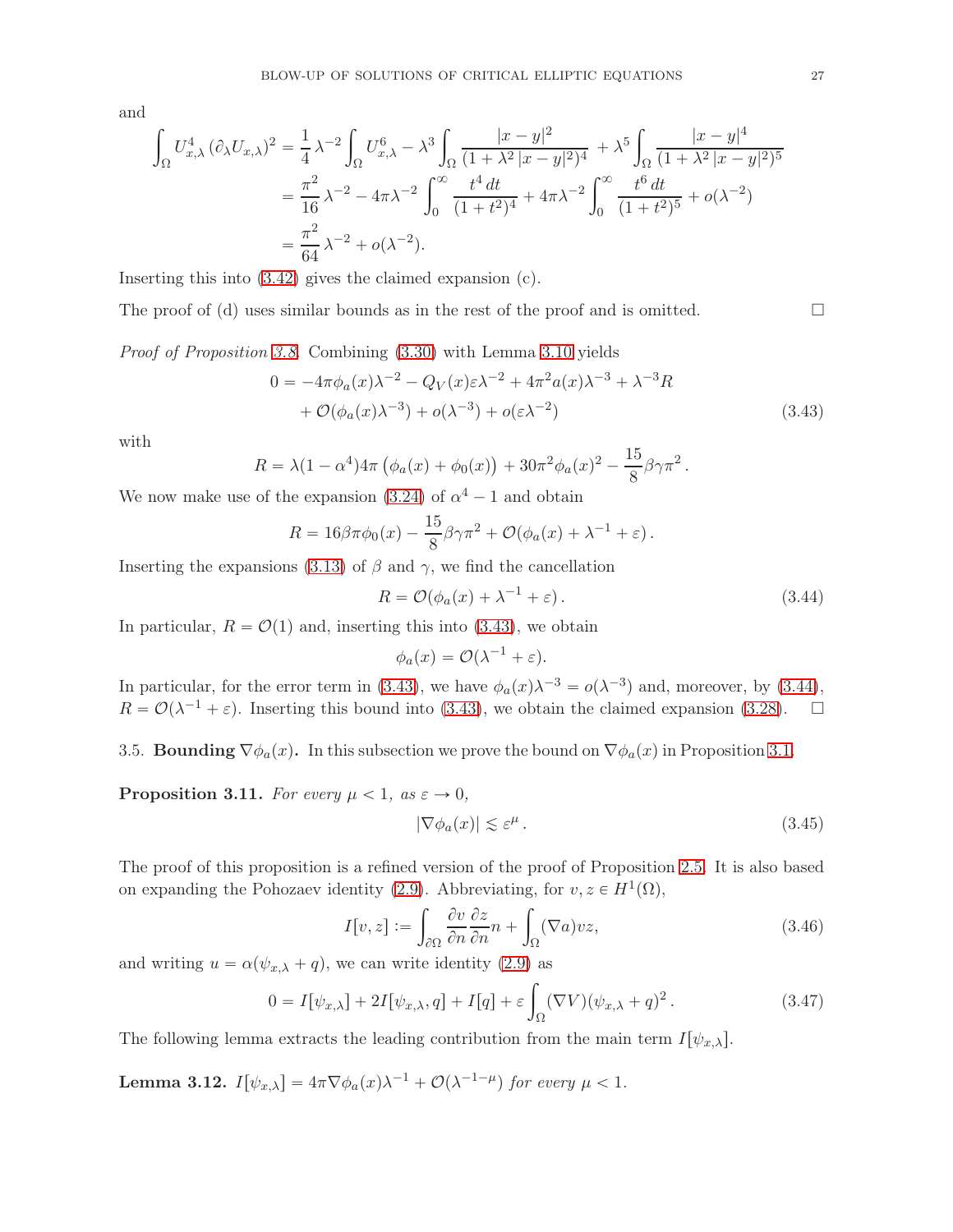and

$$
\begin{aligned}
\int_\Omega U_{x,\lambda}^4 \, (\partial_\lambda U_{x,\lambda})^2 &= \frac{1}{4}\,\lambda^{-2} \int_\Omega U_{x,\lambda}^6 - \lambda^3 \int_\Omega \frac{|x-y|^2}{(1+\lambda^2\,|x-y|^2)^4} + \lambda^5 \int_\Omega \frac{|x-y|^4}{(1+\lambda^2\,|x-y|^2)^5} \\
&= \frac{\pi^2}{16}\,\lambda^{-2} - 4\pi\lambda^{-2}\int_0^\infty \frac{t^4\,dt}{(1+t^2)^4} + 4\pi\lambda^{-2}\int_0^\infty \frac{t^6\,dt}{(1+t^2)^5} + o(\lambda^{-2}) \\
&= \frac{\pi^2}{64}\,\lambda^{-2} + o(\lambda^{-2}).
\end{aligned}
$$

Inserting this into (3.42) gives the claimed expansion (c).

The proof of (d) uses similar bounds as in the rest of the proof and is omitted. □

*Proof of Proposition 3.8.* Combining (3.30) with Lemma 3.10 yields

$$
\begin{aligned}
0 = &-4\pi\phi_a(x)\lambda^{-2} - Q_V(x)\varepsilon\lambda^{-2} + 4\pi^2 a(x)\lambda^{-3} + \lambda^{-3}R \\
&+ \mathcal{O}(\phi_a(x)\lambda^{-3}) + o(\lambda^{-3}) + o(\varepsilon\lambda^{-2})
\end{aligned}
\tag{3.43}
$$

with

$$
R = \lambda(1-\alpha^4)4\pi\left(\phi_a(x)+\phi_0(x)\right) + 30\pi^2\phi_a(x)^2 - \frac{15}{8}\beta\gamma\pi^2 .
$$

We now make use of the expansion (3.24) of $\alpha^4 - 1$ and obtain

$$
R = 16\beta\pi\phi_0(x) - \frac{15}{8}\beta\gamma\pi^2 + \mathcal{O}(\phi_a(x) + \lambda^{-1} + \varepsilon) .
$$

Inserting the expansions (3.13) of $\beta$ and $\gamma$, we find the cancellation

$$
R = \mathcal{O}(\phi_a(x) + \lambda^{-1} + \varepsilon) . \tag{3.44}
$$

In particular, $R = \mathcal{O}(1)$ and, inserting this into (3.43), we obtain

$$
\phi_a(x) = \mathcal{O}(\lambda^{-1} + \varepsilon).
$$

In particular, for the error term in (3.43), we have $\phi_a(x)\lambda^{-3} = o(\lambda^{-3})$ and, moreover, by (3.44), $R = \mathcal{O}(\lambda^{-1}+\varepsilon)$. Inserting this bound into (3.43), we obtain the claimed expansion (3.28). □

## 3.5. Bounding $\nabla\phi_a(x)$.

In this subsection we prove the bound on $\nabla\phi_a(x)$ in Proposition 3.1.

**Proposition 3.11.** *For every $\mu < 1$, as $\varepsilon \to 0$,*

$$
|\nabla\phi_a(x)| \lesssim \varepsilon^\mu . \tag{3.45}
$$

The proof of this proposition is a refined version of the proof of Proposition 2.5. It is also based on expanding the Pohozaev identity (2.9). Abbreviating, for $v, z \in H^1(\Omega)$,

$$
I[v,z] := \int_{\partial\Omega} \frac{\partial v}{\partial n}\frac{\partial z}{\partial n} n + \int_\Omega (\nabla a) v z, \tag{3.46}
$$

and writing $u = \alpha(\psi_{x,\lambda} + q)$, we can write identity (2.9) as

$$
0 = I[\psi_{x,\lambda}] + 2I[\psi_{x,\lambda}, q] + I[q] + \varepsilon \int_\Omega (\nabla V)(\psi_{x,\lambda} + q)^2 . \tag{3.47}
$$

The following lemma extracts the leading contribution from the main term $I[\psi_{x,\lambda}]$.

**Lemma 3.12.** $I[\psi_{x,\lambda}] = 4\pi\nabla\phi_a(x)\lambda^{-1} + \mathcal{O}(\lambda^{-1-\mu})$ *for every $\mu < 1$.*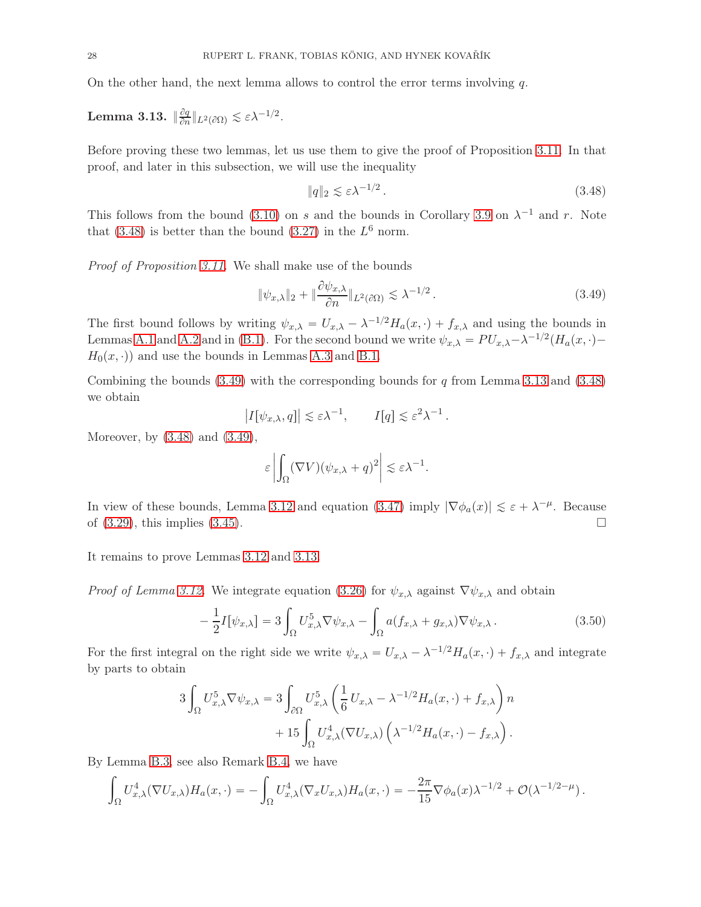On the other hand, the next lemma allows to control the error terms involving $q$.

**Lemma 3.13.** $\|\frac{\partial q}{\partial n}\|_{L^2(\partial\Omega)} \lesssim \varepsilon\lambda^{-1/2}$.

Before proving these two lemmas, let us use them to give the proof of Proposition 3.11. In that proof, and later in this subsection, we will use the inequality

$$\|q\|_2 \lesssim \varepsilon\lambda^{-1/2}\,. \tag{3.48}$$

This follows from the bound (3.10) on $s$ and the bounds in Corollary 3.9 on $\lambda^{-1}$ and $r$. Note that (3.48) is better than the bound (3.27) in the $L^6$ norm.

*Proof of Proposition 3.11.* We shall make use of the bounds

$$\|\psi_{x,\lambda}\|_2 + \|\frac{\partial \psi_{x,\lambda}}{\partial n}\|_{L^2(\partial\Omega)} \lesssim \lambda^{-1/2}\,. \tag{3.49}$$

The first bound follows by writing $\psi_{x,\lambda} = U_{x,\lambda} - \lambda^{-1/2}H_a(x,\cdot) + f_{x,\lambda}$ and using the bounds in Lemmas A.1 and A.2 and in (B.1). For the second bound we write $\psi_{x,\lambda} = PU_{x,\lambda} - \lambda^{-1/2}(H_a(x,\cdot) - H_0(x,\cdot))$ and use the bounds in Lemmas A.3 and B.1.

Combining the bounds (3.49) with the corresponding bounds for $q$ from Lemma 3.13 and (3.48) we obtain

$$\left|I[\psi_{x,\lambda}, q]\right| \lesssim \varepsilon\lambda^{-1}, \qquad I[q] \lesssim \varepsilon^2\lambda^{-1}\,.$$

Moreover, by (3.48) and (3.49),

$$\varepsilon\left|\int_\Omega (\nabla V)(\psi_{x,\lambda} + q)^2\right| \lesssim \varepsilon\lambda^{-1}.$$

In view of these bounds, Lemma 3.12 and equation (3.47) imply $|\nabla\phi_a(x)| \lesssim \varepsilon + \lambda^{-\mu}$. Because of (3.29), this implies (3.45). $\square$

It remains to prove Lemmas 3.12 and 3.13.

*Proof of Lemma 3.12.* We integrate equation (3.26) for $\psi_{x,\lambda}$ against $\nabla\psi_{x,\lambda}$ and obtain

$$-\frac{1}{2}I[\psi_{x,\lambda}] = 3\int_\Omega U_{x,\lambda}^5 \nabla\psi_{x,\lambda} - \int_\Omega a(f_{x,\lambda} + g_{x,\lambda})\nabla\psi_{x,\lambda}\,. \tag{3.50}$$

For the first integral on the right side we write $\psi_{x,\lambda} = U_{x,\lambda} - \lambda^{-1/2}H_a(x,\cdot) + f_{x,\lambda}$ and integrate by parts to obtain

$$\begin{aligned}3\int_\Omega U_{x,\lambda}^5 \nabla\psi_{x,\lambda} = &\; 3\int_{\partial\Omega} U_{x,\lambda}^5 \left(\frac{1}{6}U_{x,\lambda} - \lambda^{-1/2}H_a(x,\cdot) + f_{x,\lambda}\right) n \\ &+ 15\int_\Omega U_{x,\lambda}^4 (\nabla U_{x,\lambda})\left(\lambda^{-1/2}H_a(x,\cdot) - f_{x,\lambda}\right).\end{aligned}$$

By Lemma B.3, see also Remark B.4, we have

$$\int_\Omega U_{x,\lambda}^4(\nabla U_{x,\lambda})H_a(x,\cdot) = -\int_\Omega U_{x,\lambda}^4(\nabla_x U_{x,\lambda})H_a(x,\cdot) = -\frac{2\pi}{15}\nabla\phi_a(x)\lambda^{-1/2} + \mathcal{O}(\lambda^{-1/2-\mu})\,.$$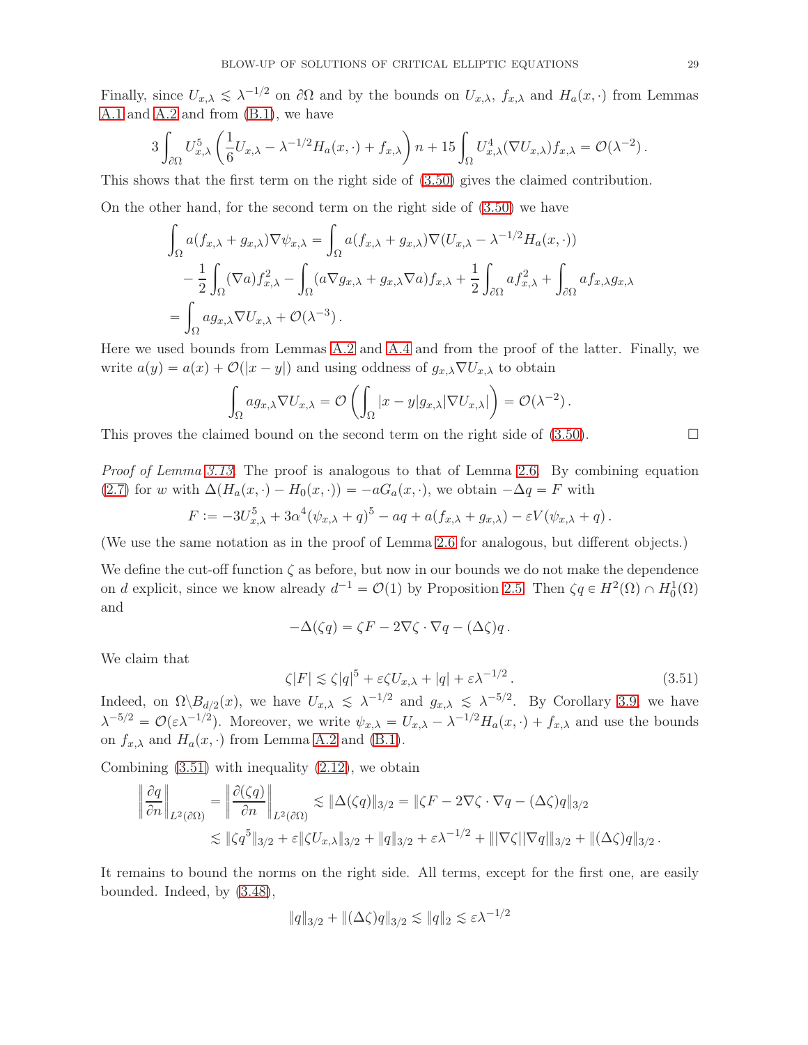Finally, since $U_{x,\lambda} \lesssim \lambda^{-1/2}$ on $\partial\Omega$ and by the bounds on $U_{x,\lambda}$, $f_{x,\lambda}$ and $H_a(x,\cdot)$ from Lemmas A.1 and A.2 and from (B.1), we have

$$3\int_{\partial\Omega} U_{x,\lambda}^5 \left(\frac{1}{6}U_{x,\lambda} - \lambda^{-1/2}H_a(x,\cdot) + f_{x,\lambda}\right) n + 15\int_\Omega U_{x,\lambda}^4 (\nabla U_{x,\lambda}) f_{x,\lambda} = \mathcal{O}(\lambda^{-2})\,.$$

This shows that the first term on the right side of (3.50) gives the claimed contribution.

On the other hand, for the second term on the right side of (3.50) we have

$$\begin{aligned}
\int_\Omega a(f_{x,\lambda} + g_{x,\lambda})\nabla\psi_{x,\lambda} &= \int_\Omega a(f_{x,\lambda} + g_{x,\lambda})\nabla(U_{x,\lambda} - \lambda^{-1/2}H_a(x,\cdot)) \\
&\quad - \frac{1}{2}\int_\Omega (\nabla a) f_{x,\lambda}^2 - \int_\Omega (a\nabla g_{x,\lambda} + g_{x,\lambda}\nabla a) f_{x,\lambda} + \frac{1}{2}\int_{\partial\Omega} a f_{x,\lambda}^2 + \int_{\partial\Omega} a f_{x,\lambda} g_{x,\lambda} \\
&= \int_\Omega a g_{x,\lambda}\nabla U_{x,\lambda} + \mathcal{O}(\lambda^{-3})\,.
\end{aligned}$$

Here we used bounds from Lemmas A.2 and A.4 and from the proof of the latter. Finally, we write $a(y) = a(x) + \mathcal{O}(|x-y|)$ and using oddness of $g_{x,\lambda}\nabla U_{x,\lambda}$ to obtain

$$\int_\Omega a g_{x,\lambda}\nabla U_{x,\lambda} = \mathcal{O}\left(\int_\Omega |x-y| g_{x,\lambda}|\nabla U_{x,\lambda}|\right) = \mathcal{O}(\lambda^{-2})\,.$$

This proves the claimed bound on the second term on the right side of (3.50). $\square$

*Proof of Lemma 3.13.* The proof is analogous to that of Lemma 2.6. By combining equation (2.7) for $w$ with $\Delta(H_a(x,\cdot) - H_0(x,\cdot)) = -aG_a(x,\cdot)$, we obtain $-\Delta q = F$ with

$$F := -3U_{x,\lambda}^5 + 3\alpha^4(\psi_{x,\lambda} + q)^5 - aq + a(f_{x,\lambda} + g_{x,\lambda}) - \varepsilon V(\psi_{x,\lambda} + q)\,.$$

(We use the same notation as in the proof of Lemma 2.6 for analogous, but different objects.)

We define the cut-off function $\zeta$ as before, but now in our bounds we do not make the dependence on $d$ explicit, since we know already $d^{-1} = \mathcal{O}(1)$ by Proposition 2.5. Then $\zeta q \in H^2(\Omega) \cap H_0^1(\Omega)$ and

$$-\Delta(\zeta q) = \zeta F - 2\nabla\zeta\cdot\nabla q - (\Delta\zeta) q\,.$$

We claim that

$$\zeta|F| \lesssim \zeta|q|^5 + \varepsilon\zeta U_{x,\lambda} + |q| + \varepsilon\lambda^{-1/2}\,. \tag{3.51}$$

Indeed, on $\Omega\setminus B_{d/2}(x)$, we have $U_{x,\lambda} \lesssim \lambda^{-1/2}$ and $g_{x,\lambda} \lesssim \lambda^{-5/2}$. By Corollary 3.9, we have $\lambda^{-5/2} = \mathcal{O}(\varepsilon\lambda^{-1/2})$. Moreover, we write $\psi_{x,\lambda} = U_{x,\lambda} - \lambda^{-1/2}H_a(x,\cdot) + f_{x,\lambda}$ and use the bounds on $f_{x,\lambda}$ and $H_a(x,\cdot)$ from Lemma A.2 and (B.1).

Combining (3.51) with inequality (2.12), we obtain

$$\begin{aligned}
\left\|\frac{\partial q}{\partial n}\right\|_{L^2(\partial\Omega)} &= \left\|\frac{\partial(\zeta q)}{\partial n}\right\|_{L^2(\partial\Omega)} \lesssim \|\Delta(\zeta q)\|_{3/2} = \|\zeta F - 2\nabla\zeta\cdot\nabla q - (\Delta\zeta)q\|_{3/2} \\
&\lesssim \|\zeta q^5\|_{3/2} + \varepsilon\|\zeta U_{x,\lambda}\|_{3/2} + \|q\|_{3/2} + \varepsilon\lambda^{-1/2} + \||\nabla\zeta||\nabla q|\|_{3/2} + \|(\Delta\zeta)q\|_{3/2}\,.
\end{aligned}$$

It remains to bound the norms on the right side. All terms, except for the first one, are easily bounded. Indeed, by (3.48),

$$\|q\|_{3/2} + \|(\Delta\zeta)q\|_{3/2} \lesssim \|q\|_2 \lesssim \varepsilon\lambda^{-1/2}$$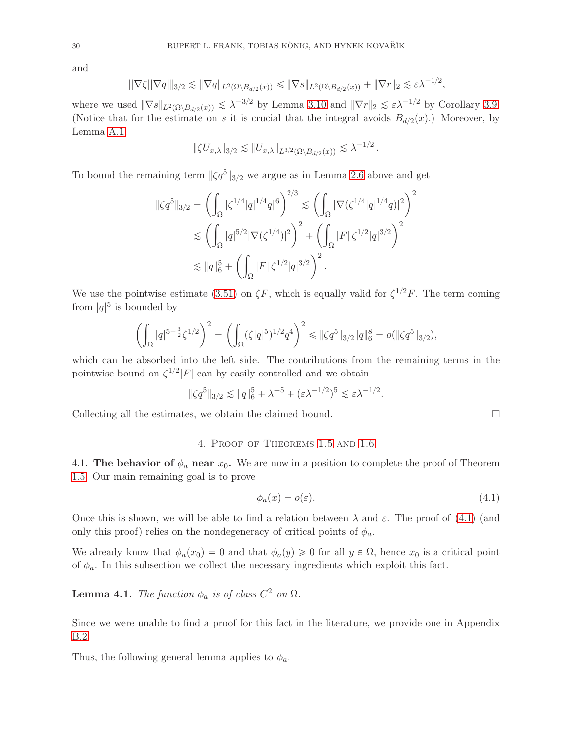and

$$\| |\nabla \zeta| |\nabla q| \|_{3/2} \lesssim \|\nabla q\|_{L^2(\Omega \setminus B_{d/2}(x))} \leqslant \|\nabla s\|_{L^2(\Omega \setminus B_{d/2}(x))} + \|\nabla r\|_2 \lesssim \varepsilon \lambda^{-1/2},$$

where we used $\|\nabla s\|_{L^2(\Omega \setminus B_{d/2}(x))} \lesssim \lambda^{-3/2}$ by Lemma 3.10 and $\|\nabla r\|_2 \lesssim \varepsilon \lambda^{-1/2}$ by Corollary 3.9. (Notice that for the estimate on $s$ it is crucial that the integral avoids $B_{d/2}(x)$.) Moreover, by Lemma A.1,

$$\|\zeta U_{x,\lambda}\|_{3/2} \lesssim \|U_{x,\lambda}\|_{L^{3/2}(\Omega \setminus B_{d/2}(x))} \lesssim \lambda^{-1/2}.$$

To bound the remaining term $\|\zeta q^5\|_{3/2}$ we argue as in Lemma 2.6 above and get

$$\begin{aligned}
\|\zeta q^5\|_{3/2} &= \left( \int_\Omega |\zeta^{1/4} |q|^{1/4} q|^6 \right)^{2/3} \lesssim \left( \int_\Omega |\nabla (\zeta^{1/4} |q|^{1/4} q)|^2 \right)^2 \\
&\lesssim \left( \int_\Omega |q|^{5/2} |\nabla (\zeta^{1/4})|^2 \right)^2 + \left( \int_\Omega |F| \, \zeta^{1/2} |q|^{3/2} \right)^2 \\
&\lesssim \|q\|_6^5 + \left( \int_\Omega |F| \, \zeta^{1/2} |q|^{3/2} \right)^2 .
\end{aligned}$$

We use the pointwise estimate (3.51) on $\zeta F$, which is equally valid for $\zeta^{1/2} F$. The term coming from $|q|^5$ is bounded by

$$\left( \int_\Omega |q|^{5 + \frac{3}{2}} \zeta^{1/2} \right)^2 = \left( \int_\Omega (\zeta |q|^5)^{1/2} q^4 \right)^2 \leqslant \|\zeta q^5\|_{3/2} \|q\|_6^8 = o(\|\zeta q^5\|_{3/2}),$$

which can be absorbed into the left side. The contributions from the remaining terms in the pointwise bound on $\zeta^{1/2}|F|$ can by easily controlled and we obtain

$$\|\zeta q^5\|_{3/2} \lesssim \|q\|_6^5 + \lambda^{-5} + (\varepsilon \lambda^{-1/2})^5 \lesssim \varepsilon \lambda^{-1/2}.$$

Collecting all the estimates, we obtain the claimed bound. □

## 4. Proof of Theorems 1.5 and 1.6

### 4.1. The behavior of $\phi_a$ near $x_0$.

We are now in a position to complete the proof of Theorem 1.5. Our main remaining goal is to prove

$$\phi_a(x) = o(\varepsilon). \tag{4.1}$$

Once this is shown, we will be able to find a relation between $\lambda$ and $\varepsilon$. The proof of (4.1) (and only this proof) relies on the nondegeneracy of critical points of $\phi_a$.

We already know that $\phi_a(x_0) = 0$ and that $\phi_a(y) \geqslant 0$ for all $y \in \Omega$, hence $x_0$ is a critical point of $\phi_a$. In this subsection we collect the necessary ingredients which exploit this fact.

**Lemma 4.1.** *The function $\phi_a$ is of class $C^2$ on $\Omega$.*

Since we were unable to find a proof for this fact in the literature, we provide one in Appendix B.2.

Thus, the following general lemma applies to $\phi_a$.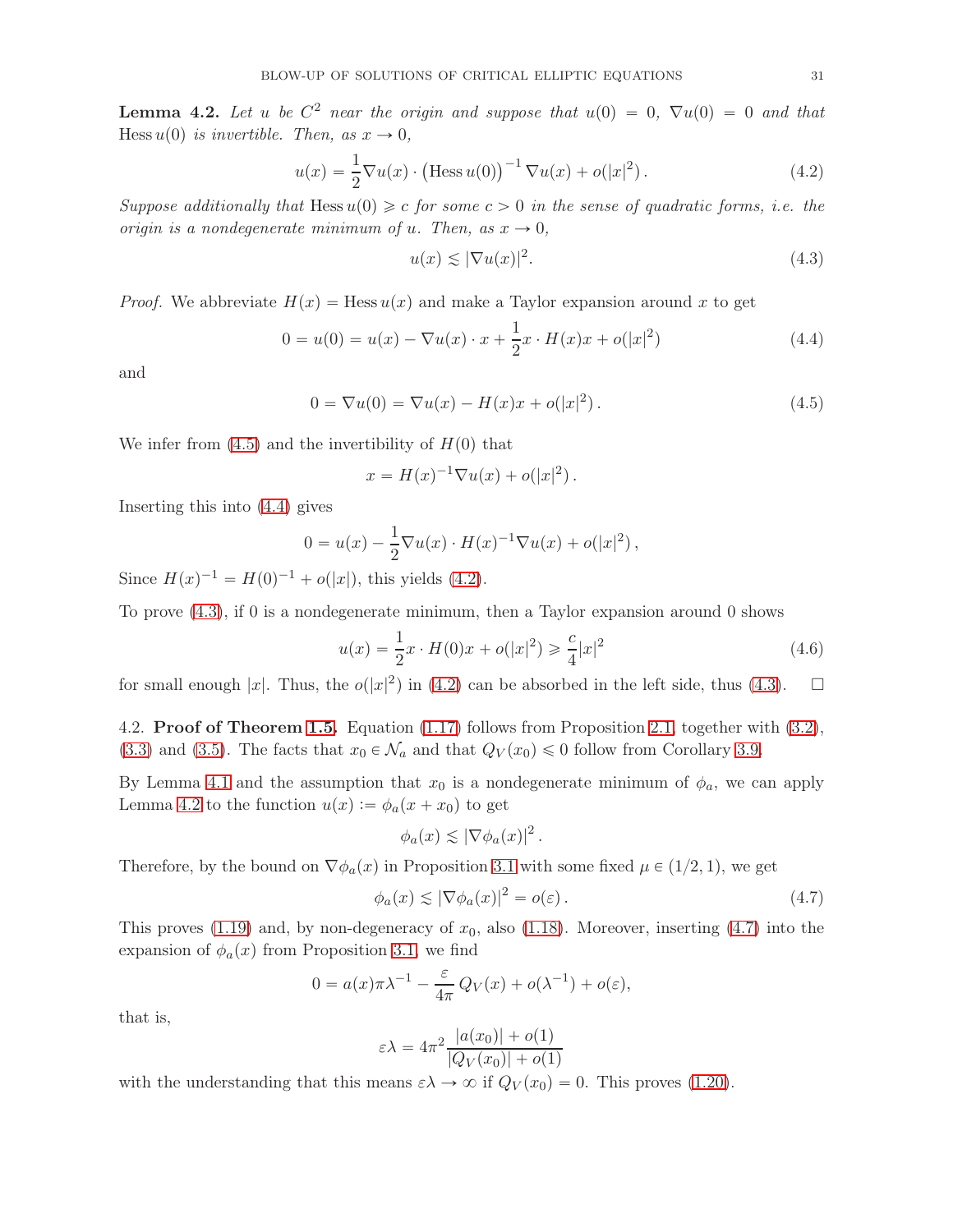**Lemma 4.2.** *Let $u$ be $C^2$ near the origin and suppose that $u(0) = 0$, $\nabla u(0) = 0$ and that $\operatorname{Hess} u(0)$ is invertible. Then, as $x \to 0$,*

$$u(x) = \frac{1}{2} \nabla u(x) \cdot \left(\operatorname{Hess} u(0)\right)^{-1} \nabla u(x) + o(|x|^2)\,. \tag{4.2}$$

*Suppose additionally that $\operatorname{Hess} u(0) \geqslant c$ for some $c > 0$ in the sense of quadratic forms, i.e. the origin is a nondegenerate minimum of $u$. Then, as $x \to 0$,*

$$u(x) \lesssim |\nabla u(x)|^2. \tag{4.3}$$

*Proof.* We abbreviate $H(x) = \operatorname{Hess} u(x)$ and make a Taylor expansion around $x$ to get

$$0 = u(0) = u(x) - \nabla u(x) \cdot x + \frac{1}{2} x \cdot H(x) x + o(|x|^2) \tag{4.4}$$

and

$$0 = \nabla u(0) = \nabla u(x) - H(x) x + o(|x|^2)\,. \tag{4.5}$$

We infer from (4.5) and the invertibility of $H(0)$ that

$$x = H(x)^{-1} \nabla u(x) + o(|x|^2)\,.$$

Inserting this into (4.4) gives

$$0 = u(x) - \frac{1}{2} \nabla u(x) \cdot H(x)^{-1} \nabla u(x) + o(|x|^2)\,,$$

Since $H(x)^{-1} = H(0)^{-1} + o(|x|)$, this yields (4.2).

To prove (4.3), if 0 is a nondegenerate minimum, then a Taylor expansion around 0 shows

$$u(x) = \frac{1}{2} x \cdot H(0) x + o(|x|^2) \geqslant \frac{c}{4} |x|^2 \tag{4.6}$$

for small enough $|x|$. Thus, the $o(|x|^2)$ in (4.2) can be absorbed in the left side, thus (4.3). $\square$

4.2. **Proof of Theorem 1.5.** Equation (1.17) follows from Proposition 2.1 together with (3.2), (3.3) and (3.5). The facts that $x_0 \in \mathcal{N}_a$ and that $Q_V(x_0) \leqslant 0$ follow from Corollary 3.9.

By Lemma 4.1 and the assumption that $x_0$ is a nondegenerate minimum of $\phi_a$, we can apply Lemma 4.2 to the function $u(x) := \phi_a(x + x_0)$ to get

$$\phi_a(x) \lesssim |\nabla \phi_a(x)|^2\,.$$

Therefore, by the bound on $\nabla \phi_a(x)$ in Proposition 3.1 with some fixed $\mu \in (1/2, 1)$, we get

$$\phi_a(x) \lesssim |\nabla \phi_a(x)|^2 = o(\varepsilon)\,. \tag{4.7}$$

This proves (1.19) and, by non-degeneracy of $x_0$, also (1.18). Moreover, inserting (4.7) into the expansion of $\phi_a(x)$ from Proposition 3.1, we find

$$0 = a(x) \pi \lambda^{-1} - \frac{\varepsilon}{4\pi}\, Q_V(x) + o(\lambda^{-1}) + o(\varepsilon),$$

that is,

$$\varepsilon \lambda = 4\pi^2 \frac{|a(x_0)| + o(1)}{|Q_V(x_0)| + o(1)}$$

with the understanding that this means $\varepsilon\lambda \to \infty$ if $Q_V(x_0) = 0$. This proves (1.20).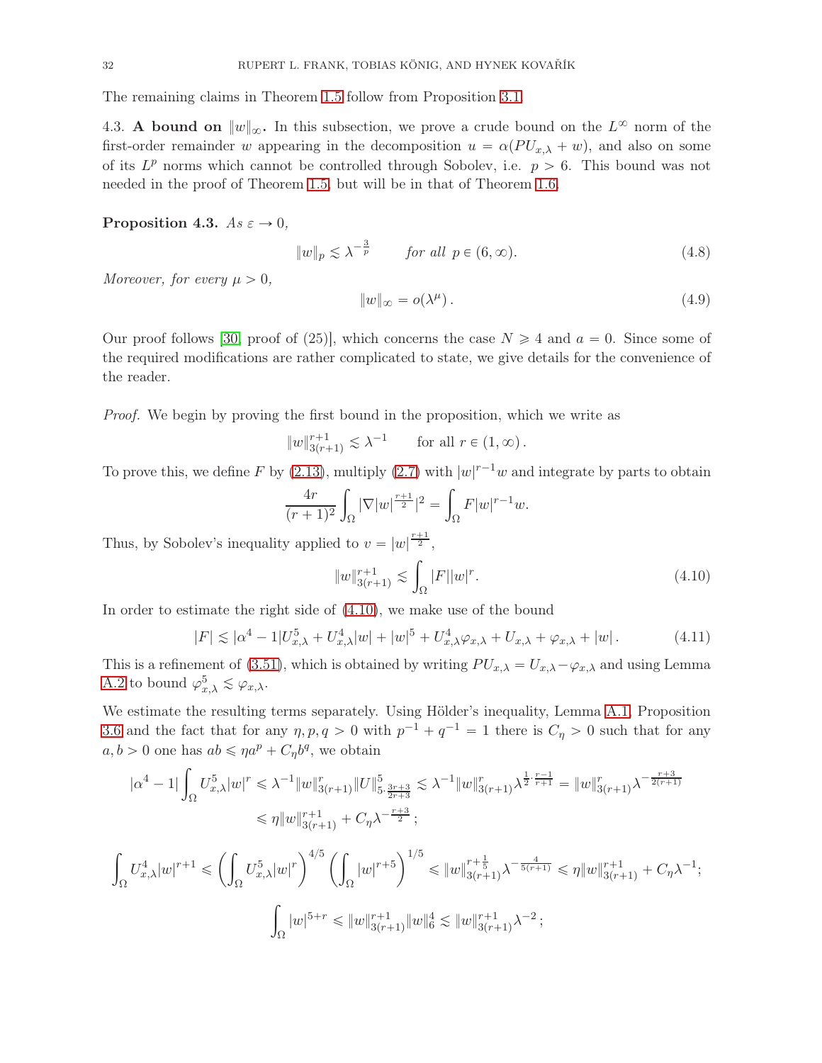The remaining claims in Theorem 1.5 follow from Proposition 3.1.

4.3. **A bound on $\|w\|_\infty$.** In this subsection, we prove a crude bound on the $L^\infty$ norm of the first-order remainder $w$ appearing in the decomposition $u = \alpha(PU_{x,\lambda} + w)$, and also on some of its $L^p$ norms which cannot be controlled through Sobolev, i.e. $p > 6$. This bound was not needed in the proof of Theorem 1.5, but will be in that of Theorem 1.6.

**Proposition 4.3.** *As $\varepsilon \to 0$,*

$$\|w\|_p \lesssim \lambda^{-\frac{3}{p}} \qquad \textit{for all } p \in (6, \infty). \tag{4.8}$$

*Moreover, for every $\mu > 0$,*

$$\|w\|_\infty = o(\lambda^\mu)\,. \tag{4.9}$$

Our proof follows [30, proof of (25)], which concerns the case $N \geqslant 4$ and $a = 0$. Since some of the required modifications are rather complicated to state, we give details for the convenience of the reader.

*Proof.* We begin by proving the first bound in the proposition, which we write as

$$\|w\|_{3(r+1)}^{r+1} \lesssim \lambda^{-1} \qquad \text{for all } r \in (1, \infty)\,.$$

To prove this, we define $F$ by (2.13), multiply (2.7) with $|w|^{r-1}w$ and integrate by parts to obtain

$$\frac{4r}{(r+1)^2} \int_\Omega |\nabla |w|^{\frac{r+1}{2}}|^2 = \int_\Omega F|w|^{r-1}w.$$

Thus, by Sobolev's inequality applied to $v = |w|^{\frac{r+1}{2}}$,

$$\|w\|_{3(r+1)}^{r+1} \lesssim \int_\Omega |F||w|^r. \tag{4.10}$$

In order to estimate the right side of (4.10), we make use of the bound

$$|F| \lesssim |\alpha^4 - 1|U_{x,\lambda}^5 + U_{x,\lambda}^4|w| + |w|^5 + U_{x,\lambda}^4\varphi_{x,\lambda} + U_{x,\lambda} + \varphi_{x,\lambda} + |w|\,. \tag{4.11}$$

This is a refinement of (3.51), which is obtained by writing $PU_{x,\lambda} = U_{x,\lambda} - \varphi_{x,\lambda}$ and using Lemma A.2 to bound $\varphi_{x,\lambda}^5 \lesssim \varphi_{x,\lambda}$.

We estimate the resulting terms separately. Using Hölder's inequality, Lemma A.1, Proposition 3.6 and the fact that for any $\eta, p, q > 0$ with $p^{-1} + q^{-1} = 1$ there is $C_\eta > 0$ such that for any $a, b > 0$ one has $ab \leqslant \eta a^p + C_\eta b^q$, we obtain

$$\begin{aligned}
|\alpha^4 - 1| \int_\Omega U_{x,\lambda}^5 |w|^r &\leqslant \lambda^{-1} \|w\|_{3(r+1)}^r \|U\|_{5\cdot\frac{3r+3}{2r+3}}^5 \lesssim \lambda^{-1} \|w\|_{3(r+1)}^r \lambda^{\frac{1}{2}\cdot\frac{r-1}{r+1}} = \|w\|_{3(r+1)}^r \lambda^{-\frac{r+3}{2(r+1)}} \\
&\leqslant \eta \|w\|_{3(r+1)}^{r+1} + C_\eta \lambda^{-\frac{r+3}{2}}\,;
\end{aligned}$$

$$\int_\Omega U_{x,\lambda}^4 |w|^{r+1} \leqslant \left(\int_\Omega U_{x,\lambda}^5 |w|^r\right)^{4/5} \left(\int_\Omega |w|^{r+5}\right)^{1/5} \leqslant \|w\|_{3(r+1)}^{r+\frac{1}{5}} \lambda^{-\frac{4}{5(r+1)}} \leqslant \eta \|w\|_{3(r+1)}^{r+1} + C_\eta \lambda^{-1};$$

$$\int_\Omega |w|^{5+r} \leqslant \|w\|_{3(r+1)}^{r+1} \|w\|_6^4 \lesssim \|w\|_{3(r+1)}^{r+1} \lambda^{-2}\,;$$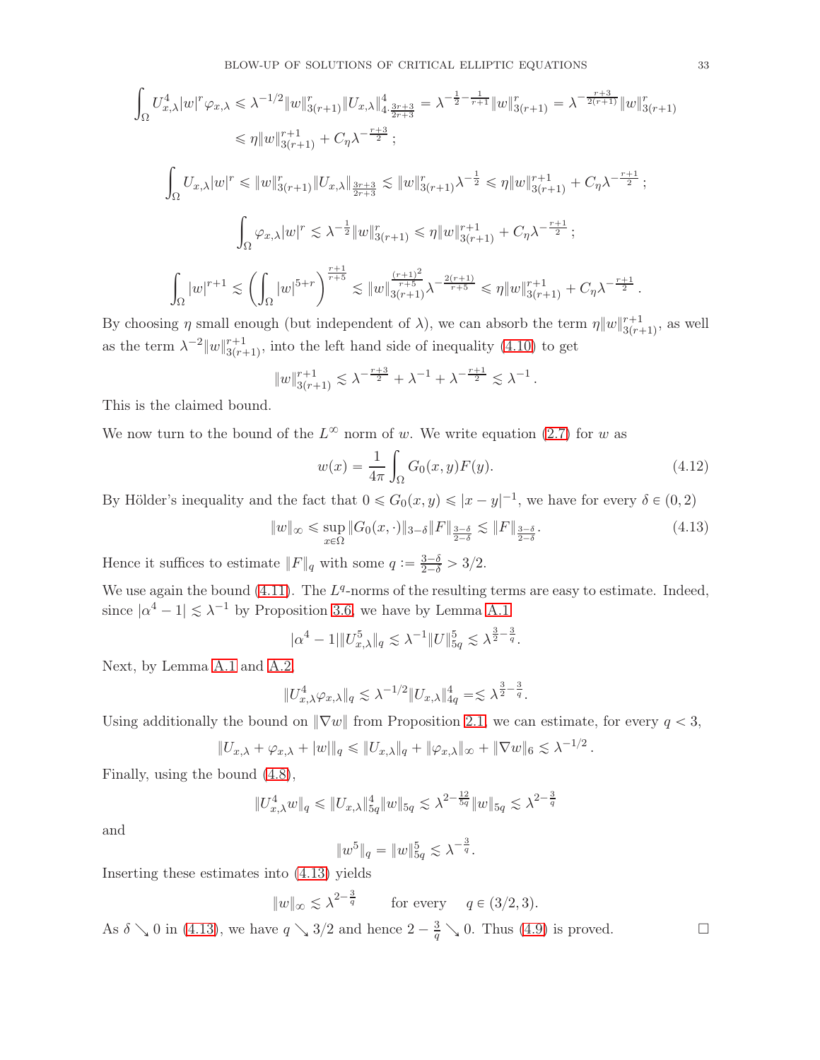$$\int_\Omega U_{x,\lambda}^4 |w|^r \varphi_{x,\lambda} \leqslant \lambda^{-1/2} \|w\|_{3(r+1)}^r \|U_{x,\lambda}\|_{4 \cdot \frac{3r+3}{2r+3}}^4 = \lambda^{-\frac{1}{2} - \frac{1}{r+1}} \|w\|_{3(r+1)}^r = \lambda^{-\frac{r+3}{2(r+1)}} \|w\|_{3(r+1)}^r$$

$$\leqslant \eta \|w\|_{3(r+1)}^{r+1} + C_\eta \lambda^{-\frac{r+3}{2}} ;$$

$$\int_\Omega U_{x,\lambda} |w|^r \leqslant \|w\|_{3(r+1)}^r \|U_{x,\lambda}\|_{\frac{3r+3}{2r+3}} \lesssim \|w\|_{3(r+1)}^r \lambda^{-\frac{1}{2}} \leqslant \eta \|w\|_{3(r+1)}^{r+1} + C_\eta \lambda^{-\frac{r+1}{2}} ;$$

$$\int_\Omega \varphi_{x,\lambda} |w|^r \lesssim \lambda^{-\frac{1}{2}} \|w\|_{3(r+1)}^r \leqslant \eta \|w\|_{3(r+1)}^{r+1} + C_\eta \lambda^{-\frac{r+1}{2}} ;$$

$$\int_\Omega |w|^{r+1} \lesssim \left( \int_\Omega |w|^{5+r} \right)^{\frac{r+1}{r+5}} \lesssim \|w\|_{3(r+1)}^{\frac{(r+1)^2}{r+5}} \lambda^{-\frac{2(r+1)}{r+5}} \leqslant \eta \|w\|_{3(r+1)}^{r+1} + C_\eta \lambda^{-\frac{r+1}{2}} .$$

By choosing $\eta$ small enough (but independent of $\lambda$), we can absorb the term $\eta\|w\|_{3(r+1)}^{r+1}$, as well as the term $\lambda^{-2}\|w\|_{3(r+1)}^{r+1}$, into the left hand side of inequality (4.10) to get

$$\|w\|_{3(r+1)}^{r+1} \lesssim \lambda^{-\frac{r+3}{2}} + \lambda^{-1} + \lambda^{-\frac{r+1}{2}} \lesssim \lambda^{-1} .$$

This is the claimed bound.

We now turn to the bound of the $L^\infty$ norm of $w$. We write equation (2.7) for $w$ as

$$w(x) = \frac{1}{4\pi} \int_\Omega G_0(x,y) F(y). \tag{4.12}$$

By Hölder's inequality and the fact that $0 \leqslant G_0(x,y) \leqslant |x-y|^{-1}$, we have for every $\delta \in (0,2)$

$$\|w\|_\infty \leqslant \sup_{x\in\Omega} \|G_0(x,\cdot)\|_{3-\delta} \|F\|_{\frac{3-\delta}{2-\delta}} \lesssim \|F\|_{\frac{3-\delta}{2-\delta}}. \tag{4.13}$$

Hence it suffices to estimate $\|F\|_q$ with some $q := \frac{3-\delta}{2-\delta} > 3/2$.

We use again the bound (4.11). The $L^q$-norms of the resulting terms are easy to estimate. Indeed, since $|\alpha^4 - 1| \lesssim \lambda^{-1}$ by Proposition 3.6, we have by Lemma A.1

$$|\alpha^4 - 1| \|U_{x,\lambda}^5\|_q \lesssim \lambda^{-1} \|U\|_{5q}^5 \lesssim \lambda^{\frac{3}{2} - \frac{3}{q}}.$$

Next, by Lemma A.1 and A.2

$$\|U_{x,\lambda}^4 \varphi_{x,\lambda}\|_q \lesssim \lambda^{-1/2} \|U_{x,\lambda}\|_{4q}^4 = \lesssim \lambda^{\frac{3}{2} - \frac{3}{q}}.$$

Using additionally the bound on $\|\nabla w\|$ from Proposition 2.1, we can estimate, for every $q < 3$,

$$\|U_{x,\lambda} + \varphi_{x,\lambda} + |w|\|_q \leqslant \|U_{x,\lambda}\|_q + \|\varphi_{x,\lambda}\|_\infty + \|\nabla w\|_6 \lesssim \lambda^{-1/2} .$$

Finally, using the bound (4.8),

$$\|U_{x,\lambda}^4 w\|_q \leqslant \|U_{x,\lambda}\|_{5q}^4 \|w\|_{5q} \lesssim \lambda^{2 - \frac{12}{5q}} \|w\|_{5q} \lesssim \lambda^{2 - \frac{3}{q}}$$

and

$$\|w^5\|_q = \|w\|_{5q}^5 \lesssim \lambda^{-\frac{3}{q}}.$$

Inserting these estimates into (4.13) yields

$$\|w\|_\infty \lesssim \lambda^{2 - \frac{3}{q}} \qquad \text{for every} \quad q \in (3/2, 3).$$

As $\delta \searrow 0$ in (4.13), we have $q \searrow 3/2$ and hence $2 - \frac{3}{q} \searrow 0$. Thus (4.9) is proved. □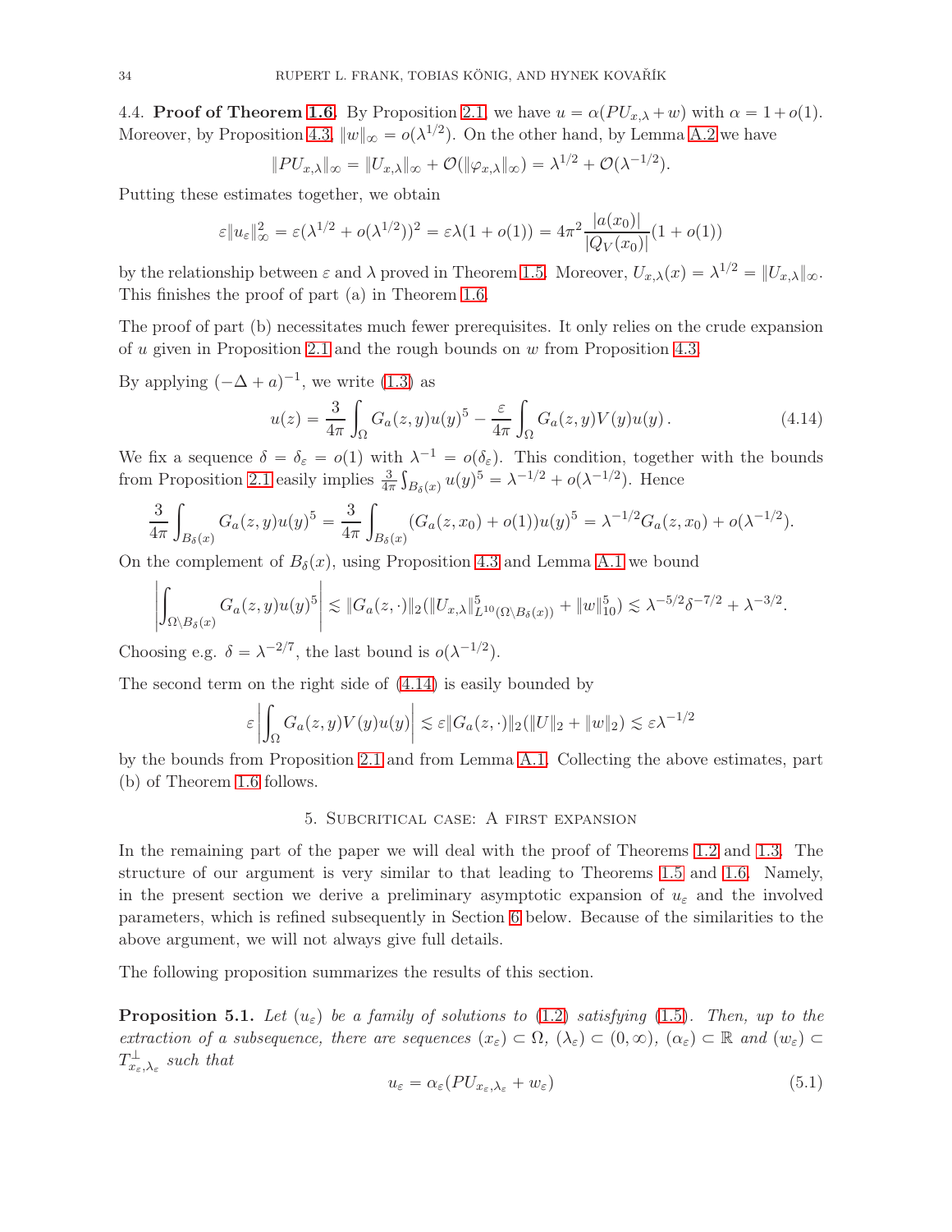### 4.4. **Proof of Theorem 1.6.**

By Proposition 2.1 we have $u = \alpha(PU_{x,\lambda} + w)$ with $\alpha = 1 + o(1)$. Moreover, by Proposition 4.3, $\|w\|_\infty = o(\lambda^{1/2})$. On the other hand, by Lemma A.2 we have

$$\|PU_{x,\lambda}\|_\infty = \|U_{x,\lambda}\|_\infty + \mathcal{O}(\|\varphi_{x,\lambda}\|_\infty) = \lambda^{1/2} + \mathcal{O}(\lambda^{-1/2}).$$

Putting these estimates together, we obtain

$$\varepsilon\|u_\varepsilon\|_\infty^2 = \varepsilon(\lambda^{1/2} + o(\lambda^{1/2}))^2 = \varepsilon\lambda(1 + o(1)) = 4\pi^2 \frac{|a(x_0)|}{|Q_V(x_0)|}(1 + o(1))$$

by the relationship between $\varepsilon$ and $\lambda$ proved in Theorem 1.5. Moreover, $U_{x,\lambda}(x) = \lambda^{1/2} = \|U_{x,\lambda}\|_\infty$. This finishes the proof of part (a) in Theorem 1.6.

The proof of part (b) necessitates much fewer prerequisites. It only relies on the crude expansion of $u$ given in Proposition 2.1 and the rough bounds on $w$ from Proposition 4.3.

By applying $(-\Delta + a)^{-1}$, we write (1.3) as

$$u(z) = \frac{3}{4\pi}\int_\Omega G_a(z,y)u(y)^5 - \frac{\varepsilon}{4\pi}\int_\Omega G_a(z,y)V(y)u(y)\,. \tag{4.14}$$

We fix a sequence $\delta = \delta_\varepsilon = o(1)$ with $\lambda^{-1} = o(\delta_\varepsilon)$. This condition, together with the bounds from Proposition 2.1 easily implies $\frac{3}{4\pi}\int_{B_\delta(x)} u(y)^5 = \lambda^{-1/2} + o(\lambda^{-1/2})$. Hence

$$\frac{3}{4\pi}\int_{B_\delta(x)} G_a(z,y)u(y)^5 = \frac{3}{4\pi}\int_{B_\delta(x)} (G_a(z,x_0) + o(1))u(y)^5 = \lambda^{-1/2}G_a(z,x_0) + o(\lambda^{-1/2}).$$

On the complement of $B_\delta(x)$, using Proposition 4.3 and Lemma A.1 we bound

$$\left|\int_{\Omega\setminus B_\delta(x)} G_a(z,y)u(y)^5\right| \lesssim \|G_a(z,\cdot)\|_2(\|U_{x,\lambda}\|^5_{L^{10}(\Omega\setminus B_\delta(x))} + \|w\|_{10}^5) \lesssim \lambda^{-5/2}\delta^{-7/2} + \lambda^{-3/2}.$$

Choosing e.g. $\delta = \lambda^{-2/7}$, the last bound is $o(\lambda^{-1/2})$.

The second term on the right side of (4.14) is easily bounded by

$$\varepsilon\left|\int_\Omega G_a(z,y)V(y)u(y)\right| \lesssim \varepsilon\|G_a(z,\cdot)\|_2(\|U\|_2 + \|w\|_2) \lesssim \varepsilon\lambda^{-1/2}$$

by the bounds from Proposition 2.1 and from Lemma A.1. Collecting the above estimates, part (b) of Theorem 1.6 follows.

## 5. Subcritical case: A first expansion

In the remaining part of the paper we will deal with the proof of Theorems 1.2 and 1.3. The structure of our argument is very similar to that leading to Theorems 1.5 and 1.6. Namely, in the present section we derive a preliminary asymptotic expansion of $u_\varepsilon$ and the involved parameters, which is refined subsequently in Section 6 below. Because of the similarities to the above argument, we will not always give full details.

The following proposition summarizes the results of this section.

**Proposition 5.1.** *Let $(u_\varepsilon)$ be a family of solutions to (1.2) satisfying (1.5). Then, up to the extraction of a subsequence, there are sequences $(x_\varepsilon) \subset \Omega$, $(\lambda_\varepsilon) \subset (0,\infty)$, $(\alpha_\varepsilon) \subset \mathbb{R}$ and $(w_\varepsilon) \subset T^\perp_{x_\varepsilon,\lambda_\varepsilon}$ such that*

$$u_\varepsilon = \alpha_\varepsilon(PU_{x_\varepsilon,\lambda_\varepsilon} + w_\varepsilon) \tag{5.1}$$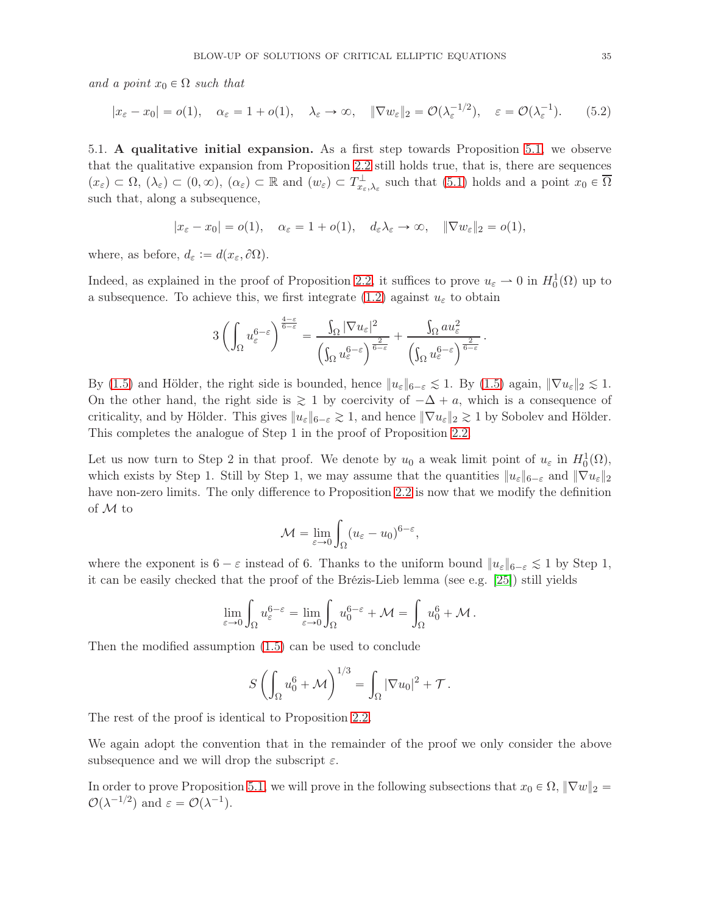*and a point $x_0 \in \Omega$ such that*

$$|x_\varepsilon - x_0| = o(1), \quad \alpha_\varepsilon = 1 + o(1), \quad \lambda_\varepsilon \to \infty, \quad \|\nabla w_\varepsilon\|_2 = \mathcal{O}(\lambda_\varepsilon^{-1/2}), \quad \varepsilon = \mathcal{O}(\lambda_\varepsilon^{-1}). \tag{5.2}$$

5.1. **A qualitative initial expansion.** As a first step towards Proposition 5.1, we observe that the qualitative expansion from Proposition 2.2 still holds true, that is, there are sequences $(x_\varepsilon) \subset \Omega$, $(\lambda_\varepsilon) \subset (0,\infty)$, $(\alpha_\varepsilon) \subset \mathbb{R}$ and $(w_\varepsilon) \subset T^\perp_{x_\varepsilon,\lambda_\varepsilon}$ such that (5.1) holds and a point $x_0 \in \overline{\Omega}$ such that, along a subsequence,

$$|x_\varepsilon - x_0| = o(1), \quad \alpha_\varepsilon = 1 + o(1), \quad d_\varepsilon \lambda_\varepsilon \to \infty, \quad \|\nabla w_\varepsilon\|_2 = o(1),$$

where, as before, $d_\varepsilon := d(x_\varepsilon, \partial\Omega)$.

Indeed, as explained in the proof of Proposition 2.2, it suffices to prove $u_\varepsilon \rightharpoonup 0$ in $H^1_0(\Omega)$ up to a subsequence. To achieve this, we first integrate (1.2) against $u_\varepsilon$ to obtain

$$3\left(\int_\Omega u_\varepsilon^{6-\varepsilon}\right)^{\frac{4-\varepsilon}{6-\varepsilon}} = \frac{\int_\Omega |\nabla u_\varepsilon|^2}{\left(\int_\Omega u_\varepsilon^{6-\varepsilon}\right)^{\frac{2}{6-\varepsilon}}} + \frac{\int_\Omega a u_\varepsilon^2}{\left(\int_\Omega u_\varepsilon^{6-\varepsilon}\right)^{\frac{2}{6-\varepsilon}}}.$$

By (1.5) and Hölder, the right side is bounded, hence $\|u_\varepsilon\|_{6-\varepsilon} \lesssim 1$. By (1.5) again, $\|\nabla u_\varepsilon\|_2 \lesssim 1$. On the other hand, the right side is $\gtrsim 1$ by coercivity of $-\Delta + a$, which is a consequence of criticality, and by Hölder. This gives $\|u_\varepsilon\|_{6-\varepsilon} \gtrsim 1$, and hence $\|\nabla u_\varepsilon\|_2 \gtrsim 1$ by Sobolev and Hölder. This completes the analogue of Step 1 in the proof of Proposition 2.2.

Let us now turn to Step 2 in that proof. We denote by $u_0$ a weak limit point of $u_\varepsilon$ in $H^1_0(\Omega)$, which exists by Step 1. Still by Step 1, we may assume that the quantities $\|u_\varepsilon\|_{6-\varepsilon}$ and $\|\nabla u_\varepsilon\|_2$ have non-zero limits. The only difference to Proposition 2.2 is now that we modify the definition of $\mathcal{M}$ to

$$\mathcal{M} = \lim_{\varepsilon\to 0}\int_\Omega (u_\varepsilon - u_0)^{6-\varepsilon},$$

where the exponent is $6-\varepsilon$ instead of 6. Thanks to the uniform bound $\|u_\varepsilon\|_{6-\varepsilon} \lesssim 1$ by Step 1, it can be easily checked that the proof of the Brézis-Lieb lemma (see e.g. [25]) still yields

$$\lim_{\varepsilon\to 0}\int_\Omega u_\varepsilon^{6-\varepsilon} = \lim_{\varepsilon\to 0}\int_\Omega u_0^{6-\varepsilon} + \mathcal{M} = \int_\Omega u_0^6 + \mathcal{M}.$$

Then the modified assumption (1.5) can be used to conclude

$$S\left(\int_\Omega u_0^6 + \mathcal{M}\right)^{1/3} = \int_\Omega |\nabla u_0|^2 + \mathcal{T}.$$

The rest of the proof is identical to Proposition 2.2.

We again adopt the convention that in the remainder of the proof we only consider the above subsequence and we will drop the subscript $\varepsilon$.

In order to prove Proposition 5.1, we will prove in the following subsections that $x_0 \in \Omega$, $\|\nabla w\|_2 = \mathcal{O}(\lambda^{-1/2})$ and $\varepsilon = \mathcal{O}(\lambda^{-1})$.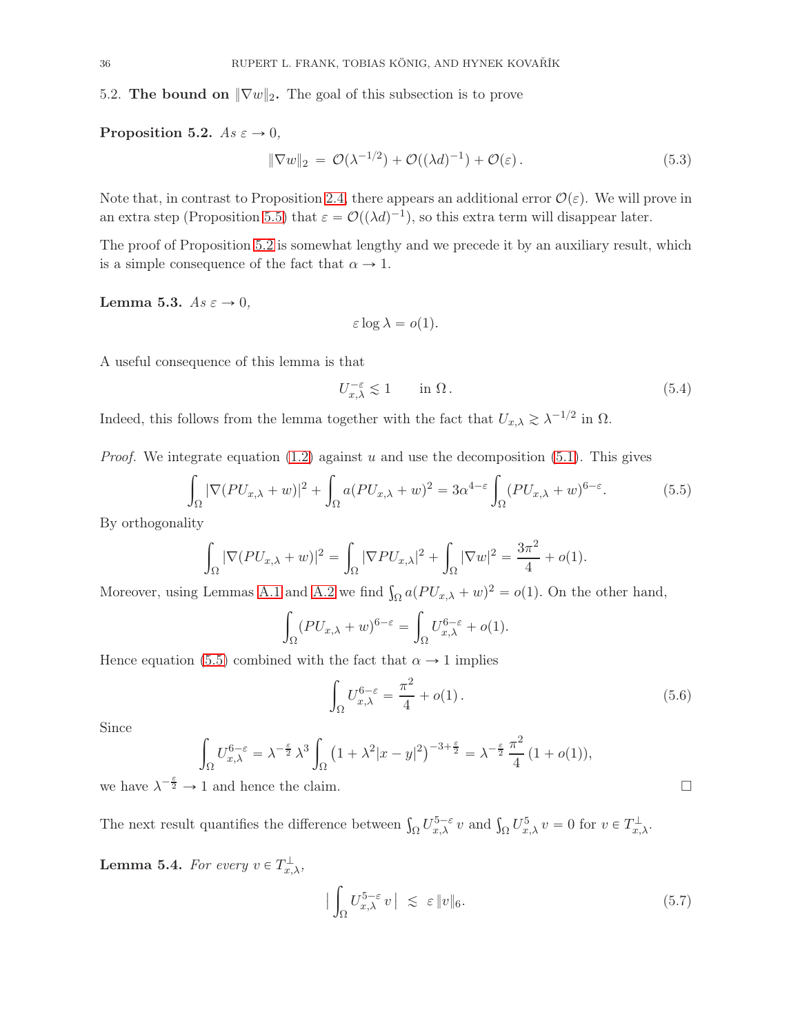5.2. **The bound on $\|\nabla w\|_2$.** The goal of this subsection is to prove

**Proposition 5.2.** *As $\varepsilon \to 0$,*

$$\|\nabla w\|_2 \,=\, \mathcal{O}(\lambda^{-1/2}) + \mathcal{O}((\lambda d)^{-1}) + \mathcal{O}(\varepsilon)\,. \tag{5.3}$$

Note that, in contrast to Proposition 2.4, there appears an additional error $\mathcal{O}(\varepsilon)$. We will prove in an extra step (Proposition 5.5) that $\varepsilon = \mathcal{O}((\lambda d)^{-1})$, so this extra term will disappear later.

The proof of Proposition 5.2 is somewhat lengthy and we precede it by an auxiliary result, which is a simple consequence of the fact that $\alpha \to 1$.

**Lemma 5.3.** *As $\varepsilon \to 0$,*

$$\varepsilon \log \lambda = o(1).$$

A useful consequence of this lemma is that

$$U_{x,\lambda}^{-\varepsilon} \lesssim 1 \qquad \text{in } \Omega\,. \tag{5.4}$$

Indeed, this follows from the lemma together with the fact that $U_{x,\lambda} \gtrsim \lambda^{-1/2}$ in $\Omega$.

*Proof.* We integrate equation (1.2) against $u$ and use the decomposition (5.1). This gives

$$\int_\Omega |\nabla(PU_{x,\lambda} + w)|^2 + \int_\Omega a(PU_{x,\lambda} + w)^2 = 3\alpha^{4-\varepsilon} \int_\Omega (PU_{x,\lambda} + w)^{6-\varepsilon}. \tag{5.5}$$

By orthogonality

$$\int_\Omega |\nabla(PU_{x,\lambda} + w)|^2 = \int_\Omega |\nabla PU_{x,\lambda}|^2 + \int_\Omega |\nabla w|^2 = \frac{3\pi^2}{4} + o(1).$$

Moreover, using Lemmas A.1 and A.2 we find $\int_\Omega a(PU_{x,\lambda} + w)^2 = o(1)$. On the other hand,

$$\int_\Omega (PU_{x,\lambda} + w)^{6-\varepsilon} = \int_\Omega U_{x,\lambda}^{6-\varepsilon} + o(1).$$

Hence equation (5.5) combined with the fact that $\alpha \to 1$ implies

$$\int_\Omega U_{x,\lambda}^{6-\varepsilon} = \frac{\pi^2}{4} + o(1)\,. \tag{5.6}$$

Since

$$\int_\Omega U_{x,\lambda}^{6-\varepsilon} = \lambda^{-\frac{\varepsilon}{2}}\, \lambda^3 \int_\Omega \left(1 + \lambda^2|x-y|^2\right)^{-3+\frac{\varepsilon}{2}} = \lambda^{-\frac{\varepsilon}{2}}\, \frac{\pi^2}{4}\,(1 + o(1)),$$

we have $\lambda^{-\frac{\varepsilon}{2}} \to 1$ and hence the claim. $\square$

The next result quantifies the difference between $\int_\Omega U_{x,\lambda}^{5-\varepsilon}\, v$ and $\int_\Omega U_{x,\lambda}^5\, v = 0$ for $v \in T_{x,\lambda}^\perp$.

**Lemma 5.4.** *For every $v \in T_{x,\lambda}^\perp$,*

$$\Big|\int_\Omega U_{x,\lambda}^{5-\varepsilon}\, v\Big| \;\lesssim\; \varepsilon\, \|v\|_6. \tag{5.7}$$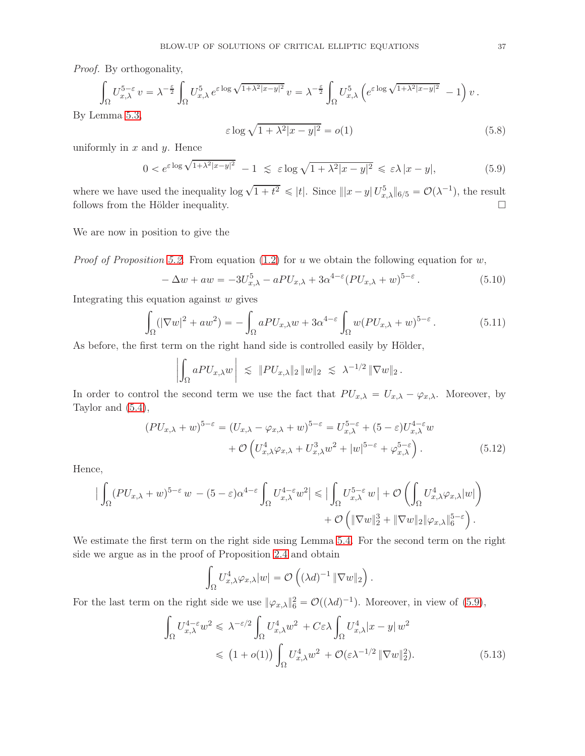*Proof.* By orthogonality,

$$\int_\Omega U_{x,\lambda}^{5-\varepsilon}\, v = \lambda^{-\frac{\varepsilon}{2}} \int_\Omega U_{x,\lambda}^5\, e^{\varepsilon \log \sqrt{1+\lambda^2|x-y|^2}}\, v = \lambda^{-\frac{\varepsilon}{2}} \int_\Omega U_{x,\lambda}^5 \left( e^{\varepsilon \log \sqrt{1+\lambda^2|x-y|^2}} - 1 \right) v \,.$$

By Lemma 5.3,

$$\varepsilon \log \sqrt{1+\lambda^2|x-y|^2} = o(1) \tag{5.8}$$

uniformly in $x$ and $y$. Hence

$$0 < e^{\varepsilon \log \sqrt{1+\lambda^2|x-y|^2}} - 1 \;\lesssim\; \varepsilon \log \sqrt{1+\lambda^2|x-y|^2} \;\leqslant\; \varepsilon\lambda\, |x-y|, \tag{5.9}$$

where we have used the inequality $\log\sqrt{1+t^2} \leqslant |t|$. Since $\| |x-y|\, U_{x,\lambda}^5 \|_{6/5} = \mathcal{O}(\lambda^{-1})$, the result follows from the Hölder inequality. $\square$

We are now in position to give the

*Proof of Proposition 5.2.* From equation (1.2) for $u$ we obtain the following equation for $w$,

$$-\Delta w + aw = -3U_{x,\lambda}^5 - aPU_{x,\lambda} + 3\alpha^{4-\varepsilon}(PU_{x,\lambda} + w)^{5-\varepsilon}\,. \tag{5.10}$$

Integrating this equation against $w$ gives

$$\int_\Omega (|\nabla w|^2 + aw^2) = -\int_\Omega aPU_{x,\lambda} w + 3\alpha^{4-\varepsilon} \int_\Omega w(PU_{x,\lambda} + w)^{5-\varepsilon}\,. \tag{5.11}$$

As before, the first term on the right hand side is controlled easily by Hölder,

$$\left| \int_\Omega aPU_{x,\lambda} w \right| \;\lesssim\; \|PU_{x,\lambda}\|_2\, \|w\|_2 \;\lesssim\; \lambda^{-1/2}\, \|\nabla w\|_2\,.$$

In order to control the second term we use the fact that $PU_{x,\lambda} = U_{x,\lambda} - \varphi_{x,\lambda}$. Moreover, by Taylor and (5.4),

$$\begin{aligned}(PU_{x,\lambda} + w)^{5-\varepsilon} = (U_{x,\lambda} - \varphi_{x,\lambda} + w)^{5-\varepsilon} &= U_{x,\lambda}^{5-\varepsilon} + (5-\varepsilon) U_{x,\lambda}^{4-\varepsilon} w \\ &\quad + \mathcal{O}\left( U_{x,\lambda}^4 \varphi_{x,\lambda} + U_{x,\lambda}^3 w^2 + |w|^{5-\varepsilon} + \varphi_{x,\lambda}^{5-\varepsilon} \right).\end{aligned} \tag{5.12}$$

Hence,

$$\begin{aligned}\Big| \int_\Omega (PU_{x,\lambda} + w)^{5-\varepsilon}\, w \,-\, (5-\varepsilon)\alpha^{4-\varepsilon} \int_\Omega U_{x,\lambda}^{4-\varepsilon} w^2 \Big| &\leqslant \Big| \int_\Omega U_{x,\lambda}^{5-\varepsilon}\, w \Big| + \mathcal{O}\left( \int_\Omega U_{x,\lambda}^4 \varphi_{x,\lambda} |w| \right) \\ &\quad + \mathcal{O}\left( \|\nabla w\|_2^3 + \|\nabla w\|_2 \|\varphi_{x,\lambda}\|_6^{5-\varepsilon} \right).\end{aligned}$$

We estimate the first term on the right side using Lemma 5.4. For the second term on the right side we argue as in the proof of Proposition 2.4 and obtain

$$\int_\Omega U_{x,\lambda}^4 \varphi_{x,\lambda} |w| = \mathcal{O}\left( (\lambda d)^{-1}\, \|\nabla w\|_2 \right).$$

For the last term on the right side we use $\|\varphi_{x,\lambda}\|_6^2 = \mathcal{O}((\lambda d)^{-1})$. Moreover, in view of (5.9),

$$\begin{aligned}\int_\Omega U_{x,\lambda}^{4-\varepsilon} w^2 &\leqslant \lambda^{-\varepsilon/2} \int_\Omega U_{x,\lambda}^4 w^2 \,+ C\varepsilon\lambda \int_\Omega U_{x,\lambda}^4 |x-y|\, w^2 \\ &\leqslant \big(1 + o(1)\big) \int_\Omega U_{x,\lambda}^4 w^2 \,+ \mathcal{O}(\varepsilon \lambda^{-1/2}\, \|\nabla w\|_2^2).\end{aligned} \tag{5.13}$$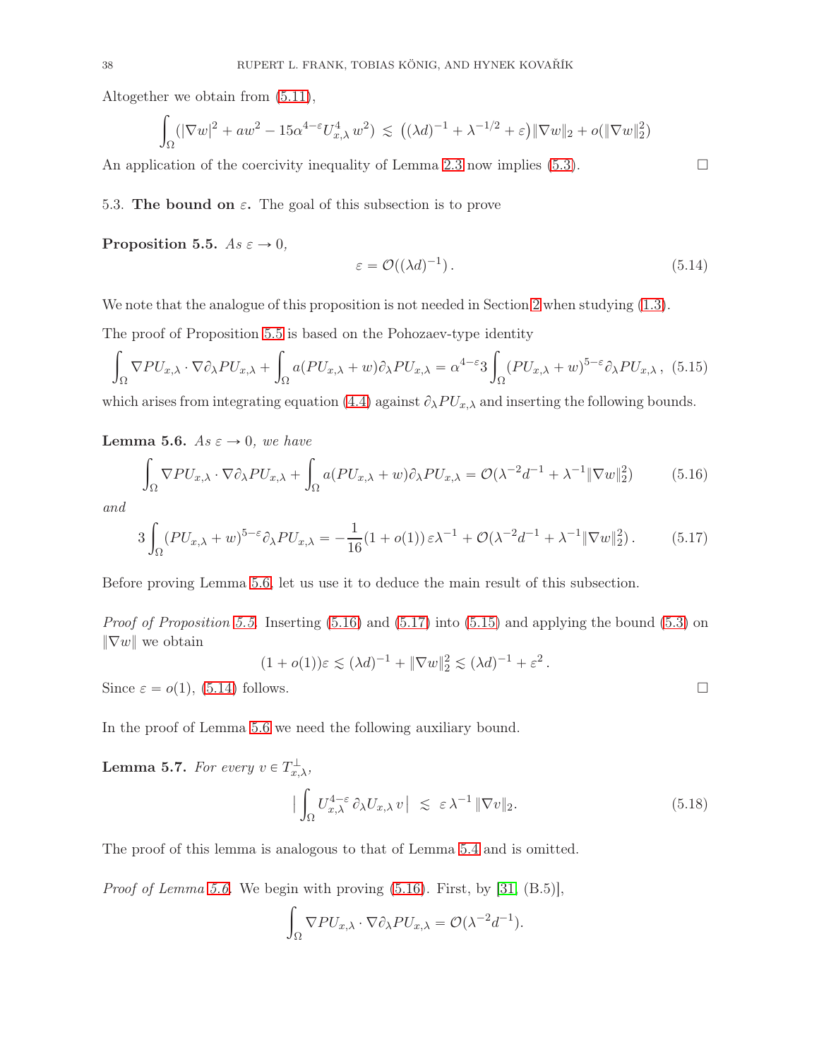Altogether we obtain from (5.11),

$$\int_\Omega (|\nabla w|^2 + aw^2 - 15\alpha^{4-\varepsilon} U_{x,\lambda}^4 w^2) \lesssim \left((\lambda d)^{-1} + \lambda^{-1/2} + \varepsilon\right) \|\nabla w\|_2 + o(\|\nabla w\|_2^2)$$

An application of the coercivity inequality of Lemma 2.3 now implies (5.3). □

5.3. **The bound on $\varepsilon$.** The goal of this subsection is to prove

**Proposition 5.5.** *As $\varepsilon \to 0$,*

$$\varepsilon = \mathcal{O}((\lambda d)^{-1}). \tag{5.14}$$

We note that the analogue of this proposition is not needed in Section 2 when studying (1.3).

The proof of Proposition 5.5 is based on the Pohozaev-type identity

$$\int_\Omega \nabla PU_{x,\lambda} \cdot \nabla \partial_\lambda PU_{x,\lambda} + \int_\Omega a(PU_{x,\lambda} + w)\partial_\lambda PU_{x,\lambda} = \alpha^{4-\varepsilon} 3 \int_\Omega (PU_{x,\lambda} + w)^{5-\varepsilon} \partial_\lambda PU_{x,\lambda}, \tag{5.15}$$

which arises from integrating equation (4.4) against $\partial_\lambda PU_{x,\lambda}$ and inserting the following bounds.

**Lemma 5.6.** *As $\varepsilon \to 0$, we have*

$$\int_\Omega \nabla PU_{x,\lambda} \cdot \nabla \partial_\lambda PU_{x,\lambda} + \int_\Omega a(PU_{x,\lambda} + w)\partial_\lambda PU_{x,\lambda} = \mathcal{O}(\lambda^{-2} d^{-1} + \lambda^{-1}\|\nabla w\|_2^2) \tag{5.16}$$

*and*

$$3 \int_\Omega (PU_{x,\lambda} + w)^{5-\varepsilon} \partial_\lambda PU_{x,\lambda} = -\frac{1}{16}(1 + o(1))\,\varepsilon\lambda^{-1} + \mathcal{O}(\lambda^{-2} d^{-1} + \lambda^{-1}\|\nabla w\|_2^2). \tag{5.17}$$

Before proving Lemma 5.6, let us use it to deduce the main result of this subsection.

*Proof of Proposition 5.5.* Inserting (5.16) and (5.17) into (5.15) and applying the bound (5.3) on $\|\nabla w\|$ we obtain

$$(1 + o(1))\varepsilon \lesssim (\lambda d)^{-1} + \|\nabla w\|_2^2 \lesssim (\lambda d)^{-1} + \varepsilon^2.$$

Since $\varepsilon = o(1)$, (5.14) follows. □

In the proof of Lemma 5.6 we need the following auxiliary bound.

**Lemma 5.7.** *For every $v \in T_{x,\lambda}^\perp$,*

$$\Big| \int_\Omega U_{x,\lambda}^{4-\varepsilon}\, \partial_\lambda U_{x,\lambda}\, v \Big| \lesssim \varepsilon\, \lambda^{-1}\, \|\nabla v\|_2. \tag{5.18}$$

The proof of this lemma is analogous to that of Lemma 5.4 and is omitted.

*Proof of Lemma 5.6.* We begin with proving (5.16). First, by [31, (B.5)],

$$\int_\Omega \nabla PU_{x,\lambda} \cdot \nabla \partial_\lambda PU_{x,\lambda} = \mathcal{O}(\lambda^{-2} d^{-1}).$$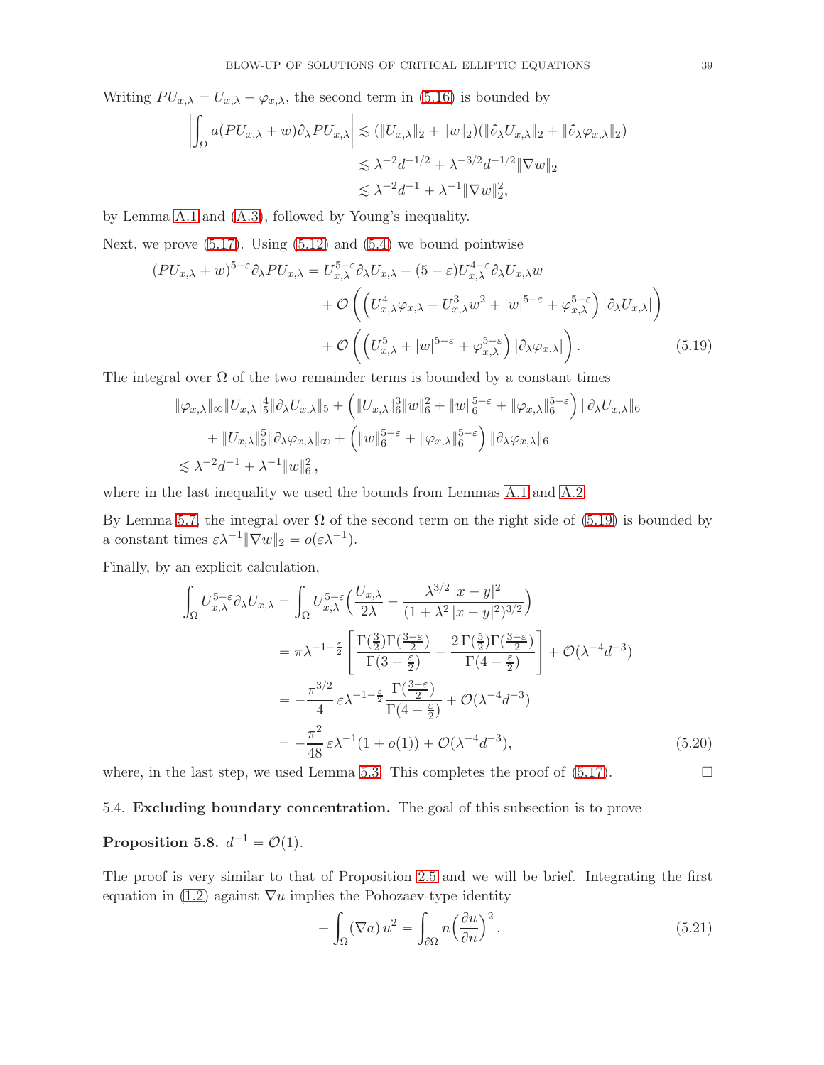Writing $PU_{x,\lambda} = U_{x,\lambda} - \varphi_{x,\lambda}$, the second term in (5.16) is bounded by

$$
\begin{aligned}
\left| \int_\Omega a(PU_{x,\lambda} + w)\partial_\lambda PU_{x,\lambda} \right| &\lesssim (\|U_{x,\lambda}\|_2 + \|w\|_2)(\|\partial_\lambda U_{x,\lambda}\|_2 + \|\partial_\lambda \varphi_{x,\lambda}\|_2) \\
&\lesssim \lambda^{-2} d^{-1/2} + \lambda^{-3/2} d^{-1/2} \|\nabla w\|_2 \\
&\lesssim \lambda^{-2} d^{-1} + \lambda^{-1} \|\nabla w\|_2^2,
\end{aligned}
$$

by Lemma A.1 and (A.3), followed by Young's inequality.

Next, we prove (5.17). Using (5.12) and (5.4) we bound pointwise

$$
\begin{aligned}
(PU_{x,\lambda} + w)^{5-\varepsilon} \partial_\lambda PU_{x,\lambda} = U_{x,\lambda}^{5-\varepsilon} \partial_\lambda U_{x,\lambda} &+ (5-\varepsilon) U_{x,\lambda}^{4-\varepsilon} \partial_\lambda U_{x,\lambda} w \\
&+ \mathcal{O}\left( \left( U_{x,\lambda}^4 \varphi_{x,\lambda} + U_{x,\lambda}^3 w^2 + |w|^{5-\varepsilon} + \varphi_{x,\lambda}^{5-\varepsilon} \right) |\partial_\lambda U_{x,\lambda}| \right) \\
&+ \mathcal{O}\left( \left( U_{x,\lambda}^5 + |w|^{5-\varepsilon} + \varphi_{x,\lambda}^{5-\varepsilon} \right) |\partial_\lambda \varphi_{x,\lambda}| \right). \qquad (5.19)
\end{aligned}
$$

The integral over $\Omega$ of the two remainder terms is bounded by a constant times

$$
\begin{aligned}
&\|\varphi_{x,\lambda}\|_\infty \|U_{x,\lambda}\|_5^4 \|\partial_\lambda U_{x,\lambda}\|_5 + \left( \|U_{x,\lambda}\|_6^3 \|w\|_6^2 + \|w\|_6^{5-\varepsilon} + \|\varphi_{x,\lambda}\|_6^{5-\varepsilon} \right) \|\partial_\lambda U_{x,\lambda}\|_6 \\
&\quad + \|U_{x,\lambda}\|_5^5 \|\partial_\lambda \varphi_{x,\lambda}\|_\infty + \left( \|w\|_6^{5-\varepsilon} + \|\varphi_{x,\lambda}\|_6^{5-\varepsilon} \right) \|\partial_\lambda \varphi_{x,\lambda}\|_6 \\
&\lesssim \lambda^{-2} d^{-1} + \lambda^{-1} \|w\|_6^2,
\end{aligned}
$$

where in the last inequality we used the bounds from Lemmas A.1 and A.2.

By Lemma 5.7, the integral over $\Omega$ of the second term on the right side of (5.19) is bounded by a constant times $\varepsilon \lambda^{-1} \|\nabla w\|_2 = o(\varepsilon \lambda^{-1})$.

Finally, by an explicit calculation,

$$
\begin{aligned}
\int_\Omega U_{x,\lambda}^{5-\varepsilon} \partial_\lambda U_{x,\lambda} &= \int_\Omega U_{x,\lambda}^{5-\varepsilon} \Big( \frac{U_{x,\lambda}}{2\lambda} - \frac{\lambda^{3/2} |x-y|^2}{(1 + \lambda^2 |x-y|^2)^{3/2}} \Big) \\
&= \pi \lambda^{-1-\frac{\varepsilon}{2}} \left[ \frac{\Gamma(\frac{3}{2}) \Gamma(\frac{3-\varepsilon}{2})}{\Gamma(3 - \frac{\varepsilon}{2})} - \frac{2\, \Gamma(\frac{5}{2}) \Gamma(\frac{3-\varepsilon}{2})}{\Gamma(4 - \frac{\varepsilon}{2})} \right] + \mathcal{O}(\lambda^{-4} d^{-3}) \\
&= -\frac{\pi^{3/2}}{4} \varepsilon \lambda^{-1-\frac{\varepsilon}{2}} \frac{\Gamma(\frac{3-\varepsilon}{2})}{\Gamma(4 - \frac{\varepsilon}{2})} + \mathcal{O}(\lambda^{-4} d^{-3}) \\
&= -\frac{\pi^2}{48} \varepsilon \lambda^{-1} (1 + o(1)) + \mathcal{O}(\lambda^{-4} d^{-3}), \qquad (5.20)
\end{aligned}
$$

where, in the last step, we used Lemma 5.3. This completes the proof of (5.17). □

### 5.4. **Excluding boundary concentration.**

The goal of this subsection is to prove

**Proposition 5.8.** $d^{-1} = \mathcal{O}(1)$.

The proof is very similar to that of Proposition 2.5 and we will be brief. Integrating the first equation in (1.2) against $\nabla u$ implies the Pohozaev-type identity

$$
-\int_\Omega (\nabla a)\, u^2 = \int_{\partial\Omega} n \Big( \frac{\partial u}{\partial n} \Big)^2 . \qquad (5.21)
$$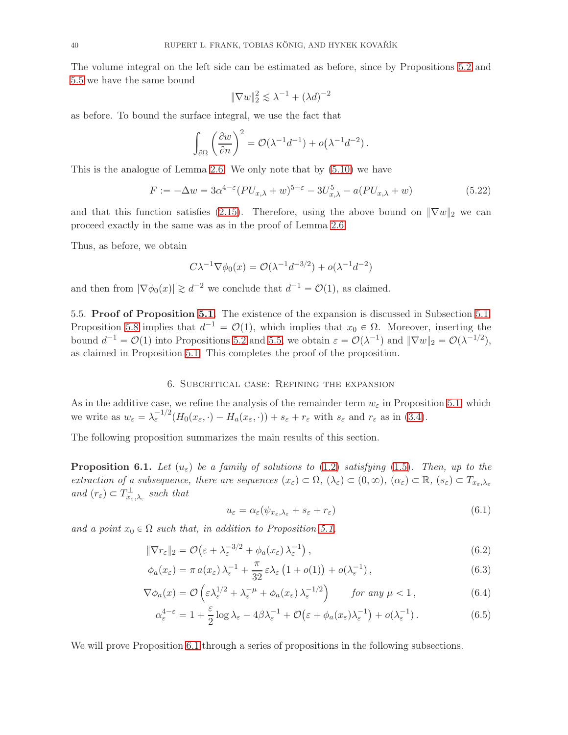The volume integral on the left side can be estimated as before, since by Propositions 5.2 and 5.5 we have the same bound

$$\|\nabla w\|_2^2 \lesssim \lambda^{-1} + (\lambda d)^{-2}$$

as before. To bound the surface integral, we use the fact that

$$\int_{\partial\Omega} \left(\frac{\partial w}{\partial n}\right)^2 = \mathcal{O}(\lambda^{-1} d^{-1}) + o\big(\lambda^{-1} d^{-2}\big)\,.$$

This is the analogue of Lemma 2.6. We only note that by (5.10) we have

$$F := -\Delta w = 3\alpha^{4-\varepsilon}(PU_{x,\lambda} + w)^{5-\varepsilon} - 3U_{x,\lambda}^5 - a(PU_{x,\lambda} + w) \tag{5.22}$$

and that this function satisfies (2.15). Therefore, using the above bound on $\|\nabla w\|_2$ we can proceed exactly in the same was as in the proof of Lemma 2.6.

Thus, as before, we obtain

$$C\lambda^{-1}\nabla\phi_0(x) = \mathcal{O}(\lambda^{-1} d^{-3/2}) + o(\lambda^{-1} d^{-2})$$

and then from $|\nabla\phi_0(x)| \gtrsim d^{-2}$ we conclude that $d^{-1} = \mathcal{O}(1)$, as claimed.

5.5. **Proof of Proposition 5.1.** The existence of the expansion is discussed in Subsection 5.1. Proposition 5.8 implies that $d^{-1} = \mathcal{O}(1)$, which implies that $x_0 \in \Omega$. Moreover, inserting the bound $d^{-1} = \mathcal{O}(1)$ into Propositions 5.2 and 5.5, we obtain $\varepsilon = \mathcal{O}(\lambda^{-1})$ and $\|\nabla w\|_2 = \mathcal{O}(\lambda^{-1/2})$, as claimed in Proposition 5.1. This completes the proof of the proposition.

## 6. Subcritical case: Refining the expansion

As in the additive case, we refine the analysis of the remainder term $w_\varepsilon$ in Proposition 5.1, which we write as $w_\varepsilon = \lambda_\varepsilon^{-1/2}(H_0(x_\varepsilon, \cdot) - H_a(x_\varepsilon, \cdot)) + s_\varepsilon + r_\varepsilon$ with $s_\varepsilon$ and $r_\varepsilon$ as in (3.4).

The following proposition summarizes the main results of this section.

**Proposition 6.1.** *Let $(u_\varepsilon)$ be a family of solutions to (1.2) satisfying (1.5). Then, up to the extraction of a subsequence, there are sequences $(x_\varepsilon) \subset \Omega$, $(\lambda_\varepsilon) \subset (0,\infty)$, $(\alpha_\varepsilon) \subset \mathbb{R}$, $(s_\varepsilon) \subset T_{x_\varepsilon,\lambda_\varepsilon}$ and $(r_\varepsilon) \subset T_{x_\varepsilon,\lambda_\varepsilon}^\perp$ such that*

$$u_\varepsilon = \alpha_\varepsilon(\psi_{x_\varepsilon,\lambda_\varepsilon} + s_\varepsilon + r_\varepsilon) \tag{6.1}$$

*and a point $x_0 \in \Omega$ such that, in addition to Proposition 5.1,*

$$\|\nabla r_\varepsilon\|_2 = \mathcal{O}\big(\varepsilon + \lambda_\varepsilon^{-3/2} + \phi_a(x_\varepsilon)\,\lambda_\varepsilon^{-1}\big)\,, \tag{6.2}$$

$$\phi_a(x_\varepsilon) = \pi\, a(x_\varepsilon)\,\lambda_\varepsilon^{-1} + \frac{\pi}{32}\,\varepsilon\lambda_\varepsilon\,\big(1 + o(1)\big) + o(\lambda_\varepsilon^{-1})\,, \tag{6.3}$$

$$\nabla\phi_a(x) = \mathcal{O}\left(\varepsilon\lambda_\varepsilon^{1/2} + \lambda_\varepsilon^{-\mu} + \phi_a(x_\varepsilon)\,\lambda_\varepsilon^{-1/2}\right) \qquad \text{for any } \mu < 1\,, \tag{6.4}$$

$$\alpha_\varepsilon^{4-\varepsilon} = 1 + \frac{\varepsilon}{2}\log\lambda_\varepsilon - 4\beta\lambda_\varepsilon^{-1} + \mathcal{O}\big(\varepsilon + \phi_a(x_\varepsilon)\lambda_\varepsilon^{-1}\big) + o(\lambda_\varepsilon^{-1})\,. \tag{6.5}$$

We will prove Proposition 6.1 through a series of propositions in the following subsections.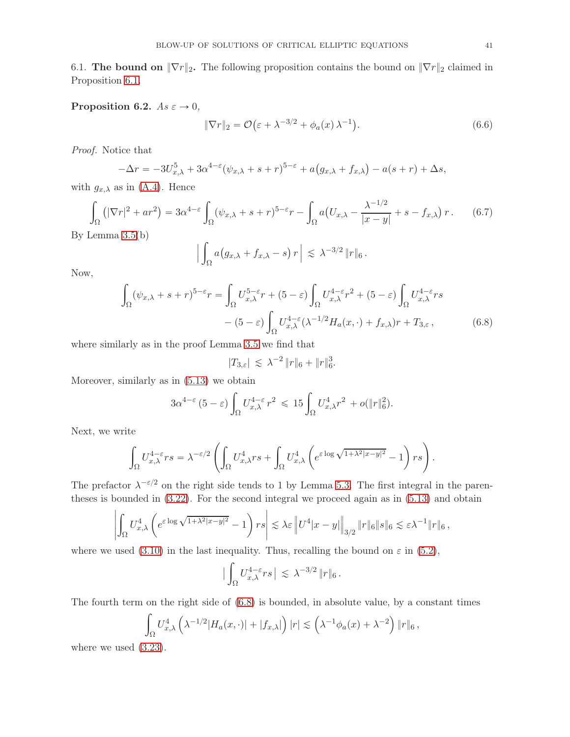6.1. **The bound on $\|\nabla r\|_2$.** The following proposition contains the bound on $\|\nabla r\|_2$ claimed in Proposition 6.1.

**Proposition 6.2.** *As $\varepsilon \to 0$,*

$$\|\nabla r\|_2 = \mathcal{O}\big(\varepsilon + \lambda^{-3/2} + \phi_a(x)\,\lambda^{-1}\big). \tag{6.6}$$

*Proof.* Notice that

$$-\Delta r = -3U_{x,\lambda}^5 + 3\alpha^{4-\varepsilon}(\psi_{x,\lambda} + s + r)^{5-\varepsilon} + a\big(g_{x,\lambda} + f_{x,\lambda}\big) - a(s + r) + \Delta s,$$

with $g_{x,\lambda}$ as in (A.4). Hence

$$\int_\Omega \big(|\nabla r|^2 + ar^2\big) = 3\alpha^{4-\varepsilon} \int_\Omega (\psi_{x,\lambda} + s + r)^{5-\varepsilon} r - \int_\Omega a\big(U_{x,\lambda} - \frac{\lambda^{-1/2}}{|x-y|} + s - f_{x,\lambda}\big)\, r\,. \tag{6.7}$$

By Lemma 3.5(b)

$$\Big|\int_\Omega a\big(g_{x,\lambda} + f_{x,\lambda} - s\big)\, r\Big| \;\lesssim\; \lambda^{-3/2}\, \|r\|_6\,.$$

Now,

$$\begin{aligned}\int_\Omega (\psi_{x,\lambda} + s + r)^{5-\varepsilon} r &= \int_\Omega U_{x,\lambda}^{5-\varepsilon} r + (5-\varepsilon)\int_\Omega U_{x,\lambda}^{4-\varepsilon} r^2 + (5-\varepsilon)\int_\Omega U_{x,\lambda}^{4-\varepsilon} rs \\ &\quad - (5-\varepsilon)\int_\Omega U_{x,\lambda}^{4-\varepsilon}(\lambda^{-1/2} H_a(x,\cdot) + f_{x,\lambda}) r + T_{3,\varepsilon}\,, \end{aligned} \tag{6.8}$$

where similarly as in the proof Lemma 3.5 we find that

$$|T_{3,\varepsilon}| \;\lesssim\; \lambda^{-2}\, \|r\|_6 + \|r\|_6^3.$$

Moreover, similarly as in (5.13) we obtain

$$3\alpha^{4-\varepsilon}\,(5-\varepsilon)\int_\Omega U_{x,\lambda}^{4-\varepsilon}\, r^2 \;\leqslant\; 15 \int_\Omega U_{x,\lambda}^4 r^2 \;+ o(\|r\|_6^2).$$

Next, we write

$$\int_\Omega U_{x,\lambda}^{4-\varepsilon} rs = \lambda^{-\varepsilon/2}\left(\int_\Omega U_{x,\lambda}^4 rs + \int_\Omega U_{x,\lambda}^4\left(e^{\varepsilon \log\sqrt{1+\lambda^2|x-y|^2}} - 1\right) rs\right).$$

The prefactor $\lambda^{-\varepsilon/2}$ on the right side tends to 1 by Lemma 5.3. The first integral in the parentheses is bounded in (3.22). For the second integral we proceed again as in (5.13) and obtain

$$\left|\int_\Omega U_{x,\lambda}^4\left(e^{\varepsilon \log\sqrt{1+\lambda^2|x-y|^2}} - 1\right) rs\right| \lesssim \lambda\varepsilon \left\|U^4|x-y|\right\|_{3/2} \|r\|_6\|s\|_6 \lesssim \varepsilon\lambda^{-1}\|r\|_6\,,$$

where we used (3.10) in the last inequality. Thus, recalling the bound on $\varepsilon$ in (5.2),

$$\Big|\int_\Omega U_{x,\lambda}^{4-\varepsilon} rs\Big| \;\lesssim\; \lambda^{-3/2}\, \|r\|_6\,.$$

The fourth term on the right side of (6.8) is bounded, in absolute value, by a constant times

$$\int_\Omega U_{x,\lambda}^4 \left(\lambda^{-1/2}|H_a(x,\cdot)| + |f_{x,\lambda}|\right)|r| \lesssim \left(\lambda^{-1}\phi_a(x) + \lambda^{-2}\right)\|r\|_6\,,$$

where we used (3.23).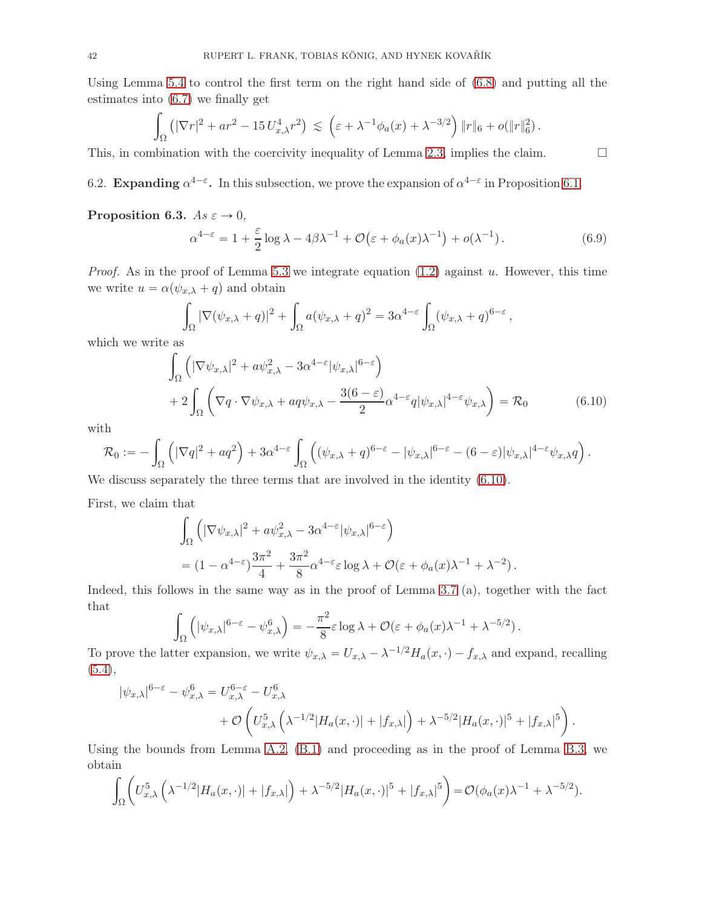Using Lemma 5.4 to control the first term on the right hand side of (6.8) and putting all the estimates into (6.7) we finally get

$$\int_\Omega \left(|\nabla r|^2 + ar^2 - 15\, U_{x,\lambda}^4 r^2\right) \lesssim \left(\varepsilon + \lambda^{-1}\phi_a(x) + \lambda^{-3/2}\right) \|r\|_6 + o(\|r\|_6^2)\,.$$

This, in combination with the coercivity inequality of Lemma 2.3, implies the claim. ☐

6.2. **Expanding $\alpha^{4-\varepsilon}$.** In this subsection, we prove the expansion of $\alpha^{4-\varepsilon}$ in Proposition 6.1.

**Proposition 6.3.** *As $\varepsilon \to 0$,*

$$\alpha^{4-\varepsilon} = 1 + \frac{\varepsilon}{2}\log\lambda - 4\beta\lambda^{-1} + \mathcal{O}\big(\varepsilon + \phi_a(x)\lambda^{-1}\big) + o(\lambda^{-1})\,. \tag{6.9}$$

*Proof.* As in the proof of Lemma 5.3 we integrate equation (1.2) against $u$. However, this time we write $u = \alpha(\psi_{x,\lambda} + q)$ and obtain

$$\int_\Omega |\nabla(\psi_{x,\lambda} + q)|^2 + \int_\Omega a(\psi_{x,\lambda} + q)^2 = 3\alpha^{4-\varepsilon}\int_\Omega (\psi_{x,\lambda} + q)^{6-\varepsilon}\,,$$

which we write as

$$\begin{aligned}
&\int_\Omega \left(|\nabla\psi_{x,\lambda}|^2 + a\psi_{x,\lambda}^2 - 3\alpha^{4-\varepsilon}|\psi_{x,\lambda}|^{6-\varepsilon}\right) \\
&\quad + 2\int_\Omega \left(\nabla q\cdot\nabla\psi_{x,\lambda} + aq\psi_{x,\lambda} - \frac{3(6-\varepsilon)}{2}\alpha^{4-\varepsilon} q|\psi_{x,\lambda}|^{4-\varepsilon}\psi_{x,\lambda}\right) = \mathcal{R}_0
\end{aligned} \tag{6.10}$$

with

$$\mathcal{R}_0 := -\int_\Omega \left(|\nabla q|^2 + aq^2\right) + 3\alpha^{4-\varepsilon}\int_\Omega \left((\psi_{x,\lambda}+q)^{6-\varepsilon} - |\psi_{x,\lambda}|^{6-\varepsilon} - (6-\varepsilon)|\psi_{x,\lambda}|^{4-\varepsilon}\psi_{x,\lambda} q\right).$$

We discuss separately the three terms that are involved in the identity (6.10).

First, we claim that

$$\begin{aligned}
&\int_\Omega \left(|\nabla\psi_{x,\lambda}|^2 + a\psi_{x,\lambda}^2 - 3\alpha^{4-\varepsilon}|\psi_{x,\lambda}|^{6-\varepsilon}\right) \\
&= (1-\alpha^{4-\varepsilon})\frac{3\pi^2}{4} + \frac{3\pi^2}{8}\alpha^{4-\varepsilon}\varepsilon\log\lambda + \mathcal{O}(\varepsilon + \phi_a(x)\lambda^{-1} + \lambda^{-2})\,.
\end{aligned}$$

Indeed, this follows in the same way as in the proof of Lemma 3.7 (a), together with the fact that

$$\int_\Omega \left(|\psi_{x,\lambda}|^{6-\varepsilon} - \psi_{x,\lambda}^6\right) = -\frac{\pi^2}{8}\varepsilon\log\lambda + \mathcal{O}(\varepsilon + \phi_a(x)\lambda^{-1} + \lambda^{-5/2})\,.$$

To prove the latter expansion, we write $\psi_{x,\lambda} = U_{x,\lambda} - \lambda^{-1/2}H_a(x,\cdot) - f_{x,\lambda}$ and expand, recalling (5.4),

$$\begin{aligned}
|\psi_{x,\lambda}|^{6-\varepsilon} - \psi_{x,\lambda}^6 &= U_{x,\lambda}^{6-\varepsilon} - U_{x,\lambda}^6 \\
&\quad + \mathcal{O}\left(U_{x,\lambda}^5\left(\lambda^{-1/2}|H_a(x,\cdot)| + |f_{x,\lambda}|\right) + \lambda^{-5/2}|H_a(x,\cdot)|^5 + |f_{x,\lambda}|^5\right).
\end{aligned}$$

Using the bounds from Lemma A.2, (B.1) and proceeding as in the proof of Lemma B.3, we obtain

$$\int_\Omega \left(U_{x,\lambda}^5\left(\lambda^{-1/2}|H_a(x,\cdot)| + |f_{x,\lambda}|\right) + \lambda^{-5/2}|H_a(x,\cdot)|^5 + |f_{x,\lambda}|^5\right) = \mathcal{O}(\phi_a(x)\lambda^{-1} + \lambda^{-5/2}).$$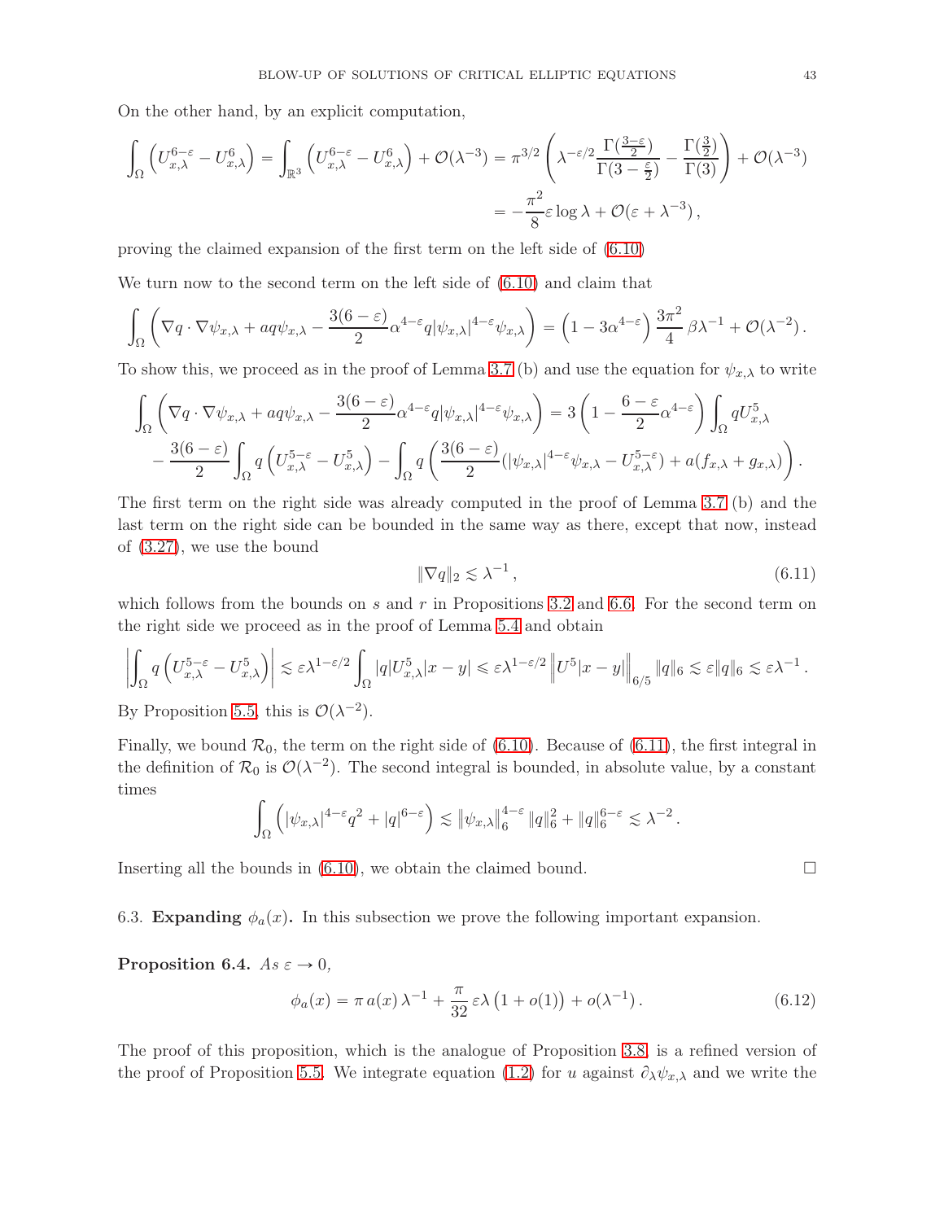On the other hand, by an explicit computation,

$$\int_\Omega \left(U_{x,\lambda}^{6-\varepsilon} - U_{x,\lambda}^6\right) = \int_{\mathbb{R}^3} \left(U_{x,\lambda}^{6-\varepsilon} - U_{x,\lambda}^6\right) + \mathcal{O}(\lambda^{-3}) = \pi^{3/2}\left(\lambda^{-\varepsilon/2}\frac{\Gamma(\frac{3-\varepsilon}{2})}{\Gamma(3-\frac{\varepsilon}{2})} - \frac{\Gamma(\frac{3}{2})}{\Gamma(3)}\right) + \mathcal{O}(\lambda^{-3})$$
$$= -\frac{\pi^2}{8}\varepsilon\log\lambda + \mathcal{O}(\varepsilon + \lambda^{-3}),$$

proving the claimed expansion of the first term on the left side of (6.10)

We turn now to the second term on the left side of (6.10) and claim that

$$\int_\Omega \left(\nabla q\cdot\nabla\psi_{x,\lambda} + aq\psi_{x,\lambda} - \frac{3(6-\varepsilon)}{2}\alpha^{4-\varepsilon}q|\psi_{x,\lambda}|^{4-\varepsilon}\psi_{x,\lambda}\right) = \left(1-3\alpha^{4-\varepsilon}\right)\frac{3\pi^2}{4}\beta\lambda^{-1} + \mathcal{O}(\lambda^{-2}).$$

To show this, we proceed as in the proof of Lemma 3.7 (b) and use the equation for $\psi_{x,\lambda}$ to write

$$\int_\Omega \left(\nabla q\cdot\nabla\psi_{x,\lambda} + aq\psi_{x,\lambda} - \frac{3(6-\varepsilon)}{2}\alpha^{4-\varepsilon}q|\psi_{x,\lambda}|^{4-\varepsilon}\psi_{x,\lambda}\right) = 3\left(1-\frac{6-\varepsilon}{2}\alpha^{4-\varepsilon}\right)\int_\Omega qU_{x,\lambda}^5$$
$$-\frac{3(6-\varepsilon)}{2}\int_\Omega q\left(U_{x,\lambda}^{5-\varepsilon} - U_{x,\lambda}^5\right) - \int_\Omega q\left(\frac{3(6-\varepsilon)}{2}(|\psi_{x,\lambda}|^{4-\varepsilon}\psi_{x,\lambda} - U_{x,\lambda}^{5-\varepsilon}) + a(f_{x,\lambda}+g_{x,\lambda})\right).$$

The first term on the right side was already computed in the proof of Lemma 3.7 (b) and the last term on the right side can be bounded in the same way as there, except that now, instead of (3.27), we use the bound

$$\|\nabla q\|_2 \lesssim \lambda^{-1}, \tag{6.11}$$

which follows from the bounds on $s$ and $r$ in Propositions 3.2 and 6.6. For the second term on the right side we proceed as in the proof of Lemma 5.4 and obtain

$$\left|\int_\Omega q\left(U_{x,\lambda}^{5-\varepsilon} - U_{x,\lambda}^5\right)\right| \lesssim \varepsilon\lambda^{1-\varepsilon/2}\int_\Omega |q|U_{x,\lambda}^5|x-y| \leqslant \varepsilon\lambda^{1-\varepsilon/2}\left\|U^5|x-y|\right\|_{6/5}\|q\|_6 \lesssim \varepsilon\|q\|_6 \lesssim \varepsilon\lambda^{-1}.$$

By Proposition 5.5, this is $\mathcal{O}(\lambda^{-2})$.

Finally, we bound $\mathcal{R}_0$, the term on the right side of (6.10). Because of (6.11), the first integral in the definition of $\mathcal{R}_0$ is $\mathcal{O}(\lambda^{-2})$. The second integral is bounded, in absolute value, by a constant times

$$\int_\Omega \left(|\psi_{x,\lambda}|^{4-\varepsilon}q^2 + |q|^{6-\varepsilon}\right) \lesssim \|\psi_{x,\lambda}\|_6^{4-\varepsilon}\|q\|_6^2 + \|q\|_6^{6-\varepsilon} \lesssim \lambda^{-2}.$$

Inserting all the bounds in (6.10), we obtain the claimed bound. □

## 6.3. Expanding $\phi_a(x)$.

In this subsection we prove the following important expansion.

**Proposition 6.4.** *As $\varepsilon\to 0$,*

$$\phi_a(x) = \pi\, a(x)\,\lambda^{-1} + \frac{\pi}{32}\,\varepsilon\lambda\left(1+o(1)\right) + o(\lambda^{-1}). \tag{6.12}$$

The proof of this proposition, which is the analogue of Proposition 3.8, is a refined version of the proof of Proposition 5.5. We integrate equation (1.2) for $u$ against $\partial_\lambda\psi_{x,\lambda}$ and we write the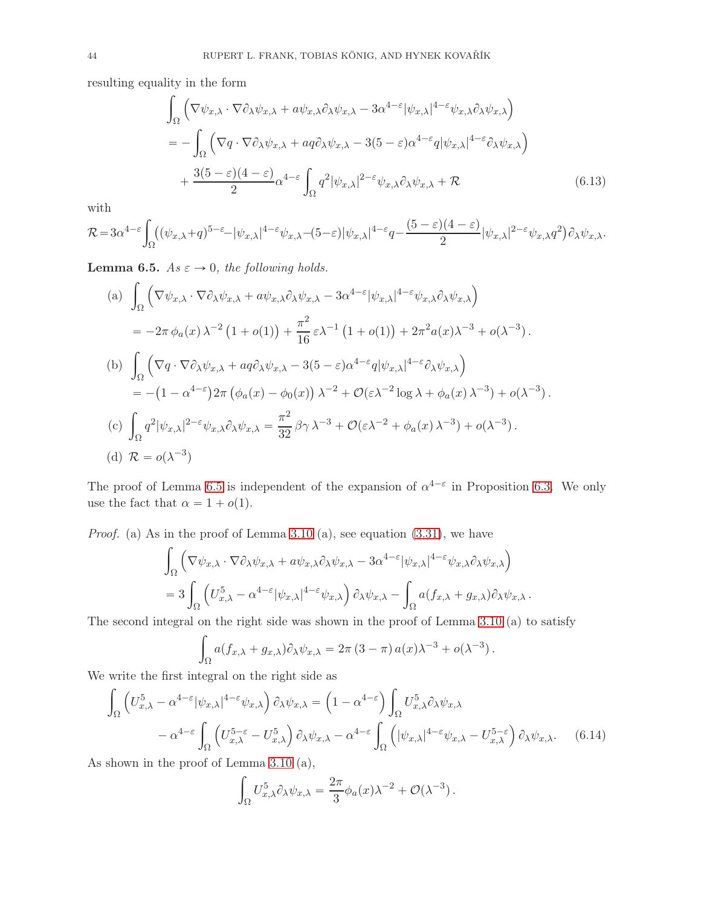resulting equality in the form

$$
\begin{aligned}
&\int_\Omega \Big( \nabla \psi_{x,\lambda} \cdot \nabla \partial_\lambda \psi_{x,\lambda} + a \psi_{x,\lambda} \partial_\lambda \psi_{x,\lambda} - 3\alpha^{4-\varepsilon} |\psi_{x,\lambda}|^{4-\varepsilon} \psi_{x,\lambda} \partial_\lambda \psi_{x,\lambda} \Big) \\
&= - \int_\Omega \Big( \nabla q \cdot \nabla \partial_\lambda \psi_{x,\lambda} + a q \partial_\lambda \psi_{x,\lambda} - 3(5-\varepsilon) \alpha^{4-\varepsilon} q |\psi_{x,\lambda}|^{4-\varepsilon} \partial_\lambda \psi_{x,\lambda} \Big) \\
&\quad + \frac{3(5-\varepsilon)(4-\varepsilon)}{2} \alpha^{4-\varepsilon} \int_\Omega q^2 |\psi_{x,\lambda}|^{2-\varepsilon} \psi_{x,\lambda} \partial_\lambda \psi_{x,\lambda} + \mathcal{R}
\end{aligned}
\tag{6.13}
$$

with

$$
\mathcal{R} = 3\alpha^{4-\varepsilon} \int_\Omega \Big( (\psi_{x,\lambda} + q)^{5-\varepsilon} - |\psi_{x,\lambda}|^{4-\varepsilon} \psi_{x,\lambda} - (5-\varepsilon) |\psi_{x,\lambda}|^{4-\varepsilon} q - \frac{(5-\varepsilon)(4-\varepsilon)}{2} |\psi_{x,\lambda}|^{2-\varepsilon} \psi_{x,\lambda} q^2 \Big) \partial_\lambda \psi_{x,\lambda}.
$$

**Lemma 6.5.** *As $\varepsilon \to 0$, the following holds.*

(a)
$$
\begin{aligned}
&\int_\Omega \Big( \nabla \psi_{x,\lambda} \cdot \nabla \partial_\lambda \psi_{x,\lambda} + a \psi_{x,\lambda} \partial_\lambda \psi_{x,\lambda} - 3\alpha^{4-\varepsilon} |\psi_{x,\lambda}|^{4-\varepsilon} \psi_{x,\lambda} \partial_\lambda \psi_{x,\lambda} \Big) \\
&= -2\pi \, \phi_a(x) \, \lambda^{-2} \big(1 + o(1)\big) + \frac{\pi^2}{16} \, \varepsilon \lambda^{-1} \big(1 + o(1)\big) + 2\pi^2 a(x) \lambda^{-3} + o(\lambda^{-3}) .
\end{aligned}
$$

(b)
$$
\begin{aligned}
&\int_\Omega \Big( \nabla q \cdot \nabla \partial_\lambda \psi_{x,\lambda} + a q \partial_\lambda \psi_{x,\lambda} - 3(5-\varepsilon) \alpha^{4-\varepsilon} q |\psi_{x,\lambda}|^{4-\varepsilon} \partial_\lambda \psi_{x,\lambda} \Big) \\
&= -\big(1 - \alpha^{4-\varepsilon}\big) 2\pi \big(\phi_a(x) - \phi_0(x)\big) \lambda^{-2} + \mathcal{O}(\varepsilon \lambda^{-2} \log \lambda + \phi_a(x) \, \lambda^{-3}) + o(\lambda^{-3}) .
\end{aligned}
$$

(c)
$$
\int_\Omega q^2 |\psi_{x,\lambda}|^{2-\varepsilon} \psi_{x,\lambda} \partial_\lambda \psi_{x,\lambda} = \frac{\pi^2}{32} \, \beta \gamma \, \lambda^{-3} + \mathcal{O}(\varepsilon \lambda^{-2} + \phi_a(x) \, \lambda^{-3}) + o(\lambda^{-3}) .
$$

(d) $\mathcal{R} = o(\lambda^{-3})$

The proof of Lemma 6.5 is independent of the expansion of $\alpha^{4-\varepsilon}$ in Proposition 6.3. We only use the fact that $\alpha = 1 + o(1)$.

*Proof.* (a) As in the proof of Lemma 3.10 (a), see equation (3.31), we have

$$
\begin{aligned}
&\int_\Omega \Big( \nabla \psi_{x,\lambda} \cdot \nabla \partial_\lambda \psi_{x,\lambda} + a \psi_{x,\lambda} \partial_\lambda \psi_{x,\lambda} - 3\alpha^{4-\varepsilon} |\psi_{x,\lambda}|^{4-\varepsilon} \psi_{x,\lambda} \partial_\lambda \psi_{x,\lambda} \Big) \\
&= 3 \int_\Omega \Big( U_{x,\lambda}^5 - \alpha^{4-\varepsilon} |\psi_{x,\lambda}|^{4-\varepsilon} \psi_{x,\lambda} \Big) \partial_\lambda \psi_{x,\lambda} - \int_\Omega a (f_{x,\lambda} + g_{x,\lambda}) \partial_\lambda \psi_{x,\lambda} .
\end{aligned}
$$

The second integral on the right side was shown in the proof of Lemma 3.10 (a) to satisfy

$$
\int_\Omega a (f_{x,\lambda} + g_{x,\lambda}) \partial_\lambda \psi_{x,\lambda} = 2\pi \, (3 - \pi) \, a(x) \lambda^{-3} + o(\lambda^{-3}) .
$$

We write the first integral on the right side as

$$
\begin{aligned}
\int_\Omega \Big( U_{x,\lambda}^5 - \alpha^{4-\varepsilon} |\psi_{x,\lambda}|^{4-\varepsilon} \psi_{x,\lambda} \Big) \partial_\lambda \psi_{x,\lambda} &= \Big( 1 - \alpha^{4-\varepsilon} \Big) \int_\Omega U_{x,\lambda}^5 \partial_\lambda \psi_{x,\lambda} \\
&\quad - \alpha^{4-\varepsilon} \int_\Omega \Big( U_{x,\lambda}^{5-\varepsilon} - U_{x,\lambda}^5 \Big) \partial_\lambda \psi_{x,\lambda} - \alpha^{4-\varepsilon} \int_\Omega \Big( |\psi_{x,\lambda}|^{4-\varepsilon} \psi_{x,\lambda} - U_{x,\lambda}^{5-\varepsilon} \Big) \partial_\lambda \psi_{x,\lambda}.
\end{aligned}
\tag{6.14}
$$

As shown in the proof of Lemma 3.10 (a),

$$
\int_\Omega U_{x,\lambda}^5 \partial_\lambda \psi_{x,\lambda} = \frac{2\pi}{3} \phi_a(x) \lambda^{-2} + \mathcal{O}(\lambda^{-3}) .
$$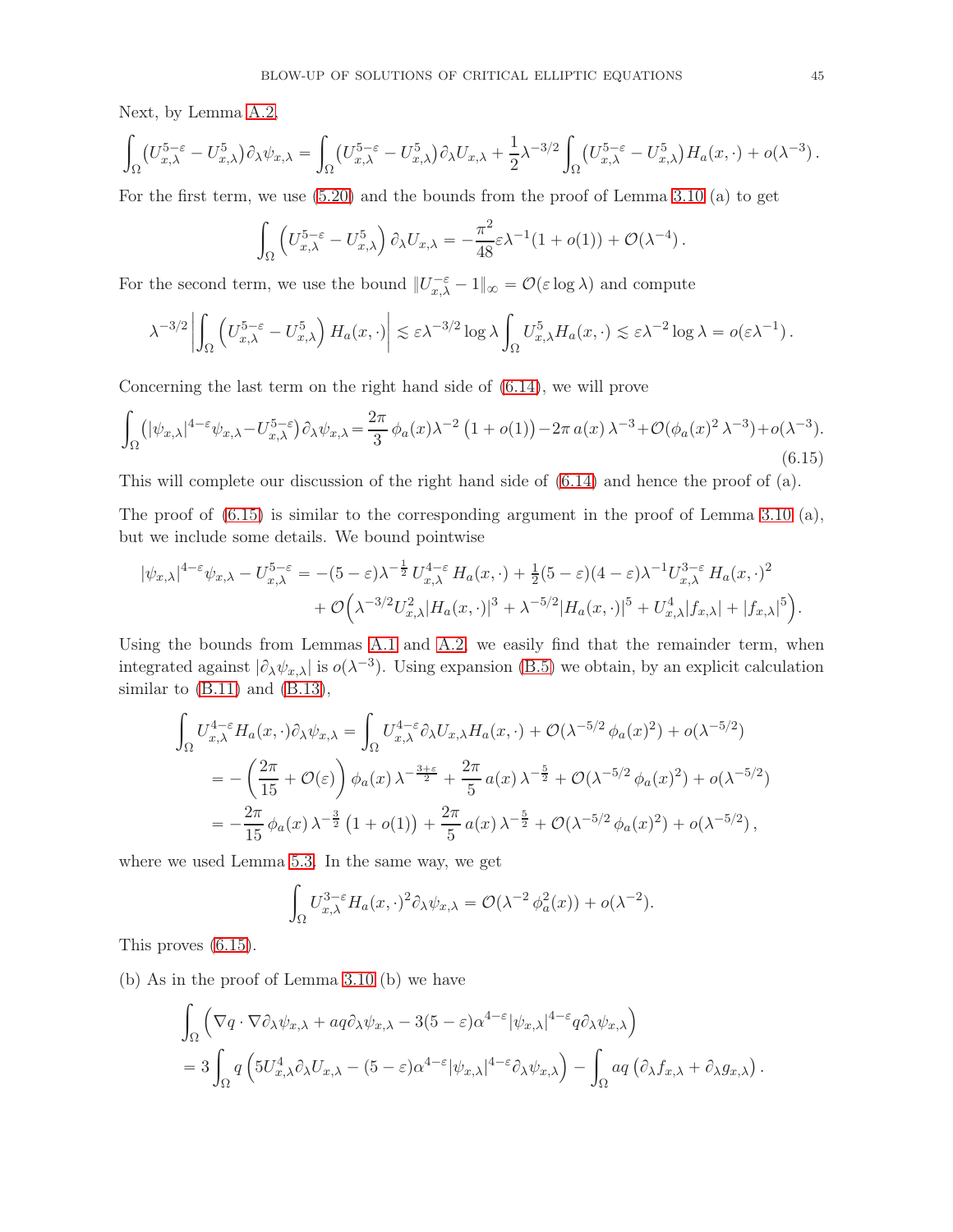Next, by Lemma A.2,

$$\int_\Omega \big(U_{x,\lambda}^{5-\varepsilon} - U_{x,\lambda}^5\big)\partial_\lambda \psi_{x,\lambda} = \int_\Omega \big(U_{x,\lambda}^{5-\varepsilon} - U_{x,\lambda}^5\big)\partial_\lambda U_{x,\lambda} + \frac{1}{2}\lambda^{-3/2}\int_\Omega \big(U_{x,\lambda}^{5-\varepsilon} - U_{x,\lambda}^5\big) H_a(x,\cdot) + o(\lambda^{-3}) .$$

For the first term, we use (5.20) and the bounds from the proof of Lemma 3.10 (a) to get

$$\int_\Omega \left(U_{x,\lambda}^{5-\varepsilon} - U_{x,\lambda}^5\right)\partial_\lambda U_{x,\lambda} = -\frac{\pi^2}{48}\varepsilon\lambda^{-1}(1+o(1)) + \mathcal{O}(\lambda^{-4}) .$$

For the second term, we use the bound $\|U_{x,\lambda}^{-\varepsilon} - 1\|_\infty = \mathcal{O}(\varepsilon\log\lambda)$ and compute

$$\lambda^{-3/2}\left|\int_\Omega \left(U_{x,\lambda}^{5-\varepsilon} - U_{x,\lambda}^5\right) H_a(x,\cdot)\right| \lesssim \varepsilon\lambda^{-3/2}\log\lambda \int_\Omega U_{x,\lambda}^5 H_a(x,\cdot) \lesssim \varepsilon\lambda^{-2}\log\lambda = o(\varepsilon\lambda^{-1}) .$$

Concerning the last term on the right hand side of (6.14), we will prove

$$\int_\Omega \big(|\psi_{x,\lambda}|^{4-\varepsilon}\psi_{x,\lambda} - U_{x,\lambda}^{5-\varepsilon}\big)\partial_\lambda \psi_{x,\lambda} = \frac{2\pi}{3}\,\phi_a(x)\lambda^{-2}\left(1+o(1)\right) - 2\pi\, a(x)\,\lambda^{-3} + \mathcal{O}(\phi_a(x)^2\,\lambda^{-3}) + o(\lambda^{-3}). \tag{6.15}$$

This will complete our discussion of the right hand side of (6.14) and hence the proof of (a).

The proof of (6.15) is similar to the corresponding argument in the proof of Lemma 3.10 (a), but we include some details. We bound pointwise

$$\begin{aligned}|\psi_{x,\lambda}|^{4-\varepsilon}\psi_{x,\lambda} - U_{x,\lambda}^{5-\varepsilon} &= -(5-\varepsilon)\lambda^{-\frac{1}{2}}\,U_{x,\lambda}^{4-\varepsilon}\,H_a(x,\cdot) + \tfrac{1}{2}(5-\varepsilon)(4-\varepsilon)\lambda^{-1}U_{x,\lambda}^{3-\varepsilon}\,H_a(x,\cdot)^2 \\ &\quad + \mathcal{O}\Big(\lambda^{-3/2}U_{x,\lambda}^2|H_a(x,\cdot)|^3 + \lambda^{-5/2}|H_a(x,\cdot)|^5 + U_{x,\lambda}^4|f_{x,\lambda}| + |f_{x,\lambda}|^5\Big).\end{aligned}$$

Using the bounds from Lemmas A.1 and A.2, we easily find that the remainder term, when integrated against $|\partial_\lambda\psi_{x,\lambda}|$ is $o(\lambda^{-3})$. Using expansion (B.5) we obtain, by an explicit calculation similar to (B.11) and (B.13),

$$\begin{aligned}\int_\Omega U_{x,\lambda}^{4-\varepsilon}H_a(x,\cdot)\partial_\lambda\psi_{x,\lambda} &= \int_\Omega U_{x,\lambda}^{4-\varepsilon}\partial_\lambda U_{x,\lambda}H_a(x,\cdot) + \mathcal{O}(\lambda^{-5/2}\,\phi_a(x)^2) + o(\lambda^{-5/2}) \\ &= -\left(\frac{2\pi}{15} + \mathcal{O}(\varepsilon)\right)\phi_a(x)\,\lambda^{-\frac{3+\varepsilon}{2}} + \frac{2\pi}{5}\,a(x)\,\lambda^{-\frac{5}{2}} + \mathcal{O}(\lambda^{-5/2}\,\phi_a(x)^2) + o(\lambda^{-5/2}) \\ &= -\frac{2\pi}{15}\,\phi_a(x)\,\lambda^{-\frac{3}{2}}\left(1+o(1)\right) + \frac{2\pi}{5}\,a(x)\,\lambda^{-\frac{5}{2}} + \mathcal{O}(\lambda^{-5/2}\,\phi_a(x)^2) + o(\lambda^{-5/2})\,,\end{aligned}$$

where we used Lemma 5.3. In the same way, we get

$$\int_\Omega U_{x,\lambda}^{3-\varepsilon}H_a(x,\cdot)^2\partial_\lambda\psi_{x,\lambda} = \mathcal{O}(\lambda^{-2}\,\phi_a^2(x)) + o(\lambda^{-2}).$$

This proves (6.15).

(b) As in the proof of Lemma 3.10 (b) we have

$$\begin{aligned}&\int_\Omega \Big(\nabla q\cdot\nabla\partial_\lambda\psi_{x,\lambda} + aq\partial_\lambda\psi_{x,\lambda} - 3(5-\varepsilon)\alpha^{4-\varepsilon}|\psi_{x,\lambda}|^{4-\varepsilon}q\partial_\lambda\psi_{x,\lambda}\Big) \\ &= 3\int_\Omega q\left(5U_{x,\lambda}^4\partial_\lambda U_{x,\lambda} - (5-\varepsilon)\alpha^{4-\varepsilon}|\psi_{x,\lambda}|^{4-\varepsilon}\partial_\lambda\psi_{x,\lambda}\right) - \int_\Omega aq\left(\partial_\lambda f_{x,\lambda} + \partial_\lambda g_{x,\lambda}\right).\end{aligned}$$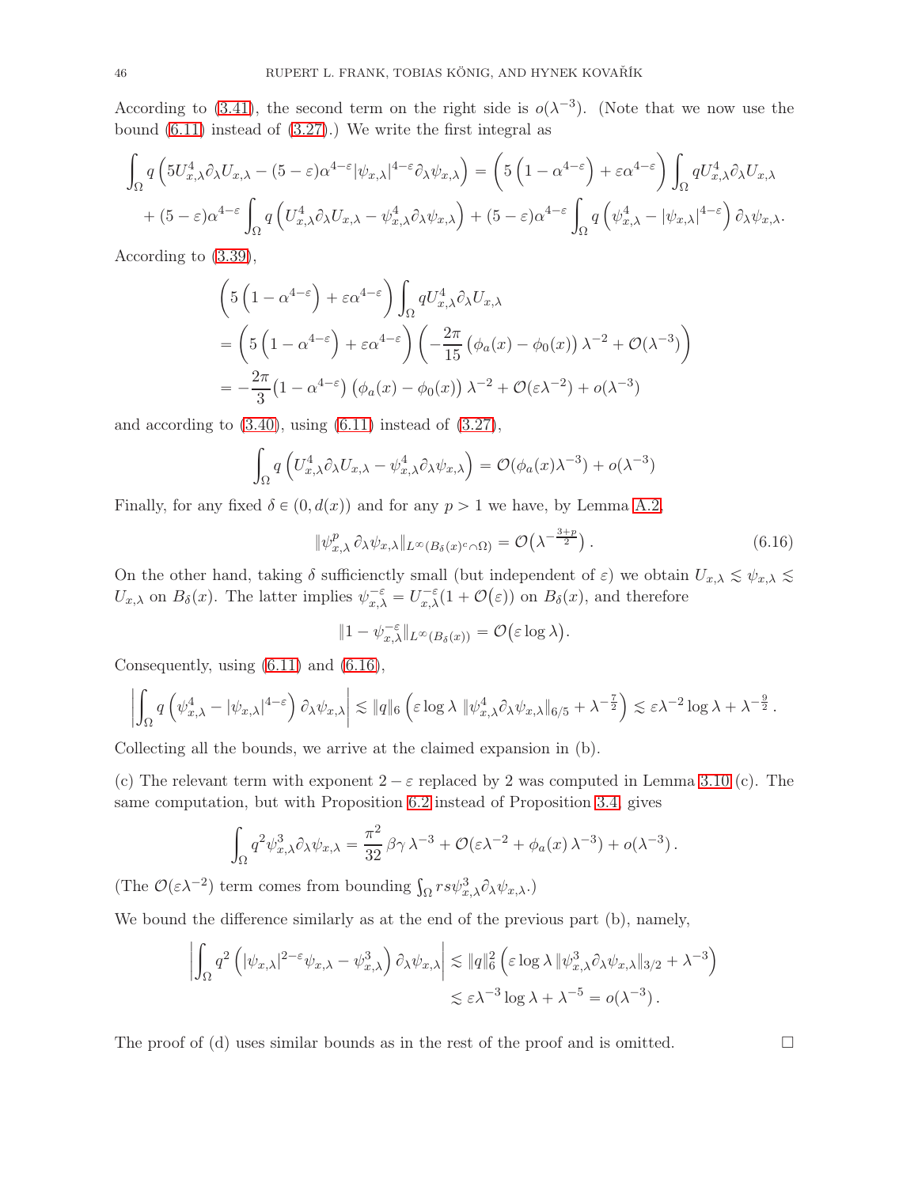According to (3.41), the second term on the right side is $o(\lambda^{-3})$. (Note that we now use the bound (6.11) instead of (3.27).) We write the first integral as

$$\int_\Omega q\left(5U_{x,\lambda}^4\partial_\lambda U_{x,\lambda} - (5-\varepsilon)\alpha^{4-\varepsilon}|\psi_{x,\lambda}|^{4-\varepsilon}\partial_\lambda\psi_{x,\lambda}\right) = \left(5\left(1-\alpha^{4-\varepsilon}\right)+\varepsilon\alpha^{4-\varepsilon}\right)\int_\Omega qU_{x,\lambda}^4\partial_\lambda U_{x,\lambda}$$
$$+ (5-\varepsilon)\alpha^{4-\varepsilon}\int_\Omega q\left(U_{x,\lambda}^4\partial_\lambda U_{x,\lambda} - \psi_{x,\lambda}^4\partial_\lambda\psi_{x,\lambda}\right) + (5-\varepsilon)\alpha^{4-\varepsilon}\int_\Omega q\left(\psi_{x,\lambda}^4 - |\psi_{x,\lambda}|^{4-\varepsilon}\right)\partial_\lambda\psi_{x,\lambda}.$$

According to (3.39),

$$\begin{aligned}
&\left(5\left(1-\alpha^{4-\varepsilon}\right)+\varepsilon\alpha^{4-\varepsilon}\right)\int_\Omega qU_{x,\lambda}^4\partial_\lambda U_{x,\lambda}\\
&= \left(5\left(1-\alpha^{4-\varepsilon}\right)+\varepsilon\alpha^{4-\varepsilon}\right)\left(-\frac{2\pi}{15}\left(\phi_a(x)-\phi_0(x)\right)\lambda^{-2} + \mathcal{O}(\lambda^{-3})\right)\\
&= -\frac{2\pi}{3}\left(1-\alpha^{4-\varepsilon}\right)\left(\phi_a(x)-\phi_0(x)\right)\lambda^{-2} + \mathcal{O}(\varepsilon\lambda^{-2}) + o(\lambda^{-3})
\end{aligned}$$

and according to (3.40), using (6.11) instead of (3.27),

$$\int_\Omega q\left(U_{x,\lambda}^4\partial_\lambda U_{x,\lambda} - \psi_{x,\lambda}^4\partial_\lambda\psi_{x,\lambda}\right) = \mathcal{O}(\phi_a(x)\lambda^{-3}) + o(\lambda^{-3})$$

Finally, for any fixed $\delta \in (0, d(x))$ and for any $p > 1$ we have, by Lemma A.2,

$$\|\psi_{x,\lambda}^p\,\partial_\lambda\psi_{x,\lambda}\|_{L^\infty(B_\delta(x)^c\cap\Omega)} = \mathcal{O}\big(\lambda^{-\frac{3+p}{2}}\big)\,. \tag{6.16}$$

On the other hand, taking $\delta$ sufficienctly small (but independent of $\varepsilon$) we obtain $U_{x,\lambda} \lesssim \psi_{x,\lambda} \lesssim U_{x,\lambda}$ on $B_\delta(x)$. The latter implies $\psi_{x,\lambda}^{-\varepsilon} = U_{x,\lambda}^{-\varepsilon}(1+\mathcal{O}(\varepsilon))$ on $B_\delta(x)$, and therefore

$$\|1-\psi_{x,\lambda}^{-\varepsilon}\|_{L^\infty(B_\delta(x))} = \mathcal{O}\big(\varepsilon\log\lambda\big).$$

Consequently, using (6.11) and (6.16),

$$\left|\int_\Omega q\left(\psi_{x,\lambda}^4 - |\psi_{x,\lambda}|^{4-\varepsilon}\right)\partial_\lambda\psi_{x,\lambda}\right| \lesssim \|q\|_6\left(\varepsilon\log\lambda\,\|\psi_{x,\lambda}^4\partial_\lambda\psi_{x,\lambda}\|_{6/5} + \lambda^{-\frac{7}{2}}\right) \lesssim \varepsilon\lambda^{-2}\log\lambda + \lambda^{-\frac{9}{2}}\,.$$

Collecting all the bounds, we arrive at the claimed expansion in (b).

(c) The relevant term with exponent $2-\varepsilon$ replaced by 2 was computed in Lemma 3.10 (c). The same computation, but with Proposition 6.2 instead of Proposition 3.4, gives

$$\int_\Omega q^2\psi_{x,\lambda}^3\partial_\lambda\psi_{x,\lambda} = \frac{\pi^2}{32}\,\beta\gamma\,\lambda^{-3} + \mathcal{O}(\varepsilon\lambda^{-2} + \phi_a(x)\,\lambda^{-3}) + o(\lambda^{-3})\,.$$

(The $\mathcal{O}(\varepsilon\lambda^{-2})$ term comes from bounding $\int_\Omega rs\psi_{x,\lambda}^3\partial_\lambda\psi_{x,\lambda}$.)

We bound the difference similarly as at the end of the previous part (b), namely,

$$\begin{aligned}
\left|\int_\Omega q^2\left(|\psi_{x,\lambda}|^{2-\varepsilon}\psi_{x,\lambda} - \psi_{x,\lambda}^3\right)\partial_\lambda\psi_{x,\lambda}\right| &\lesssim \|q\|_6^2\left(\varepsilon\log\lambda\,\|\psi_{x,\lambda}^3\partial_\lambda\psi_{x,\lambda}\|_{3/2} + \lambda^{-3}\right)\\
&\lesssim \varepsilon\lambda^{-3}\log\lambda + \lambda^{-5} = o(\lambda^{-3})\,.
\end{aligned}$$

The proof of (d) uses similar bounds as in the rest of the proof and is omitted. □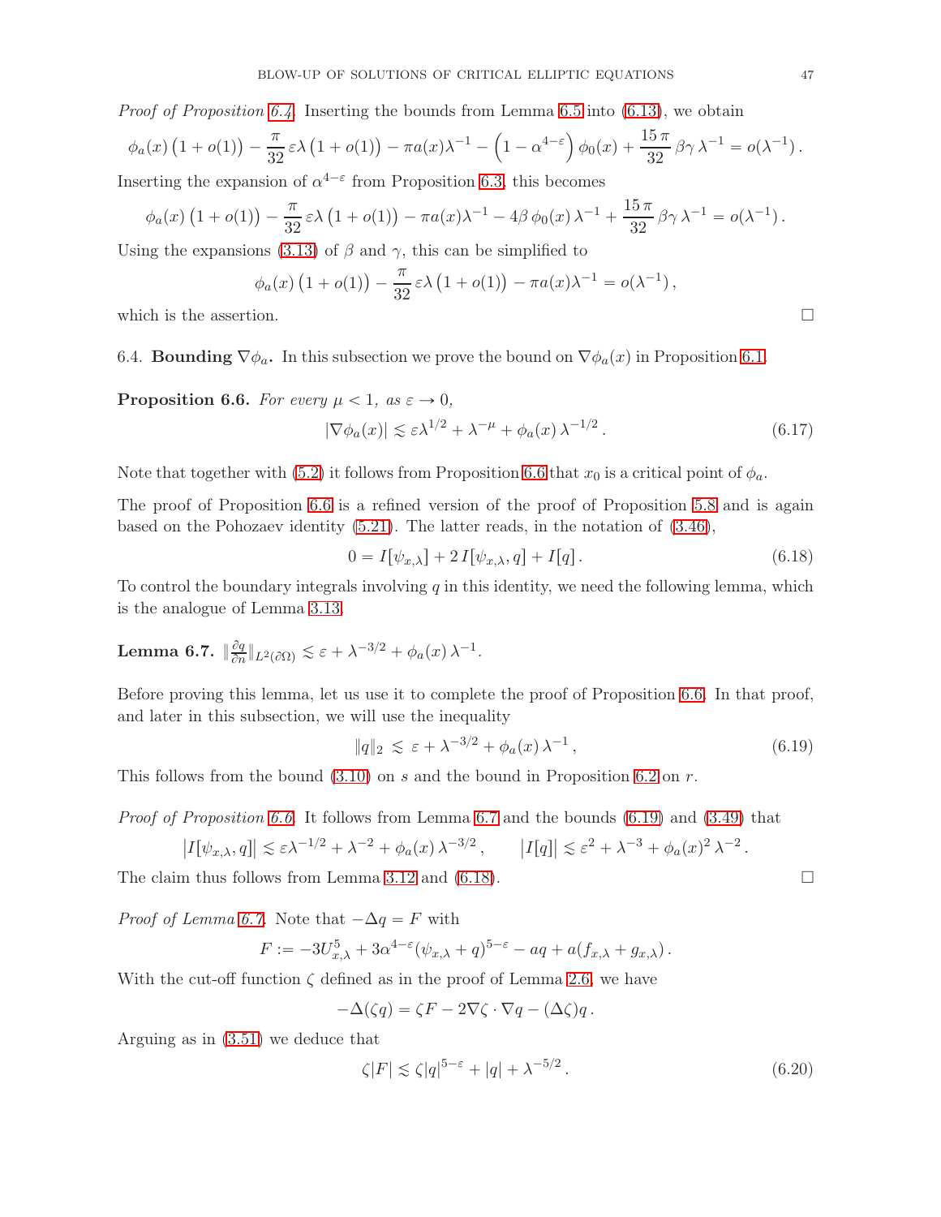*Proof of Proposition 6.4.* Inserting the bounds from Lemma 6.5 into (6.13), we obtain

$$\phi_a(x)\left(1+o(1)\right) - \frac{\pi}{32}\,\varepsilon\lambda\left(1+o(1)\right) - \pi a(x)\lambda^{-1} - \left(1-\alpha^{4-\varepsilon}\right)\phi_0(x) + \frac{15\,\pi}{32}\,\beta\gamma\,\lambda^{-1} = o(\lambda^{-1})\,.$$

Inserting the expansion of $\alpha^{4-\varepsilon}$ from Proposition 6.3, this becomes

$$\phi_a(x)\left(1+o(1)\right) - \frac{\pi}{32}\,\varepsilon\lambda\left(1+o(1)\right) - \pi a(x)\lambda^{-1} - 4\beta\,\phi_0(x)\,\lambda^{-1} + \frac{15\,\pi}{32}\,\beta\gamma\,\lambda^{-1} = o(\lambda^{-1})\,.$$

Using the expansions (3.13) of $\beta$ and $\gamma$, this can be simplified to

$$\phi_a(x)\left(1+o(1)\right) - \frac{\pi}{32}\,\varepsilon\lambda\left(1+o(1)\right) - \pi a(x)\lambda^{-1} = o(\lambda^{-1})\,,$$

which is the assertion. □

6.4. **Bounding $\nabla\phi_a$.** In this subsection we prove the bound on $\nabla\phi_a(x)$ in Proposition 6.1.

**Proposition 6.6.** *For every $\mu < 1$, as $\varepsilon \to 0$,*

$$|\nabla\phi_a(x)| \lesssim \varepsilon\lambda^{1/2} + \lambda^{-\mu} + \phi_a(x)\,\lambda^{-1/2}\,. \tag{6.17}$$

Note that together with (5.2) it follows from Proposition 6.6 that $x_0$ is a critical point of $\phi_a$.

The proof of Proposition 6.6 is a refined version of the proof of Proposition 5.8 and is again based on the Pohozaev identity (5.21). The latter reads, in the notation of (3.46),

$$0 = I[\psi_{x,\lambda}] + 2\,I[\psi_{x,\lambda}, q] + I[q]\,. \tag{6.18}$$

To control the boundary integrals involving $q$ in this identity, we need the following lemma, which is the analogue of Lemma 3.13.

**Lemma 6.7.** $\|\frac{\partial q}{\partial n}\|_{L^2(\partial\Omega)} \lesssim \varepsilon + \lambda^{-3/2} + \phi_a(x)\,\lambda^{-1}$.

Before proving this lemma, let us use it to complete the proof of Proposition 6.6. In that proof, and later in this subsection, we will use the inequality

$$\|q\|_2 \;\lesssim\; \varepsilon + \lambda^{-3/2} + \phi_a(x)\,\lambda^{-1}\,, \tag{6.19}$$

This follows from the bound (3.10) on $s$ and the bound in Proposition 6.2 on $r$.

*Proof of Proposition 6.6.* It follows from Lemma 6.7 and the bounds (6.19) and (3.49) that

$$\left|I[\psi_{x,\lambda}, q]\right| \lesssim \varepsilon\lambda^{-1/2} + \lambda^{-2} + \phi_a(x)\,\lambda^{-3/2}\,, \qquad \left|I[q]\right| \lesssim \varepsilon^2 + \lambda^{-3} + \phi_a(x)^2\,\lambda^{-2}\,.$$

The claim thus follows from Lemma 3.12 and (6.18). □

*Proof of Lemma 6.7.* Note that $-\Delta q = F$ with

$$F := -3U_{x,\lambda}^5 + 3\alpha^{4-\varepsilon}(\psi_{x,\lambda} + q)^{5-\varepsilon} - aq + a(f_{x,\lambda} + g_{x,\lambda})\,.$$

With the cut-off function $\zeta$ defined as in the proof of Lemma 2.6, we have

$$-\Delta(\zeta q) = \zeta F - 2\nabla\zeta\cdot\nabla q - (\Delta\zeta)q\,.$$

Arguing as in (3.51) we deduce that

$$\zeta|F| \lesssim \zeta|q|^{5-\varepsilon} + |q| + \lambda^{-5/2}\,. \tag{6.20}$$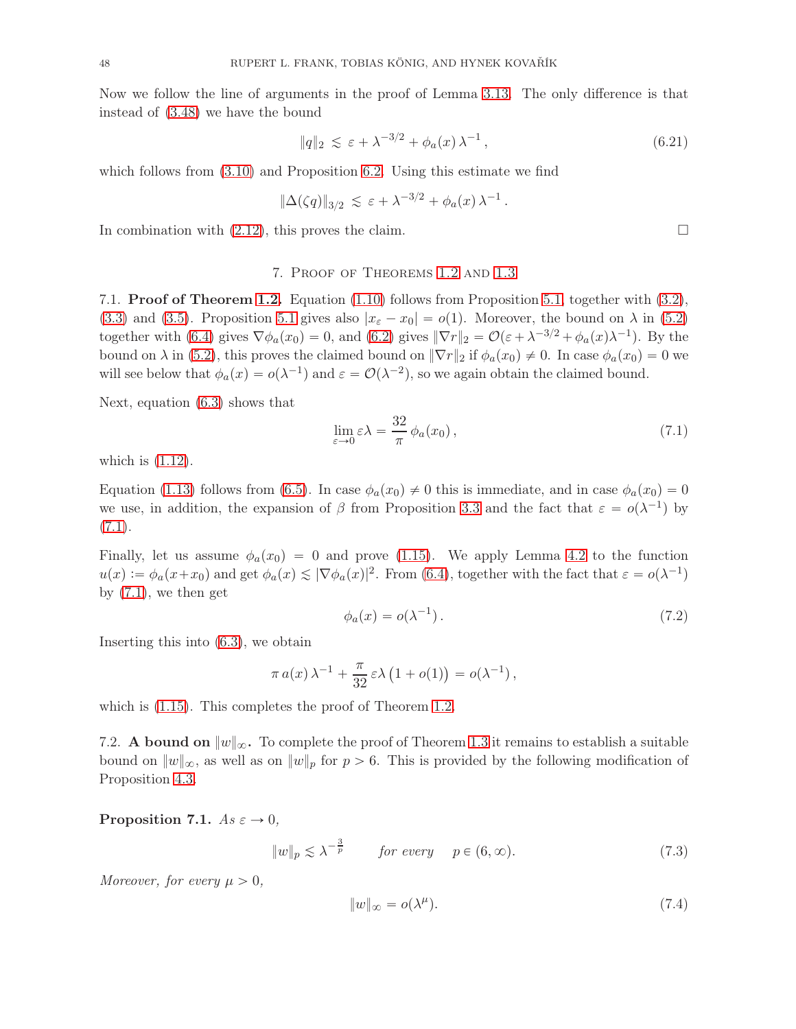Now we follow the line of arguments in the proof of Lemma 3.13. The only difference is that instead of (3.48) we have the bound

$$\|q\|_2 \lesssim \varepsilon + \lambda^{-3/2} + \phi_a(x)\,\lambda^{-1}\,, \tag{6.21}$$

which follows from (3.10) and Proposition 6.2. Using this estimate we find

$$\|\Delta(\zeta q)\|_{3/2} \lesssim \varepsilon + \lambda^{-3/2} + \phi_a(x)\,\lambda^{-1}\,.$$

In combination with (2.12), this proves the claim. □

## 7. Proof of Theorems 1.2 and 1.3

### 7.1. **Proof of Theorem 1.2.**

Equation (1.10) follows from Proposition 5.1, together with (3.2), (3.3) and (3.5). Proposition 5.1 gives also $|x_\varepsilon - x_0| = o(1)$. Moreover, the bound on $\lambda$ in (5.2) together with (6.4) gives $\nabla\phi_a(x_0) = 0$, and (6.2) gives $\|\nabla r\|_2 = \mathcal{O}(\varepsilon + \lambda^{-3/2} + \phi_a(x)\lambda^{-1})$. By the bound on $\lambda$ in (5.2), this proves the claimed bound on $\|\nabla r\|_2$ if $\phi_a(x_0) \neq 0$. In case $\phi_a(x_0) = 0$ we will see below that $\phi_a(x) = o(\lambda^{-1})$ and $\varepsilon = \mathcal{O}(\lambda^{-2})$, so we again obtain the claimed bound.

Next, equation (6.3) shows that

$$\lim_{\varepsilon\to 0} \varepsilon\lambda = \frac{32}{\pi}\,\phi_a(x_0)\,, \tag{7.1}$$

which is (1.12).

Equation (1.13) follows from (6.5). In case $\phi_a(x_0) \neq 0$ this is immediate, and in case $\phi_a(x_0) = 0$ we use, in addition, the expansion of $\beta$ from Proposition 3.3 and the fact that $\varepsilon = o(\lambda^{-1})$ by (7.1).

Finally, let us assume $\phi_a(x_0) = 0$ and prove (1.15). We apply Lemma 4.2 to the function $u(x) := \phi_a(x+x_0)$ and get $\phi_a(x) \lesssim |\nabla\phi_a(x)|^2$. From (6.4), together with the fact that $\varepsilon = o(\lambda^{-1})$ by (7.1), we then get

$$\phi_a(x) = o(\lambda^{-1})\,. \tag{7.2}$$

Inserting this into (6.3), we obtain

$$\pi\, a(x)\,\lambda^{-1} + \frac{\pi}{32}\,\varepsilon\lambda\,\big(1 + o(1)\big) = o(\lambda^{-1})\,,$$

which is (1.15). This completes the proof of Theorem 1.2.

### 7.2. **A bound on $\|w\|_\infty$.**

To complete the proof of Theorem 1.3 it remains to establish a suitable bound on $\|w\|_\infty$, as well as on $\|w\|_p$ for $p > 6$. This is provided by the following modification of Proposition 4.3.

**Proposition 7.1.** *As $\varepsilon \to 0$,*

$$\|w\|_p \lesssim \lambda^{-\frac{3}{p}} \qquad \textit{for every} \quad p \in (6, \infty). \tag{7.3}$$

*Moreover, for every $\mu > 0$,*

$$\|w\|_\infty = o(\lambda^\mu). \tag{7.4}$$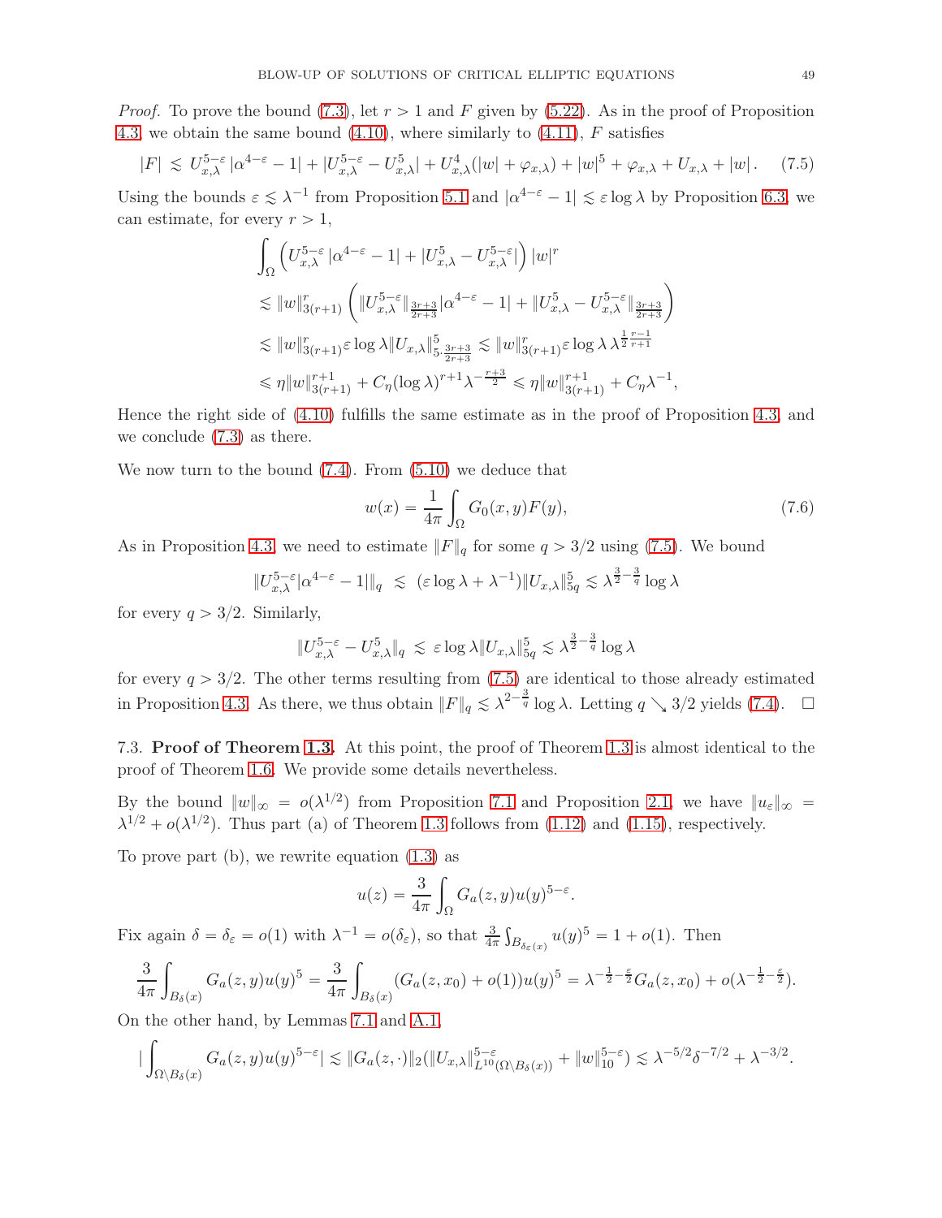*Proof.* To prove the bound (7.3), let $r > 1$ and $F$ given by (5.22). As in the proof of Proposition 4.3, we obtain the same bound (4.10), where similarly to (4.11), $F$ satisfies

$$|F| \lesssim U_{x,\lambda}^{5-\varepsilon} |\alpha^{4-\varepsilon} - 1| + |U_{x,\lambda}^{5-\varepsilon} - U_{x,\lambda}^5| + U_{x,\lambda}^4(|w| + \varphi_{x,\lambda}) + |w|^5 + \varphi_{x,\lambda} + U_{x,\lambda} + |w|. \quad (7.5)$$

Using the bounds $\varepsilon \lesssim \lambda^{-1}$ from Proposition 5.1 and $|\alpha^{4-\varepsilon} - 1| \lesssim \varepsilon \log \lambda$ by Proposition 6.3, we can estimate, for every $r > 1$,

$$\begin{aligned}
&\int_\Omega \left( U_{x,\lambda}^{5-\varepsilon} |\alpha^{4-\varepsilon} - 1| + |U_{x,\lambda}^5 - U_{x,\lambda}^{5-\varepsilon}| \right) |w|^r \\
&\lesssim \|w\|_{3(r+1)}^r \left( \|U_{x,\lambda}^{5-\varepsilon}\|_{\frac{3r+3}{2r+3}} |\alpha^{4-\varepsilon} - 1| + \|U_{x,\lambda}^5 - U_{x,\lambda}^{5-\varepsilon}\|_{\frac{3r+3}{2r+3}} \right) \\
&\lesssim \|w\|_{3(r+1)}^r \varepsilon \log \lambda \|U_{x,\lambda}\|_{5 \cdot \frac{3r+3}{2r+3}}^5 \lesssim \|w\|_{3(r+1)}^r \varepsilon \log \lambda \, \lambda^{\frac{1}{2}\frac{r-1}{r+1}} \\
&\leqslant \eta \|w\|_{3(r+1)}^{r+1} + C_\eta (\log \lambda)^{r+1} \lambda^{-\frac{r+3}{2}} \leqslant \eta \|w\|_{3(r+1)}^{r+1} + C_\eta \lambda^{-1},
\end{aligned}$$

Hence the right side of (4.10) fulfills the same estimate as in the proof of Proposition 4.3, and we conclude (7.3) as there.

We now turn to the bound (7.4). From (5.10) we deduce that

$$w(x) = \frac{1}{4\pi} \int_\Omega G_0(x,y) F(y), \quad (7.6)$$

As in Proposition 4.3, we need to estimate $\|F\|_q$ for some $q > 3/2$ using (7.5). We bound

$$\|U_{x,\lambda}^{5-\varepsilon} |\alpha^{4-\varepsilon} - 1|\|_q \lesssim (\varepsilon \log \lambda + \lambda^{-1}) \|U_{x,\lambda}\|_{5q}^5 \lesssim \lambda^{\frac{3}{2} - \frac{3}{q}} \log \lambda$$

for every $q > 3/2$. Similarly,

$$\|U_{x,\lambda}^{5-\varepsilon} - U_{x,\lambda}^5\|_q \lesssim \varepsilon \log \lambda \|U_{x,\lambda}\|_{5q}^5 \lesssim \lambda^{\frac{3}{2} - \frac{3}{q}} \log \lambda$$

for every $q > 3/2$. The other terms resulting from (7.5) are identical to those already estimated in Proposition 4.3. As there, we thus obtain $\|F\|_q \lesssim \lambda^{2 - \frac{3}{q}} \log \lambda$. Letting $q \searrow 3/2$ yields (7.4). $\square$

7.3. **Proof of Theorem 1.3.** At this point, the proof of Theorem 1.3 is almost identical to the proof of Theorem 1.6. We provide some details nevertheless.

By the bound $\|w\|_\infty = o(\lambda^{1/2})$ from Proposition 7.1 and Proposition 2.1, we have $\|u_\varepsilon\|_\infty = \lambda^{1/2} + o(\lambda^{1/2})$. Thus part (a) of Theorem 1.3 follows from (1.12) and (1.15), respectively.

To prove part (b), we rewrite equation (1.3) as

$$u(z) = \frac{3}{4\pi} \int_\Omega G_a(z,y) u(y)^{5-\varepsilon}.$$

Fix again $\delta = \delta_\varepsilon = o(1)$ with $\lambda^{-1} = o(\delta_\varepsilon)$, so that $\frac{3}{4\pi} \int_{B_{\delta_\varepsilon}(x)} u(y)^5 = 1 + o(1)$. Then

$$\frac{3}{4\pi} \int_{B_\delta(x)} G_a(z,y) u(y)^5 = \frac{3}{4\pi} \int_{B_\delta(x)} (G_a(z,x_0) + o(1)) u(y)^5 = \lambda^{-\frac{1}{2} - \frac{\varepsilon}{2}} G_a(z,x_0) + o(\lambda^{-\frac{1}{2} - \frac{\varepsilon}{2}}).$$

On the other hand, by Lemmas 7.1 and A.1,

$$\left| \int_{\Omega \setminus B_\delta(x)} G_a(z,y) u(y)^{5-\varepsilon} \right| \lesssim \|G_a(z,\cdot)\|_2 (\|U_{x,\lambda}\|_{L^{10}(\Omega \setminus B_\delta(x))}^{5-\varepsilon} + \|w\|_{10}^{5-\varepsilon}) \lesssim \lambda^{-5/2} \delta^{-7/2} + \lambda^{-3/2}.$$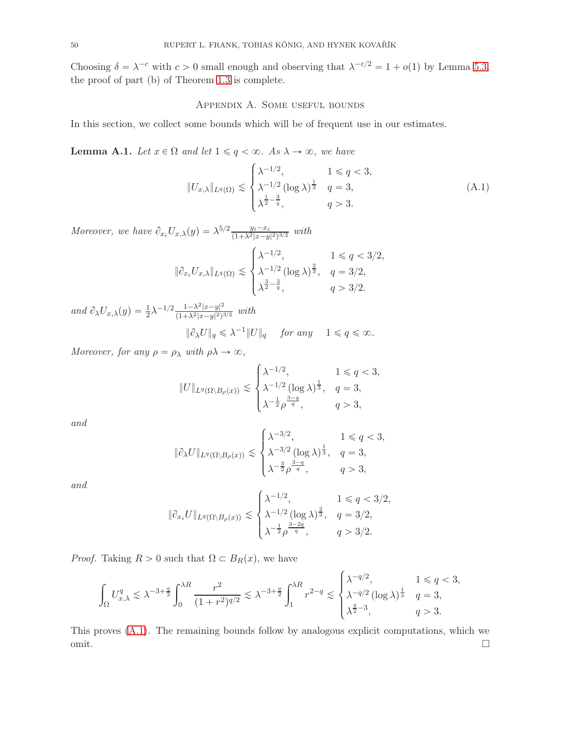Choosing $\delta = \lambda^{-c}$ with $c > 0$ small enough and observing that $\lambda^{-\varepsilon/2} = 1 + o(1)$ by Lemma 5.3, the proof of part (b) of Theorem 1.3 is complete.

## Appendix A. Some useful bounds

In this section, we collect some bounds which will be of frequent use in our estimates.

**Lemma A.1.** *Let $x \in \Omega$ and let $1 \leqslant q < \infty$. As $\lambda \to \infty$, we have*

$$\|U_{x,\lambda}\|_{L^q(\Omega)} \lesssim \begin{cases} \lambda^{-1/2}, & 1 \leqslant q < 3, \\ \lambda^{-1/2} (\log \lambda)^{\frac{1}{3}} & q = 3, \\ \lambda^{\frac{1}{2} - \frac{3}{q}}, & q > 3. \end{cases} \tag{A.1}$$

*Moreover, we have $\partial_{x_i} U_{x,\lambda}(y) = \lambda^{5/2} \frac{y_i - x_i}{(1+\lambda^2|x-y|^2)^{3/2}}$ with*

$$\|\partial_{x_i} U_{x,\lambda}\|_{L^q(\Omega)} \lesssim \begin{cases} \lambda^{-1/2}, & 1 \leqslant q < 3/2, \\ \lambda^{-1/2} (\log \lambda)^{\frac{2}{3}}, & q = 3/2, \\ \lambda^{\frac{3}{2} - \frac{3}{q}}, & q > 3/2. \end{cases}$$

*and $\partial_\lambda U_{x,\lambda}(y) = \frac{1}{2}\lambda^{-1/2} \frac{1 - \lambda^2|x-y|^2}{(1+\lambda^2|x-y|^2)^{3/2}}$ with*

$$\|\partial_\lambda U\|_q \leqslant \lambda^{-1} \|U\|_q \quad \text{for any} \quad 1 \leqslant q \leqslant \infty.$$

*Moreover, for any $\rho = \rho_\lambda$ with $\rho\lambda \to \infty$,*

$$\|U\|_{L^q(\Omega \setminus B_\rho(x))} \lesssim \begin{cases} \lambda^{-1/2}, & 1 \leqslant q < 3, \\ \lambda^{-1/2} (\log \lambda)^{\frac{1}{3}}, & q = 3, \\ \lambda^{-\frac{1}{2}} \rho^{\frac{3-q}{q}}, & q > 3, \end{cases}$$

*and*

$$\|\partial_\lambda U\|_{L^q(\Omega \setminus B_\rho(x))} \lesssim \begin{cases} \lambda^{-3/2}, & 1 \leqslant q < 3, \\ \lambda^{-3/2} (\log \lambda)^{\frac{1}{3}}, & q = 3, \\ \lambda^{-\frac{3}{2}} \rho^{\frac{3-q}{q}}, & q > 3, \end{cases}$$

*and*

$$\|\partial_{x_i} U\|_{L^q(\Omega \setminus B_\rho(x))} \lesssim \begin{cases} \lambda^{-1/2}, & 1 \leqslant q < 3/2, \\ \lambda^{-1/2} (\log \lambda)^{\frac{2}{3}}, & q = 3/2, \\ \lambda^{-\frac{1}{2}} \rho^{\frac{3-2q}{q}}, & q > 3/2. \end{cases}$$

*Proof.* Taking $R > 0$ such that $\Omega \subset B_R(x)$, we have

$$\int_\Omega U_{x,\lambda}^q \lesssim \lambda^{-3+\frac{q}{2}} \int_0^{\lambda R} \frac{r^2}{(1+r^2)^{q/2}} \lesssim \lambda^{-3+\frac{q}{2}} \int_1^{\lambda R} r^{2-q} \lesssim \begin{cases} \lambda^{-q/2}, & 1 \leqslant q < 3, \\ \lambda^{-q/2} (\log \lambda)^{\frac{1}{3}} & q = 3, \\ \lambda^{\frac{q}{2} - 3}, & q > 3. \end{cases}$$

This proves (A.1). The remaining bounds follow by analogous explicit computations, which we omit. $\square$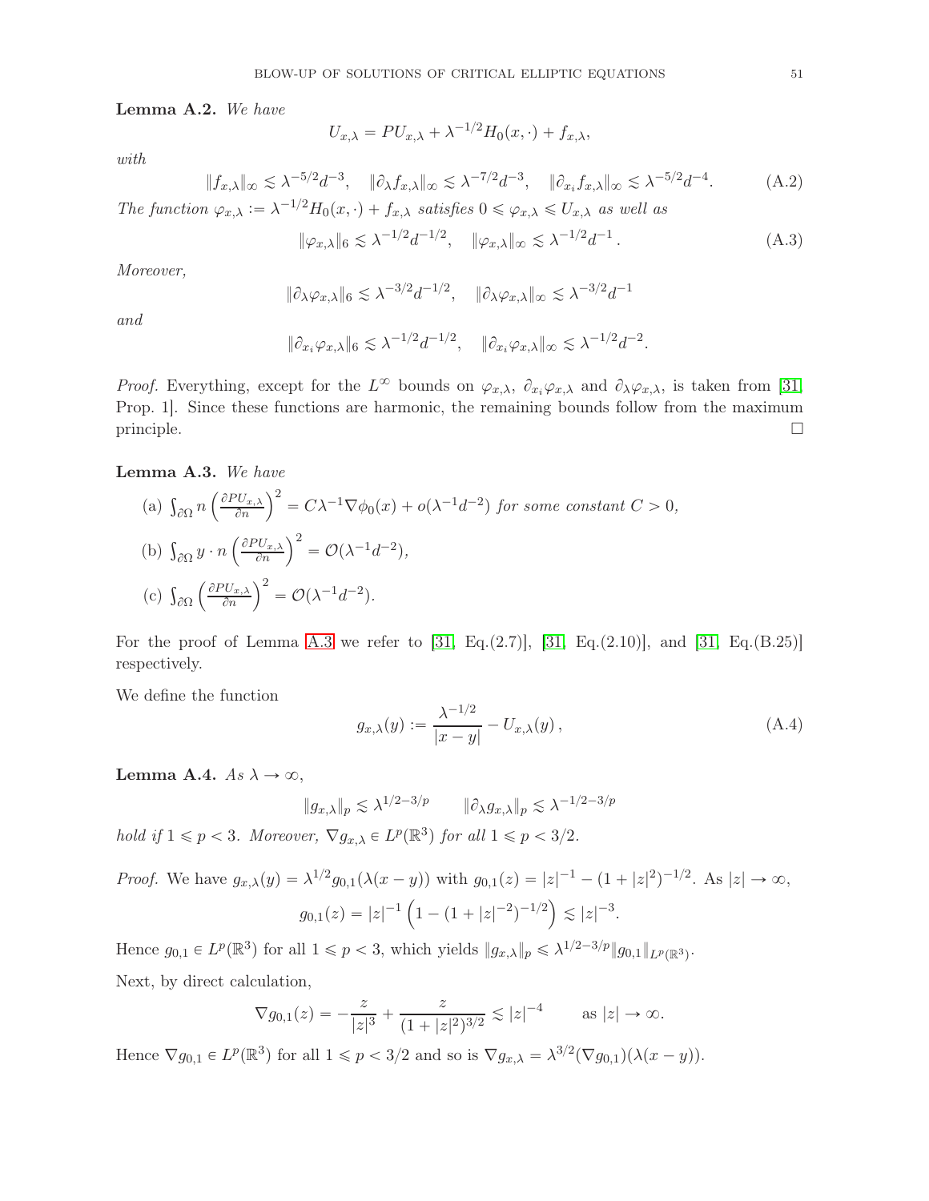**Lemma A.2.** *We have*

$$U_{x,\lambda} = PU_{x,\lambda} + \lambda^{-1/2} H_0(x,\cdot) + f_{x,\lambda},$$

*with*

$$\|f_{x,\lambda}\|_\infty \lesssim \lambda^{-5/2} d^{-3}, \quad \|\partial_\lambda f_{x,\lambda}\|_\infty \lesssim \lambda^{-7/2} d^{-3}, \quad \|\partial_{x_i} f_{x,\lambda}\|_\infty \lesssim \lambda^{-5/2} d^{-4}. \tag{A.2}$$

*The function $\varphi_{x,\lambda} := \lambda^{-1/2} H_0(x,\cdot) + f_{x,\lambda}$ satisfies $0 \leqslant \varphi_{x,\lambda} \leqslant U_{x,\lambda}$ as well as*

$$\|\varphi_{x,\lambda}\|_6 \lesssim \lambda^{-1/2} d^{-1/2}, \quad \|\varphi_{x,\lambda}\|_\infty \lesssim \lambda^{-1/2} d^{-1}\,. \tag{A.3}$$

*Moreover,*

$$\|\partial_\lambda \varphi_{x,\lambda}\|_6 \lesssim \lambda^{-3/2} d^{-1/2}, \quad \|\partial_\lambda \varphi_{x,\lambda}\|_\infty \lesssim \lambda^{-3/2} d^{-1}$$

*and*

$$\|\partial_{x_i} \varphi_{x,\lambda}\|_6 \lesssim \lambda^{-1/2} d^{-1/2}, \quad \|\partial_{x_i} \varphi_{x,\lambda}\|_\infty \lesssim \lambda^{-1/2} d^{-2}.$$

*Proof.* Everything, except for the $L^\infty$ bounds on $\varphi_{x,\lambda}$, $\partial_{x_i}\varphi_{x,\lambda}$ and $\partial_\lambda \varphi_{x,\lambda}$, is taken from [31, Prop. 1]. Since these functions are harmonic, the remaining bounds follow from the maximum principle. □

**Lemma A.3.** *We have*

(a) $\int_{\partial\Omega} n \left(\frac{\partial PU_{x,\lambda}}{\partial n}\right)^2 = C\lambda^{-1}\nabla\phi_0(x) + o(\lambda^{-1}d^{-2})$ *for some constant $C > 0$,*

(b) $\int_{\partial\Omega} y \cdot n \left(\frac{\partial PU_{x,\lambda}}{\partial n}\right)^2 = \mathcal{O}(\lambda^{-1}d^{-2})$,

(c) $\int_{\partial\Omega} \left(\frac{\partial PU_{x,\lambda}}{\partial n}\right)^2 = \mathcal{O}(\lambda^{-1}d^{-2})$.

For the proof of Lemma A.3 we refer to [31, Eq.(2.7)], [31, Eq.(2.10)], and [31, Eq.(B.25)] respectively.

We define the function

$$g_{x,\lambda}(y) := \frac{\lambda^{-1/2}}{|x-y|} - U_{x,\lambda}(y)\,, \tag{A.4}$$

**Lemma A.4.** *As $\lambda \to \infty$,*

$$\|g_{x,\lambda}\|_p \lesssim \lambda^{1/2-3/p} \qquad \|\partial_\lambda g_{x,\lambda}\|_p \lesssim \lambda^{-1/2-3/p}$$

*hold if $1 \leqslant p < 3$. Moreover, $\nabla g_{x,\lambda} \in L^p(\mathbb{R}^3)$ for all $1 \leqslant p < 3/2$.*

*Proof.* We have $g_{x,\lambda}(y) = \lambda^{1/2} g_{0,1}(\lambda(x-y))$ with $g_{0,1}(z) = |z|^{-1} - (1+|z|^2)^{-1/2}$. As $|z| \to \infty$,

$$g_{0,1}(z) = |z|^{-1}\left(1 - (1+|z|^{-2})^{-1/2}\right) \lesssim |z|^{-3}.$$

Hence $g_{0,1} \in L^p(\mathbb{R}^3)$ for all $1 \leqslant p < 3$, which yields $\|g_{x,\lambda}\|_p \leqslant \lambda^{1/2-3/p}\|g_{0,1}\|_{L^p(\mathbb{R}^3)}$.

Next, by direct calculation,

$$\nabla g_{0,1}(z) = -\frac{z}{|z|^3} + \frac{z}{(1+|z|^2)^{3/2}} \lesssim |z|^{-4} \qquad \text{as } |z| \to \infty.$$

Hence $\nabla g_{0,1} \in L^p(\mathbb{R}^3)$ for all $1 \leqslant p < 3/2$ and so is $\nabla g_{x,\lambda} = \lambda^{3/2}(\nabla g_{0,1})(\lambda(x-y))$.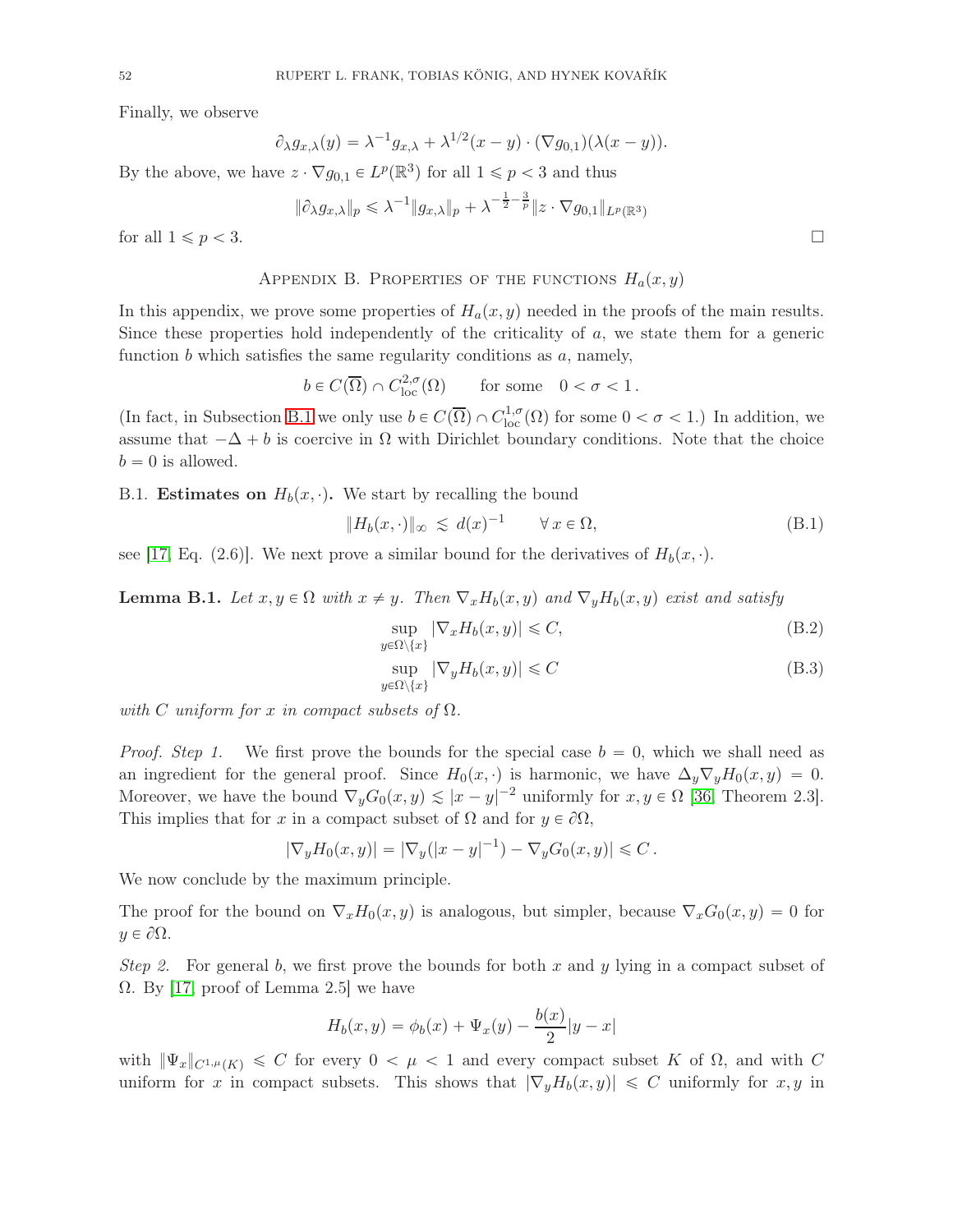Finally, we observe

$$\partial_\lambda g_{x,\lambda}(y) = \lambda^{-1} g_{x,\lambda} + \lambda^{1/2}(x-y)\cdot(\nabla g_{0,1})(\lambda(x-y)).$$

By the above, we have $z\cdot\nabla g_{0,1}\in L^p(\mathbb{R}^3)$ for all $1\leqslant p<3$ and thus

$$\|\partial_\lambda g_{x,\lambda}\|_p \leqslant \lambda^{-1}\|g_{x,\lambda}\|_p + \lambda^{-\frac{1}{2}-\frac{3}{p}}\|z\cdot\nabla g_{0,1}\|_{L^p(\mathbb{R}^3)}$$

for all $1\leqslant p<3$. $\square$

## Appendix B. Properties of the functions $H_a(x,y)$

In this appendix, we prove some properties of $H_a(x,y)$ needed in the proofs of the main results. Since these properties hold independently of the criticality of $a$, we state them for a generic function $b$ which satisfies the same regularity conditions as $a$, namely,

$$b\in C(\overline{\Omega})\cap C^{2,\sigma}_{\mathrm{loc}}(\Omega) \qquad \text{for some} \quad 0<\sigma<1\,.$$

(In fact, in Subsection B.1 we only use $b\in C(\overline{\Omega})\cap C^{1,\sigma}_{\mathrm{loc}}(\Omega)$ for some $0<\sigma<1$.) In addition, we assume that $-\Delta+b$ is coercive in $\Omega$ with Dirichlet boundary conditions. Note that the choice $b=0$ is allowed.

B.1. **Estimates on $H_b(x,\cdot)$.** We start by recalling the bound

$$\|H_b(x,\cdot)\|_\infty \lesssim d(x)^{-1} \qquad \forall\, x\in\Omega, \tag{B.1}$$

see [17, Eq. (2.6)]. We next prove a similar bound for the derivatives of $H_b(x,\cdot)$.

**Lemma B.1.** *Let $x,y\in\Omega$ with $x\neq y$. Then $\nabla_x H_b(x,y)$ and $\nabla_y H_b(x,y)$ exist and satisfy*

$$\sup_{y\in\Omega\setminus\{x\}} |\nabla_x H_b(x,y)| \leqslant C, \tag{B.2}$$

$$\sup_{y\in\Omega\setminus\{x\}} |\nabla_y H_b(x,y)| \leqslant C \tag{B.3}$$

*with $C$ uniform for $x$ in compact subsets of $\Omega$.*

*Proof. Step 1.* We first prove the bounds for the special case $b=0$, which we shall need as an ingredient for the general proof. Since $H_0(x,\cdot)$ is harmonic, we have $\Delta_y\nabla_y H_0(x,y)=0$. Moreover, we have the bound $\nabla_y G_0(x,y)\lesssim |x-y|^{-2}$ uniformly for $x,y\in\Omega$ [36, Theorem 2.3]. This implies that for $x$ in a compact subset of $\Omega$ and for $y\in\partial\Omega$,

$$|\nabla_y H_0(x,y)| = |\nabla_y(|x-y|^{-1}) - \nabla_y G_0(x,y)| \leqslant C\,.$$

We now conclude by the maximum principle.

The proof for the bound on $\nabla_x H_0(x,y)$ is analogous, but simpler, because $\nabla_x G_0(x,y)=0$ for $y\in\partial\Omega$.

*Step 2.* For general $b$, we first prove the bounds for both $x$ and $y$ lying in a compact subset of $\Omega$. By [17, proof of Lemma 2.5] we have

$$H_b(x,y) = \phi_b(x) + \Psi_x(y) - \frac{b(x)}{2}|y-x|$$

with $\|\Psi_x\|_{C^{1,\mu}(K)}\leqslant C$ for every $0<\mu<1$ and every compact subset $K$ of $\Omega$, and with $C$ uniform for $x$ in compact subsets. This shows that $|\nabla_y H_b(x,y)|\leqslant C$ uniformly for $x,y$ in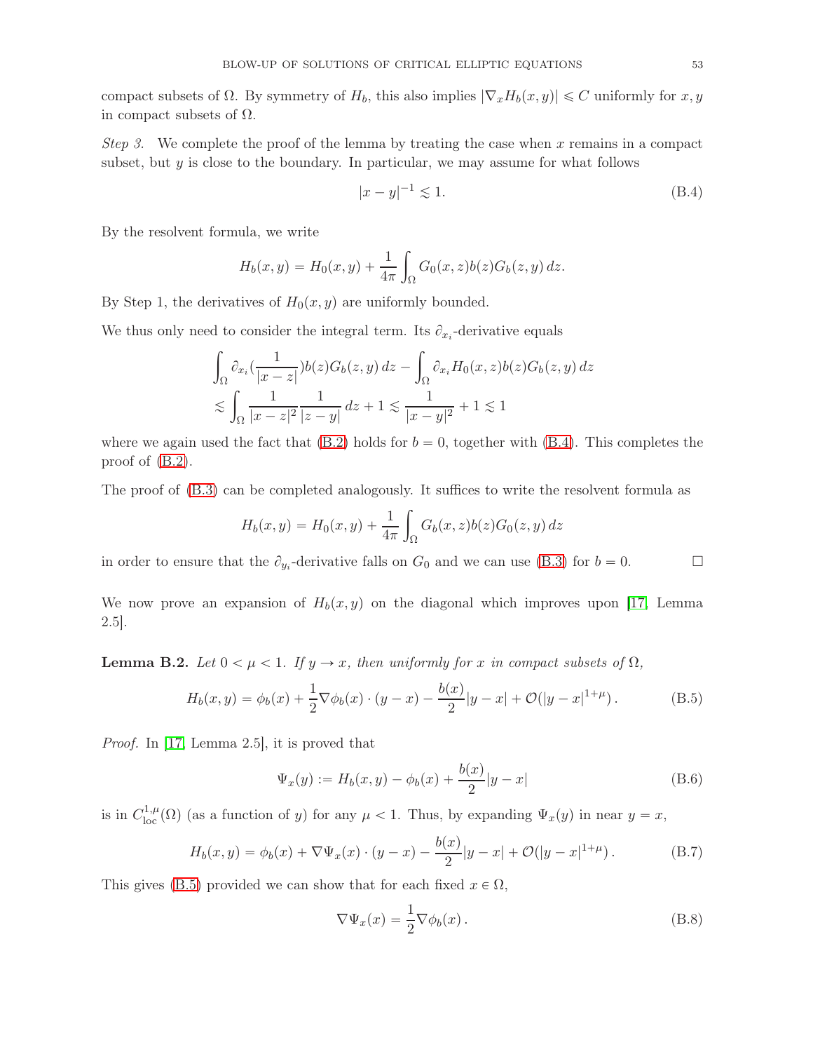compact subsets of $\Omega$. By symmetry of $H_b$, this also implies $|\nabla_x H_b(x,y)| \leqslant C$ uniformly for $x, y$ in compact subsets of $\Omega$.

*Step 3.* We complete the proof of the lemma by treating the case when $x$ remains in a compact subset, but $y$ is close to the boundary. In particular, we may assume for what follows

$$|x-y|^{-1} \lesssim 1. \tag{B.4}$$

By the resolvent formula, we write

$$H_b(x,y) = H_0(x,y) + \frac{1}{4\pi}\int_\Omega G_0(x,z)b(z)G_b(z,y)\,dz.$$

By Step 1, the derivatives of $H_0(x,y)$ are uniformly bounded.

We thus only need to consider the integral term. Its $\partial_{x_i}$-derivative equals

$$\begin{aligned}
&\int_\Omega \partial_{x_i}\Big(\frac{1}{|x-z|}\Big)b(z)G_b(z,y)\,dz - \int_\Omega \partial_{x_i}H_0(x,z)b(z)G_b(z,y)\,dz \\
&\lesssim \int_\Omega \frac{1}{|x-z|^2}\frac{1}{|z-y|}\,dz + 1 \lesssim \frac{1}{|x-y|^2} + 1 \lesssim 1
\end{aligned}$$

where we again used the fact that (B.2) holds for $b=0$, together with (B.4). This completes the proof of (B.2).

The proof of (B.3) can be completed analogously. It suffices to write the resolvent formula as

$$H_b(x,y) = H_0(x,y) + \frac{1}{4\pi}\int_\Omega G_b(x,z)b(z)G_0(z,y)\,dz$$

in order to ensure that the $\partial_{y_i}$-derivative falls on $G_0$ and we can use (B.3) for $b=0$. □

We now prove an expansion of $H_b(x,y)$ on the diagonal which improves upon [17, Lemma 2.5].

**Lemma B.2.** *Let $0<\mu<1$. If $y \to x$, then uniformly for $x$ in compact subsets of $\Omega$,*

$$H_b(x,y) = \phi_b(x) + \frac{1}{2}\nabla\phi_b(x)\cdot(y-x) - \frac{b(x)}{2}|y-x| + \mathcal{O}(|y-x|^{1+\mu}). \tag{B.5}$$

*Proof.* In [17, Lemma 2.5], it is proved that

$$\Psi_x(y) := H_b(x,y) - \phi_b(x) + \frac{b(x)}{2}|y-x| \tag{B.6}$$

is in $C^{1,\mu}_{\mathrm{loc}}(\Omega)$ (as a function of $y$) for any $\mu<1$. Thus, by expanding $\Psi_x(y)$ in near $y=x$,

$$H_b(x,y) = \phi_b(x) + \nabla\Psi_x(x)\cdot(y-x) - \frac{b(x)}{2}|y-x| + \mathcal{O}(|y-x|^{1+\mu}). \tag{B.7}$$

This gives (B.5) provided we can show that for each fixed $x\in\Omega$,

$$\nabla\Psi_x(x) = \frac{1}{2}\nabla\phi_b(x). \tag{B.8}$$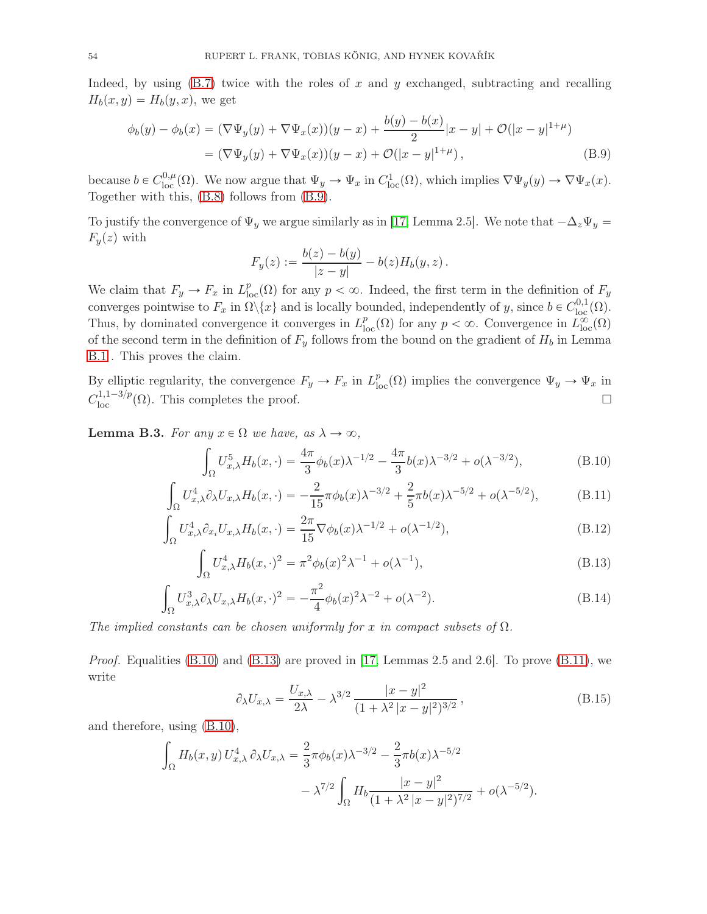Indeed, by using (B.7) twice with the roles of $x$ and $y$ exchanged, subtracting and recalling $H_b(x,y) = H_b(y,x)$, we get

$$
\begin{aligned}
\phi_b(y) - \phi_b(x) &= (\nabla\Psi_y(y) + \nabla\Psi_x(x))(y-x) + \frac{b(y)-b(x)}{2}|x-y| + \mathcal{O}(|x-y|^{1+\mu}) \\
&= (\nabla\Psi_y(y) + \nabla\Psi_x(x))(y-x) + \mathcal{O}(|x-y|^{1+\mu}), \qquad \text{(B.9)}
\end{aligned}
$$

because $b \in C^{0,\mu}_{\mathrm{loc}}(\Omega)$. We now argue that $\Psi_y \to \Psi_x$ in $C^1_{\mathrm{loc}}(\Omega)$, which implies $\nabla\Psi_y(y) \to \nabla\Psi_x(x)$. Together with this, (B.8) follows from (B.9).

To justify the convergence of $\Psi_y$ we argue similarly as in [17, Lemma 2.5]. We note that $-\Delta_z \Psi_y = F_y(z)$ with

$$
F_y(z) := \frac{b(z)-b(y)}{|z-y|} - b(z) H_b(y,z).
$$

We claim that $F_y \to F_x$ in $L^p_{\mathrm{loc}}(\Omega)$ for any $p < \infty$. Indeed, the first term in the definition of $F_y$ converges pointwise to $F_x$ in $\Omega\backslash\{x\}$ and is locally bounded, independently of $y$, since $b \in C^{0,1}_{\mathrm{loc}}(\Omega)$. Thus, by dominated convergence it converges in $L^p_{\mathrm{loc}}(\Omega)$ for any $p < \infty$. Convergence in $L^\infty_{\mathrm{loc}}(\Omega)$ of the second term in the definition of $F_y$ follows from the bound on the gradient of $H_b$ in Lemma B.1 . This proves the claim.

By elliptic regularity, the convergence $F_y \to F_x$ in $L^p_{\mathrm{loc}}(\Omega)$ implies the convergence $\Psi_y \to \Psi_x$ in $C^{1,1-3/p}_{\mathrm{loc}}(\Omega)$. This completes the proof. $\square$

**Lemma B.3.** *For any $x \in \Omega$ we have, as $\lambda \to \infty$,*

$$
\int_\Omega U_{x,\lambda}^5 H_b(x,\cdot) = \frac{4\pi}{3}\phi_b(x)\lambda^{-1/2} - \frac{4\pi}{3} b(x)\lambda^{-3/2} + o(\lambda^{-3/2}), \tag{B.10}
$$

$$
\int_\Omega U_{x,\lambda}^4 \partial_\lambda U_{x,\lambda} H_b(x,\cdot) = -\frac{2}{15}\pi\phi_b(x)\lambda^{-3/2} + \frac{2}{5}\pi b(x)\lambda^{-5/2} + o(\lambda^{-5/2}), \tag{B.11}
$$

$$
\int_\Omega U_{x,\lambda}^4 \partial_{x_i} U_{x,\lambda} H_b(x,\cdot) = \frac{2\pi}{15}\nabla\phi_b(x)\lambda^{-1/2} + o(\lambda^{-1/2}), \tag{B.12}
$$

$$
\int_\Omega U_{x,\lambda}^4 H_b(x,\cdot)^2 = \pi^2\phi_b(x)^2\lambda^{-1} + o(\lambda^{-1}), \tag{B.13}
$$

$$
\int_\Omega U_{x,\lambda}^3 \partial_\lambda U_{x,\lambda} H_b(x,\cdot)^2 = -\frac{\pi^2}{4}\phi_b(x)^2\lambda^{-2} + o(\lambda^{-2}). \tag{B.14}
$$

*The implied constants can be chosen uniformly for $x$ in compact subsets of $\Omega$.*

*Proof.* Equalities (B.10) and (B.13) are proved in [17, Lemmas 2.5 and 2.6]. To prove (B.11), we write

$$
\partial_\lambda U_{x,\lambda} = \frac{U_{x,\lambda}}{2\lambda} - \lambda^{3/2}\frac{|x-y|^2}{(1+\lambda^2|x-y|^2)^{3/2}}, \tag{B.15}
$$

and therefore, using (B.10),

$$
\begin{aligned}
\int_\Omega H_b(x,y)\, U_{x,\lambda}^4\, \partial_\lambda U_{x,\lambda} &= \frac{2}{3}\pi\phi_b(x)\lambda^{-3/2} - \frac{2}{3}\pi b(x)\lambda^{-5/2} \\
&\quad - \lambda^{7/2}\int_\Omega H_b \frac{|x-y|^2}{(1+\lambda^2|x-y|^2)^{7/2}} + o(\lambda^{-5/2}).
\end{aligned}
$$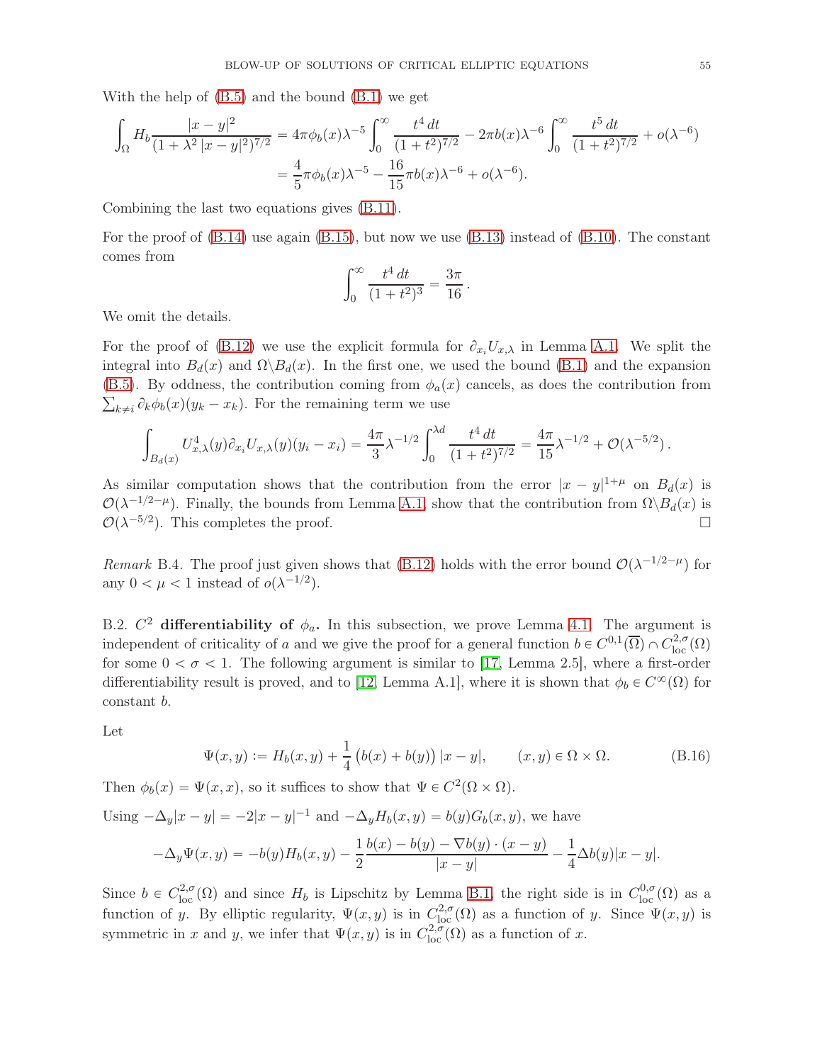With the help of (B.5) and the bound (B.1) we get

$$\int_\Omega H_b \frac{|x-y|^2}{(1+\lambda^2|x-y|^2)^{7/2}} = 4\pi\phi_b(x)\lambda^{-5}\int_0^\infty \frac{t^4\,dt}{(1+t^2)^{7/2}} - 2\pi b(x)\lambda^{-6}\int_0^\infty \frac{t^5\,dt}{(1+t^2)^{7/2}} + o(\lambda^{-6})$$
$$= \frac{4}{5}\pi\phi_b(x)\lambda^{-5} - \frac{16}{15}\pi b(x)\lambda^{-6} + o(\lambda^{-6}).$$

Combining the last two equations gives (B.11).

For the proof of (B.14) use again (B.15), but now we use (B.13) instead of (B.10). The constant comes from

$$\int_0^\infty \frac{t^4\,dt}{(1+t^2)^3} = \frac{3\pi}{16}.$$

We omit the details.

For the proof of (B.12) we use the explicit formula for $\partial_{x_i}U_{x,\lambda}$ in Lemma A.1. We split the integral into $B_d(x)$ and $\Omega\backslash B_d(x)$. In the first one, we used the bound (B.1) and the expansion (B.5). By oddness, the contribution coming from $\phi_a(x)$ cancels, as does the contribution from $\sum_{k\neq i}\partial_k\phi_b(x)(y_k-x_k)$. For the remaining term we use

$$\int_{B_d(x)} U_{x,\lambda}^4(y)\partial_{x_i}U_{x,\lambda}(y)(y_i-x_i) = \frac{4\pi}{3}\lambda^{-1/2}\int_0^{\lambda d}\frac{t^4\,dt}{(1+t^2)^{7/2}} = \frac{4\pi}{15}\lambda^{-1/2} + \mathcal{O}(\lambda^{-5/2}).$$

As similar computation shows that the contribution from the error $|x-y|^{1+\mu}$ on $B_d(x)$ is $\mathcal{O}(\lambda^{-1/2-\mu})$. Finally, the bounds from Lemma A.1 show that the contribution from $\Omega\backslash B_d(x)$ is $\mathcal{O}(\lambda^{-5/2})$. This completes the proof. $\square$

*Remark* B.4. The proof just given shows that (B.12) holds with the error bound $\mathcal{O}(\lambda^{-1/2-\mu})$ for any $0<\mu<1$ instead of $o(\lambda^{-1/2})$.

B.2. **$C^2$ differentiability of $\phi_a$.** In this subsection, we prove Lemma 4.1. The argument is independent of criticality of $a$ and we give the proof for a general function $b\in C^{0,1}(\overline{\Omega})\cap C^{2,\sigma}_{\mathrm{loc}}(\Omega)$ for some $0<\sigma<1$. The following argument is similar to [17, Lemma 2.5], where a first-order differentiability result is proved, and to [12, Lemma A.1], where it is shown that $\phi_b\in C^\infty(\Omega)$ for constant $b$.

Let

$$\Psi(x,y) := H_b(x,y) + \frac{1}{4}\big(b(x)+b(y)\big)|x-y|, \qquad (x,y)\in\Omega\times\Omega. \tag{B.16}$$

Then $\phi_b(x) = \Psi(x,x)$, so it suffices to show that $\Psi\in C^2(\Omega\times\Omega)$.

Using $-\Delta_y|x-y| = -2|x-y|^{-1}$ and $-\Delta_y H_b(x,y) = b(y)G_b(x,y)$, we have

$$-\Delta_y\Psi(x,y) = -b(y)H_b(x,y) - \frac{1}{2}\frac{b(x)-b(y)-\nabla b(y)\cdot(x-y)}{|x-y|} - \frac{1}{4}\Delta b(y)|x-y|.$$

Since $b\in C^{2,\sigma}_{\mathrm{loc}}(\Omega)$ and since $H_b$ is Lipschitz by Lemma B.1, the right side is in $C^{0,\sigma}_{\mathrm{loc}}(\Omega)$ as a function of $y$. By elliptic regularity, $\Psi(x,y)$ is in $C^{2,\sigma}_{\mathrm{loc}}(\Omega)$ as a function of $y$. Since $\Psi(x,y)$ is symmetric in $x$ and $y$, we infer that $\Psi(x,y)$ is in $C^{2,\sigma}_{\mathrm{loc}}(\Omega)$ as a function of $x$.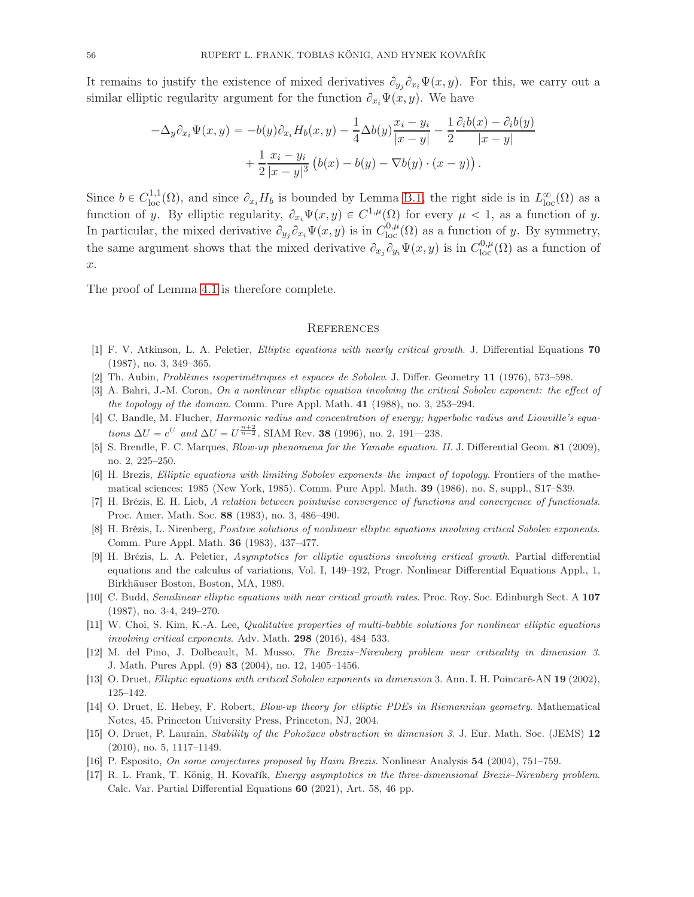It remains to justify the existence of mixed derivatives $\partial_{y_j}\partial_{x_i}\Psi(x,y)$. For this, we carry out a similar elliptic regularity argument for the function $\partial_{x_i}\Psi(x,y)$. We have

$$-\Delta_y \partial_{x_i}\Psi(x,y) = -b(y)\partial_{x_i}H_b(x,y) - \frac{1}{4}\Delta b(y)\frac{x_i-y_i}{|x-y|} - \frac{1}{2}\frac{\partial_i b(x) - \partial_i b(y)}{|x-y|} + \frac{1}{2}\frac{x_i-y_i}{|x-y|^3}\left(b(x)-b(y)-\nabla b(y)\cdot(x-y)\right).$$

Since $b \in C^{1,1}_{\rm loc}(\Omega)$, and since $\partial_{x_i}H_b$ is bounded by Lemma B.1, the right side is in $L^\infty_{\rm loc}(\Omega)$ as a function of $y$. By elliptic regularity, $\partial_{x_i}\Psi(x,y) \in C^{1,\mu}(\Omega)$ for every $\mu < 1$, as a function of $y$. In particular, the mixed derivative $\partial_{y_j}\partial_{x_i}\Psi(x,y)$ is in $C^{0,\mu}_{\rm loc}(\Omega)$ as a function of $y$. By symmetry, the same argument shows that the mixed derivative $\partial_{x_j}\partial_{y_i}\Psi(x,y)$ is in $C^{0,\mu}_{\rm loc}(\Omega)$ as a function of $x$.

The proof of Lemma 4.1 is therefore complete.

## References

[1] F. V. Atkinson, L. A. Peletier, *Elliptic equations with nearly critical growth*. J. Differential Equations **70** (1987), no. 3, 349–365.

[2] Th. Aubin, *Problèmes isoperimétriques et espaces de Sobolev*. J. Differ. Geometry **11** (1976), 573–598.

[3] A. Bahri, J.-M. Coron, *On a nonlinear elliptic equation involving the critical Sobolev exponent: the effect of the topology of the domain*. Comm. Pure Appl. Math. **41** (1988), no. 3, 253–294.

[4] C. Bandle, M. Flucher, *Harmonic radius and concentration of energy; hyperbolic radius and Liouville's equations $\Delta U = e^U$ and $\Delta U = U^{\frac{n+2}{n-2}}$*. SIAM Rev. **38** (1996), no. 2, 191—238.

[5] S. Brendle, F. C. Marques, *Blow-up phenomena for the Yamabe equation. II.* J. Differential Geom. **81** (2009), no. 2, 225–250.

[6] H. Brezis, *Elliptic equations with limiting Sobolev exponents–the impact of topology*. Frontiers of the mathematical sciences: 1985 (New York, 1985). Comm. Pure Appl. Math. **39** (1986), no. S, suppl., S17–S39.

[7] H. Brézis, E. H. Lieb, *A relation between pointwise convergence of functions and convergence of functionals*. Proc. Amer. Math. Soc. **88** (1983), no. 3, 486–490.

[8] H. Brézis, L. Nirenberg, *Positive solutions of nonlinear elliptic equations involving critical Sobolev exponents*. Comm. Pure Appl. Math. **36** (1983), 437–477.

[9] H. Brézis, L. A. Peletier, *Asymptotics for elliptic equations involving critical growth*. Partial differential equations and the calculus of variations, Vol. I, 149–192, Progr. Nonlinear Differential Equations Appl., 1, Birkhäuser Boston, Boston, MA, 1989.

[10] C. Budd, *Semilinear elliptic equations with near critical growth rates.* Proc. Roy. Soc. Edinburgh Sect. A **107** (1987), no. 3-4, 249–270.

[11] W. Choi, S. Kim, K.-A. Lee, *Qualitative properties of multi-bubble solutions for nonlinear elliptic equations involving critical exponents*. Adv. Math. **298** (2016), 484–533.

[12] M. del Pino, J. Dolbeault, M. Musso, *The Brezis–Nirenberg problem near criticality in dimension 3*. J. Math. Pures Appl. (9) **83** (2004), no. 12, 1405–1456.

[13] O. Druet, *Elliptic equations with critical Sobolev exponents in dimension* 3. Ann. I. H. Poincaré-AN **19** (2002), 125–142.

[14] O. Druet, E. Hebey, F. Robert, *Blow-up theory for elliptic PDEs in Riemannian geometry*. Mathematical Notes, 45. Princeton University Press, Princeton, NJ, 2004.

[15] O. Druet, P. Laurain, *Stability of the Pohožaev obstruction in dimension 3*. J. Eur. Math. Soc. (JEMS) **12** (2010), no. 5, 1117–1149.

[16] P. Esposito, *On some conjectures proposed by Haim Brezis*. Nonlinear Analysis **54** (2004), 751–759.

[17] R. L. Frank, T. König, H. Kovařík, *Energy asymptotics in the three-dimensional Brezis–Nirenberg problem*. Calc. Var. Partial Differential Equations **60** (2021), Art. 58, 46 pp.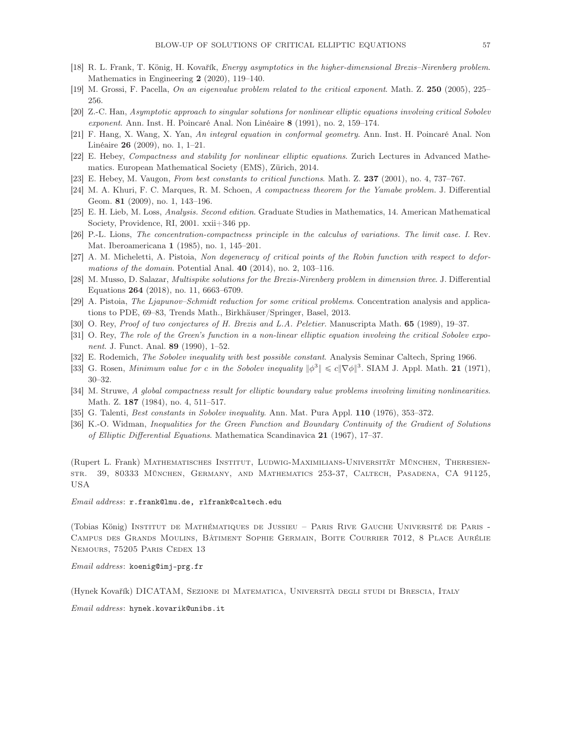[18] R. L. Frank, T. König, H. Kovařík, *Energy asymptotics in the higher-dimensional Brezis–Nirenberg problem*. Mathematics in Engineering **2** (2020), 119–140.

[19] M. Grossi, F. Pacella, *On an eigenvalue problem related to the critical exponent*. Math. Z. **250** (2005), 225–256.

[20] Z.-C. Han, *Asymptotic approach to singular solutions for nonlinear elliptic equations involving critical Sobolev exponent*. Ann. Inst. H. Poincaré Anal. Non Linéaire **8** (1991), no. 2, 159–174.

[21] F. Hang, X. Wang, X. Yan, *An integral equation in conformal geometry*. Ann. Inst. H. Poincaré Anal. Non Linéaire **26** (2009), no. 1, 1–21.

[22] E. Hebey, *Compactness and stability for nonlinear elliptic equations*. Zurich Lectures in Advanced Mathematics. European Mathematical Society (EMS), Zürich, 2014.

[23] E. Hebey, M. Vaugon, *From best constants to critical functions*. Math. Z. **237** (2001), no. 4, 737–767.

[24] M. A. Khuri, F. C. Marques, R. M. Schoen, *A compactness theorem for the Yamabe problem*. J. Differential Geom. **81** (2009), no. 1, 143–196.

[25] E. H. Lieb, M. Loss, *Analysis. Second edition*. Graduate Studies in Mathematics, 14. American Mathematical Society, Providence, RI, 2001. xxii+346 pp.

[26] P.-L. Lions, *The concentration-compactness principle in the calculus of variations. The limit case. I*. Rev. Mat. Iberoamericana **1** (1985), no. 1, 145–201.

[27] A. M. Micheletti, A. Pistoia, *Non degeneracy of critical points of the Robin function with respect to deformations of the domain*. Potential Anal. **40** (2014), no. 2, 103–116.

[28] M. Musso, D. Salazar, *Multispike solutions for the Brezis-Nirenberg problem in dimension three*. J. Differential Equations **264** (2018), no. 11, 6663–6709.

[29] A. Pistoia, *The Ljapunov–Schmidt reduction for some critical problems*. Concentration analysis and applications to PDE, 69–83, Trends Math., Birkhäuser/Springer, Basel, 2013.

[30] O. Rey, *Proof of two conjectures of H. Brezis and L.A. Peletier*. Manuscripta Math. **65** (1989), 19–37.

[31] O. Rey, *The role of the Green's function in a non-linear elliptic equation involving the critical Sobolev exponent*. J. Funct. Anal. **89** (1990), 1–52.

[32] E. Rodemich, *The Sobolev inequality with best possible constant*. Analysis Seminar Caltech, Spring 1966.

[33] G. Rosen, *Minimum value for c in the Sobolev inequality* $\|\phi^3\| \leqslant c\|\nabla\phi\|^3$. SIAM J. Appl. Math. **21** (1971), 30–32.

[34] M. Struwe, *A global compactness result for elliptic boundary value problems involving limiting nonlinearities*. Math. Z. **187** (1984), no. 4, 511–517.

[35] G. Talenti, *Best constants in Sobolev inequality*. Ann. Mat. Pura Appl. **110** (1976), 353–372.

[36] K.-O. Widman, *Inequalities for the Green Function and Boundary Continuity of the Gradient of Solutions of Elliptic Differential Equations*. Mathematica Scandinavica **21** (1967), 17–37.

(Rupert L. Frank) Mathematisches Institut, Ludwig-Maximilians-Universität München, Theresienstr. 39, 80333 München, Germany, and Mathematics 253-37, Caltech, Pasadena, CA 91125, USA

*Email address*: r.frank@lmu.de, rlfrank@caltech.edu

(Tobias König) Institut de Mathématiques de Jussieu – Paris Rive Gauche Université de Paris - Campus des Grands Moulins, Bâtiment Sophie Germain, Boite Courrier 7012, 8 Place Aurélie Nemours, 75205 Paris Cedex 13

*Email address*: koenig@imj-prg.fr

(Hynek Kovařík) DICATAM, Sezione di Matematica, Università degli studi di Brescia, Italy

*Email address*: hynek.kovarik@unibs.it